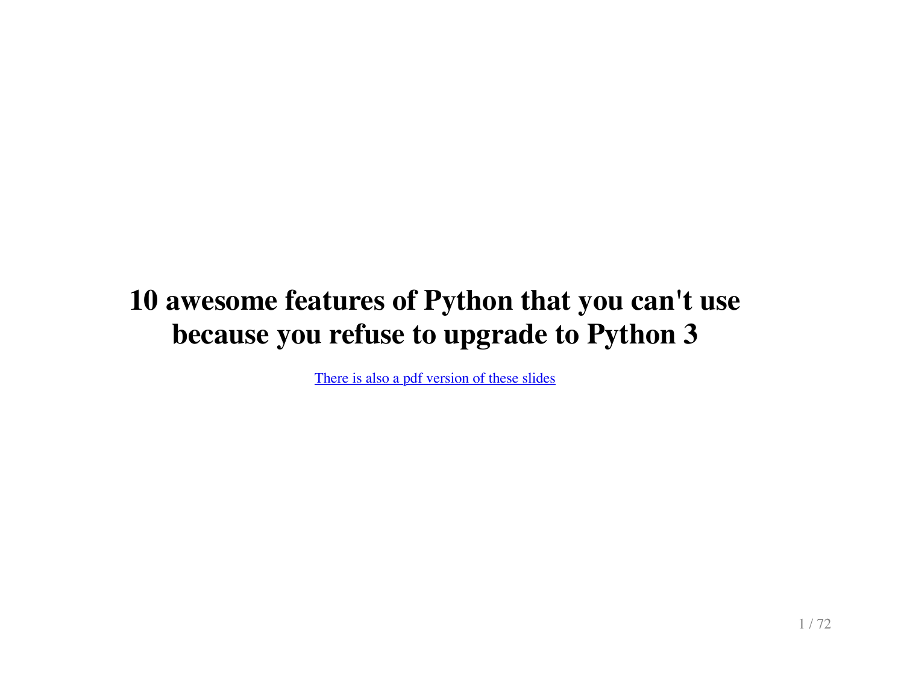# 10 awesome features of Python that you can't use because you refuse to upgrade to Python 3

There is also a pdf version of these slides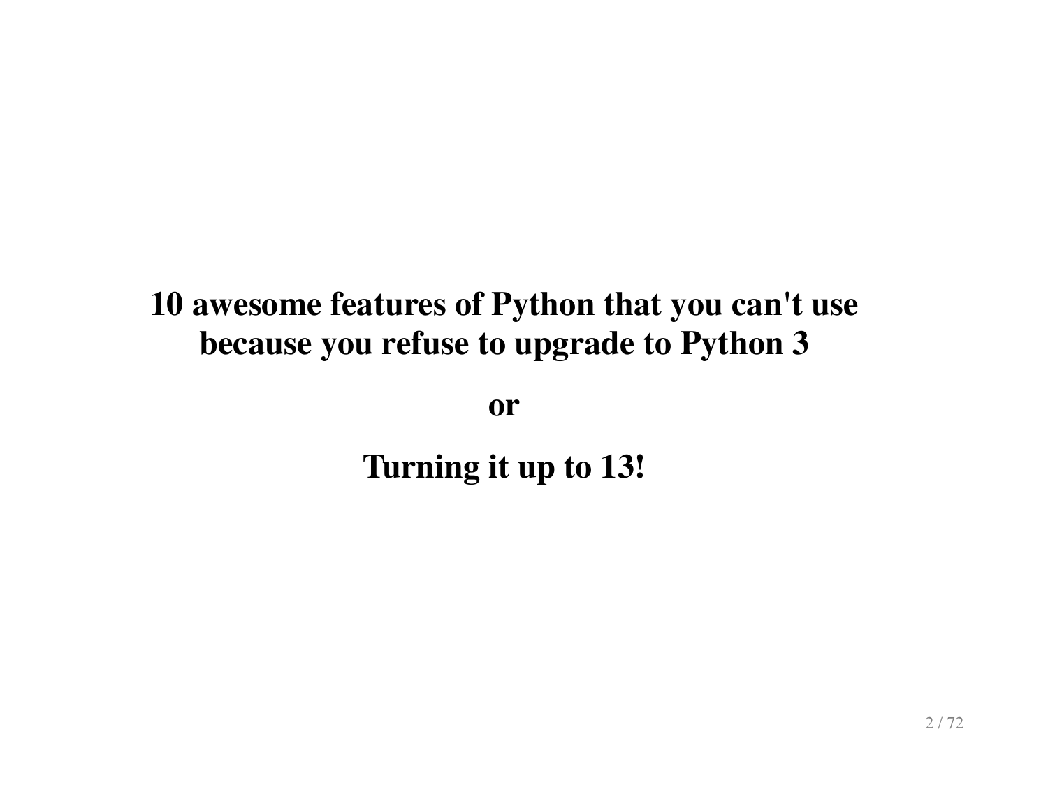# 10 awesome features of Python that you can't use because you refuse to upgrade to Python 3

**or**

**Turning it up to 13!**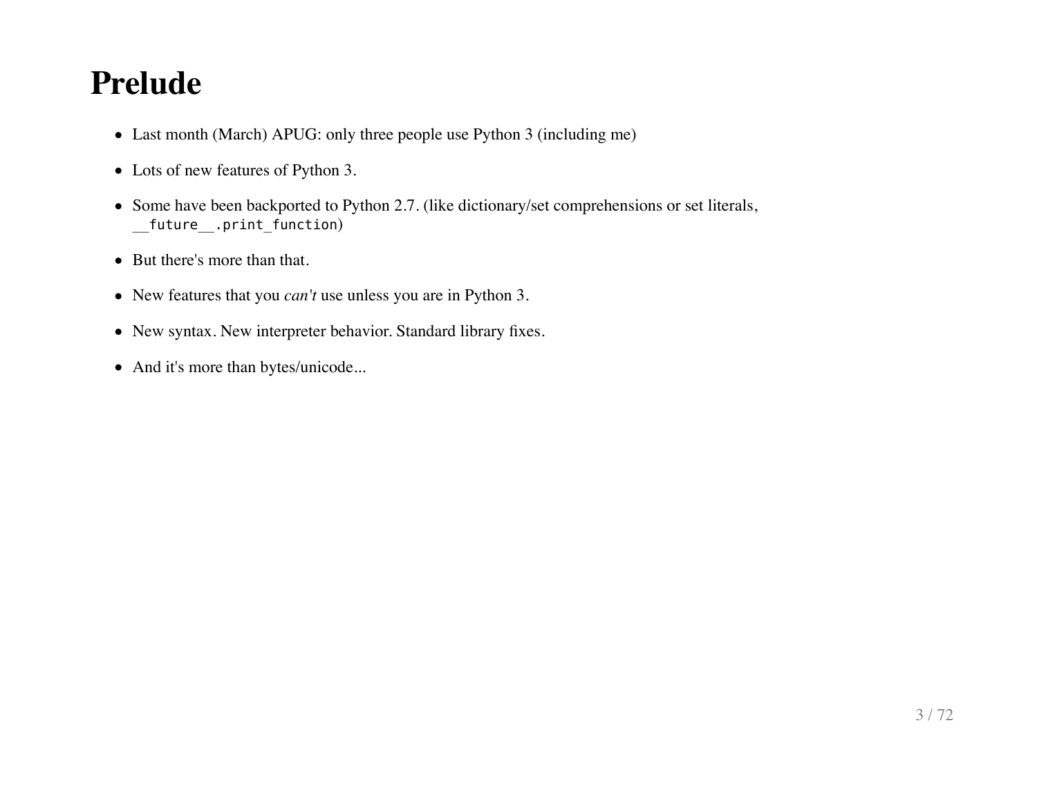# Prelude

- Last month (March) APUG: only three people use Python 3 (including me)
- Lots of new features of Python 3.
- Some have been backported to Python 2.7. (like dictionary/set comprehensions or set literals, `__future__.print_function`)
- But there's more than that.
- New features that you *can't* use unless you are in Python 3.
- New syntax. New interpreter behavior. Standard library fixes.
- And it's more than bytes/unicode...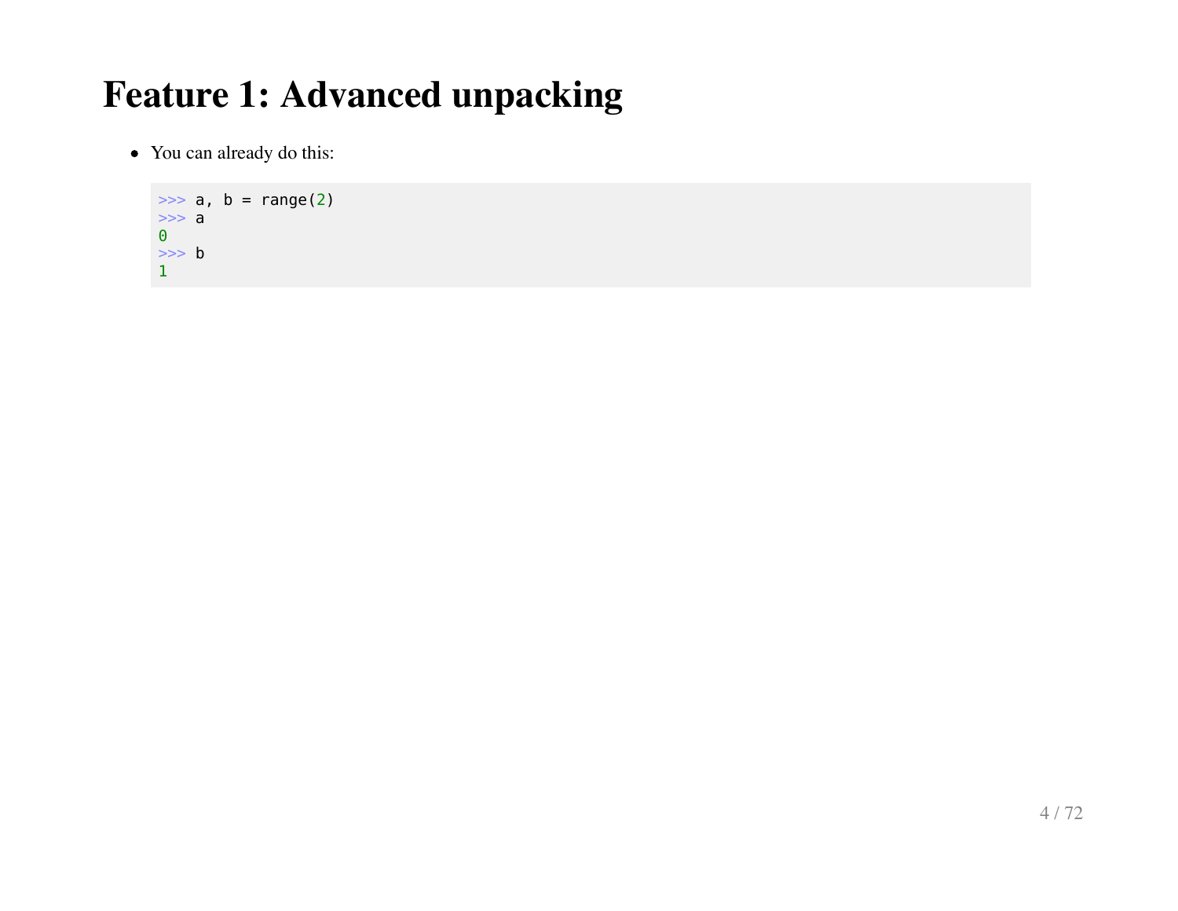# Feature 1: Advanced unpacking

- You can already do this:

```
>>> a, b = range(2)
>>> a
0
>>> b
1
```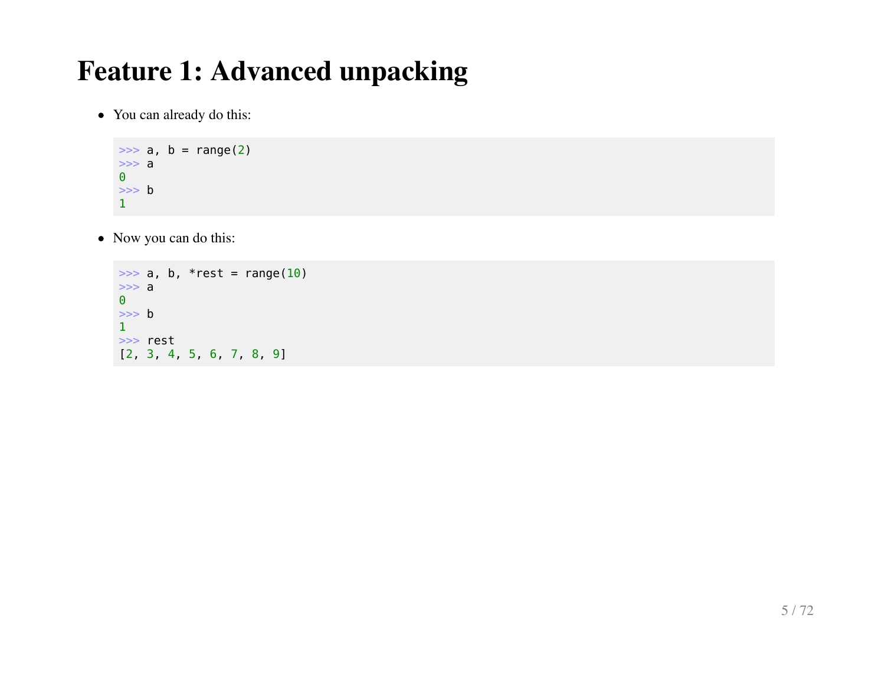# Feature 1: Advanced unpacking

- You can already do this:

```
>>> a, b = range(2)
>>> a
0
>>> b
1
```

- Now you can do this:

```
>>> a, b, *rest = range(10)
>>> a
0
>>> b
1
>>> rest
[2, 3, 4, 5, 6, 7, 8, 9]
```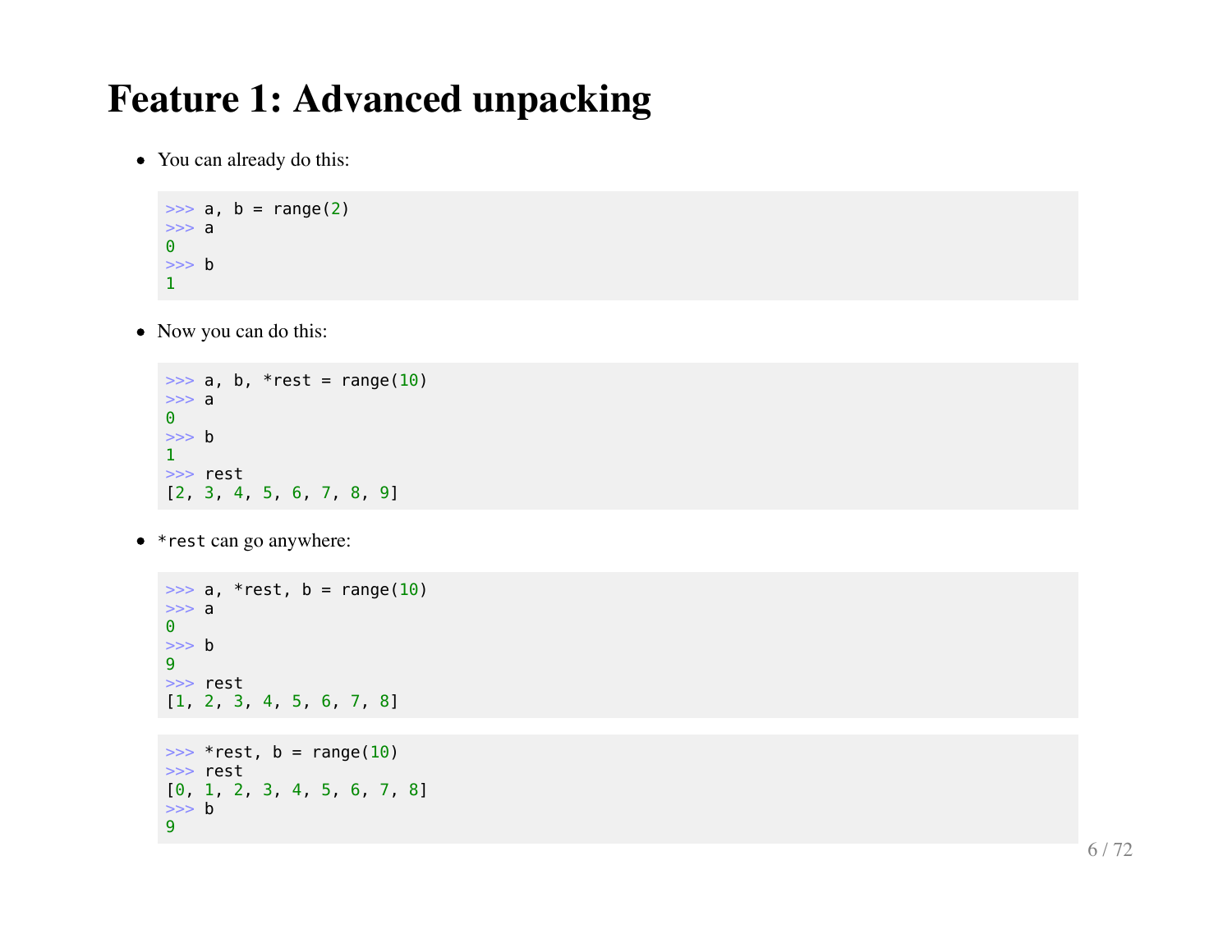# Feature 1: Advanced unpacking

- You can already do this:

```
>>> a, b = range(2)
>>> a
0
>>> b
1
```

- Now you can do this:

```
>>> a, b, *rest = range(10)
>>> a
0
>>> b
1
>>> rest
[2, 3, 4, 5, 6, 7, 8, 9]
```

- `*rest` can go anywhere:

```
>>> a, *rest, b = range(10)
>>> a
0
>>> b
9
>>> rest
[1, 2, 3, 4, 5, 6, 7, 8]
```

```
>>> *rest, b = range(10)
>>> rest
[0, 1, 2, 3, 4, 5, 6, 7, 8]
>>> b
9
```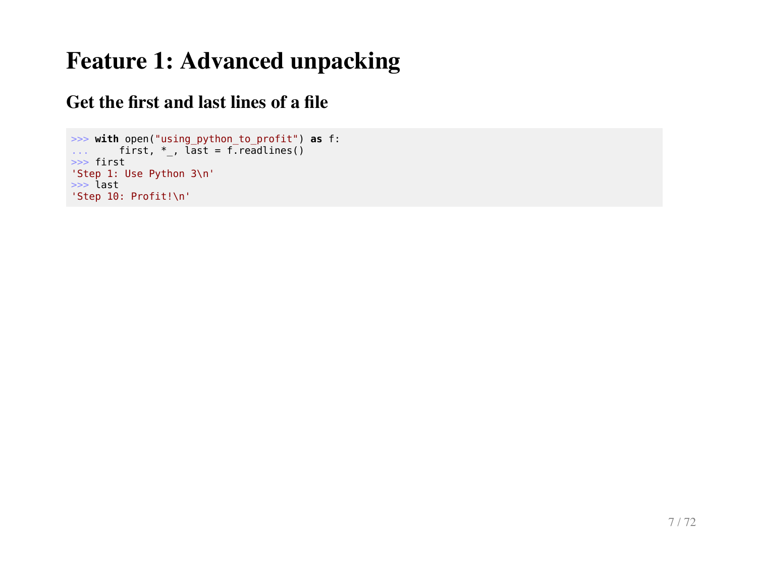# Feature 1: Advanced unpacking

## Get the first and last lines of a file

```
>>> with open("using_python_to_profit") as f:
...     first, *_, last = f.readlines()
>>> first
'Step 1: Use Python 3\n'
>>> last
'Step 10: Profit!\n'
```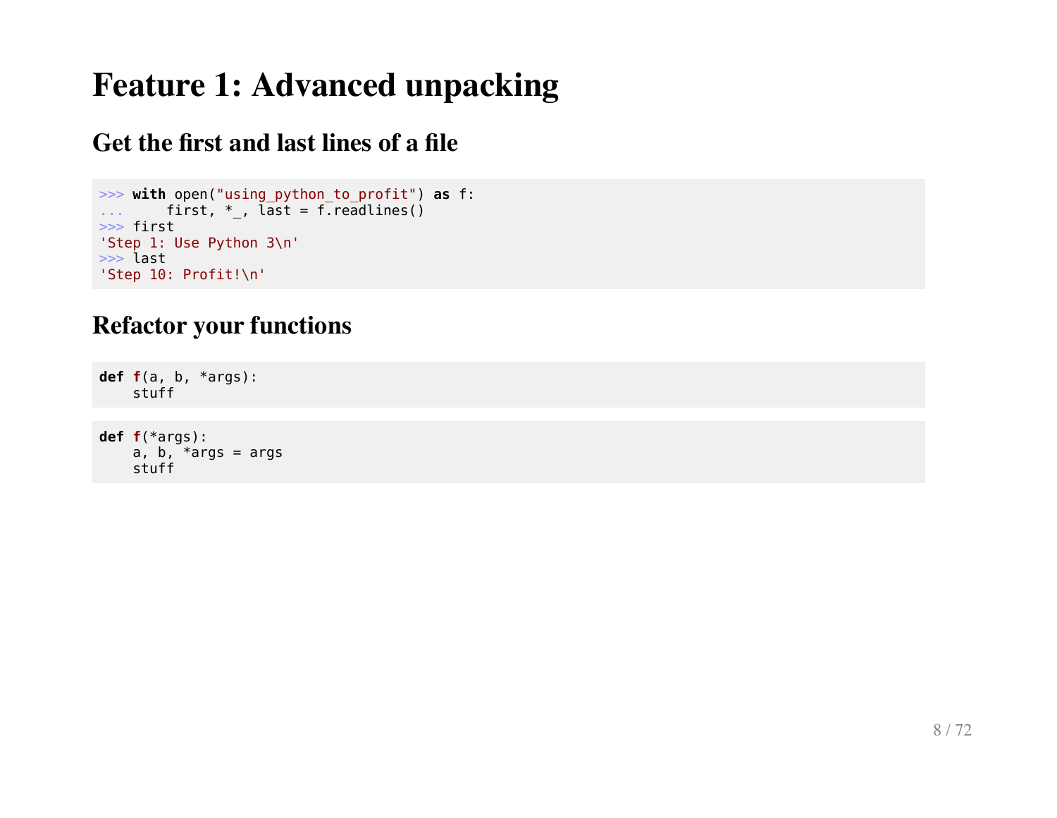# Feature 1: Advanced unpacking

## Get the first and last lines of a file

```
>>> with open("using_python_to_profit") as f:
...     first, *_, last = f.readlines()
>>> first
'Step 1: Use Python 3\n'
>>> last
'Step 10: Profit!\n'
```

## Refactor your functions

```
def f(a, b, *args):
    stuff
```

```
def f(*args):
    a, b, *args = args
    stuff
```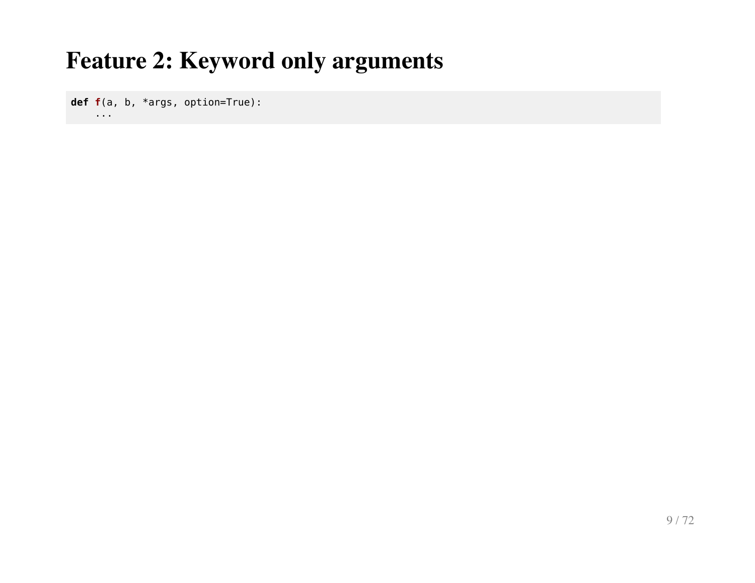# Feature 2: Keyword only arguments

```
def f(a, b, *args, option=True):
    ...
```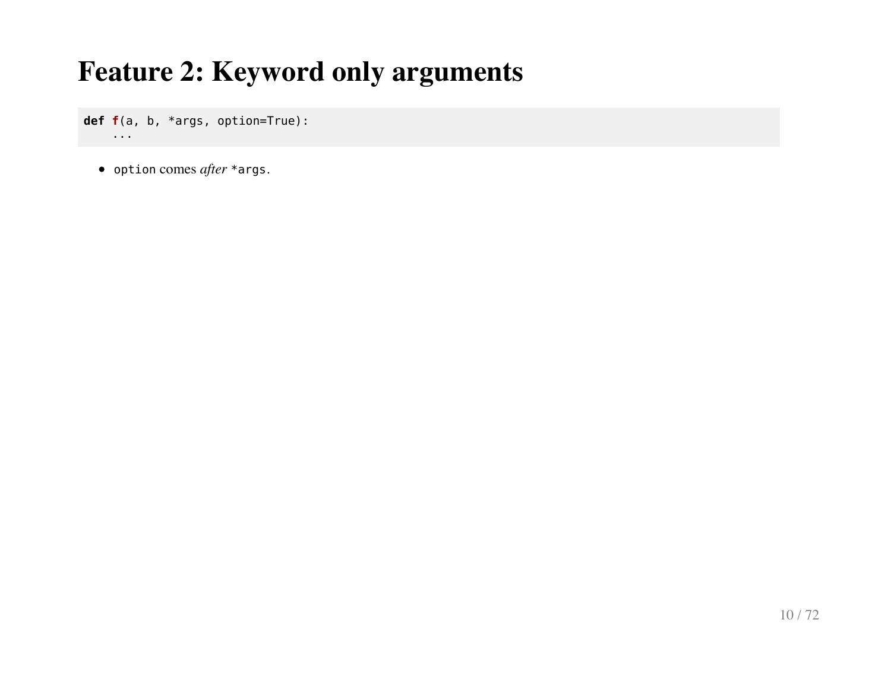# Feature 2: Keyword only arguments

```
def f(a, b, *args, option=True):
    ...
```

- `option` comes *after* `*args`.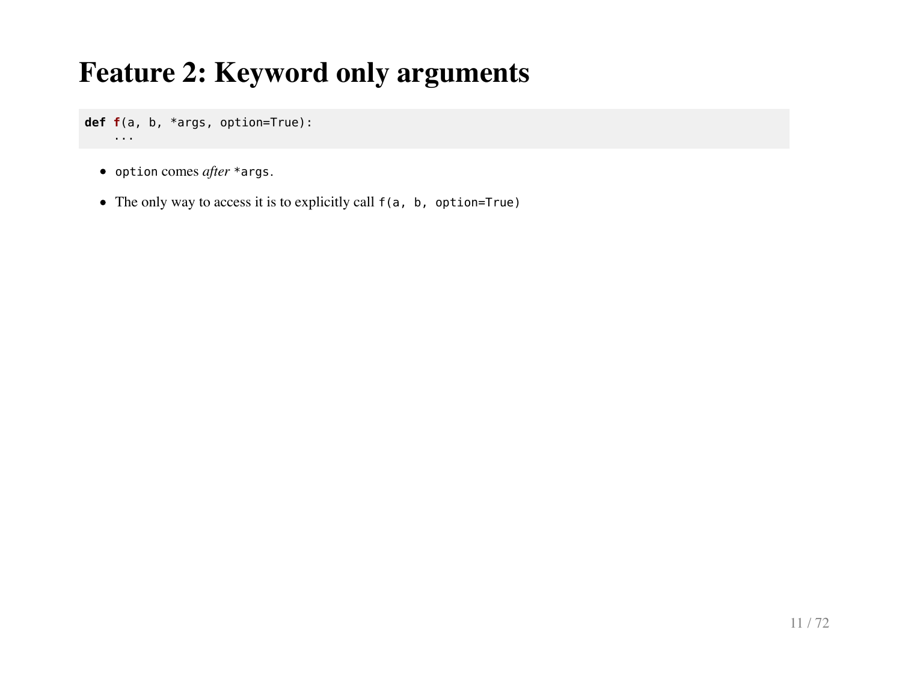# Feature 2: Keyword only arguments

```
def f(a, b, *args, option=True):
    ...
```

- `option` comes *after* `*args`.
- The only way to access it is to explicitly call `f(a, b, option=True)`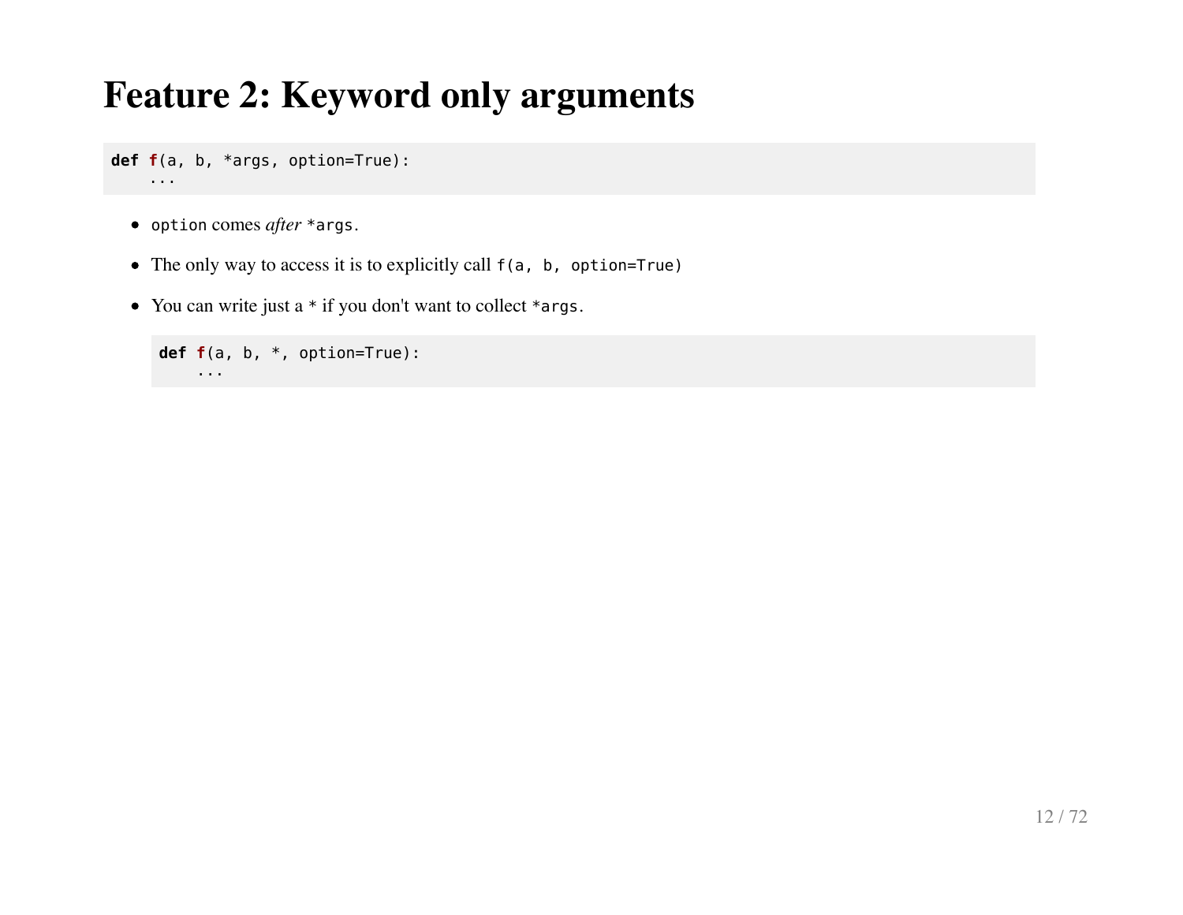# Feature 2: Keyword only arguments

```
def f(a, b, *args, option=True):
    ...
```

- `option` comes *after* `*args`.
- The only way to access it is to explicitly call `f(a, b, option=True)`
- You can write just a `*` if you don't want to collect `*args`.

  ```
  def f(a, b, *, option=True):
      ...
  ```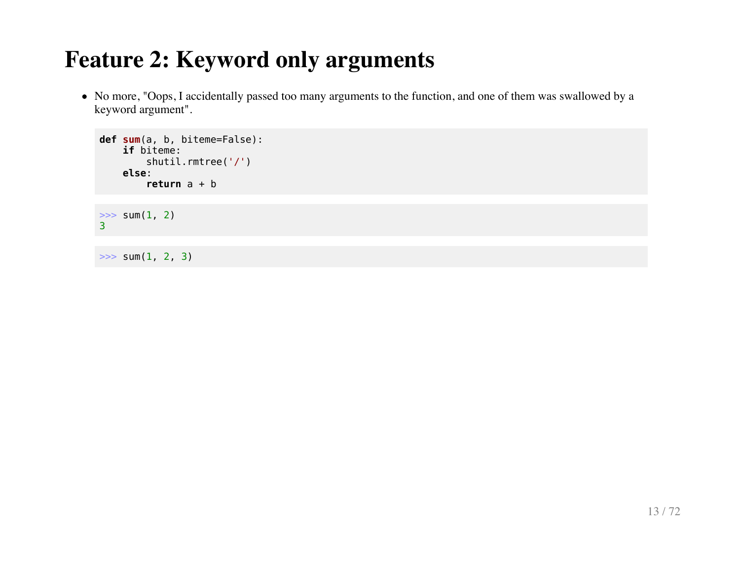# Feature 2: Keyword only arguments

- No more, "Oops, I accidentally passed too many arguments to the function, and one of them was swallowed by a keyword argument".

```
def sum(a, b, biteme=False):
    if biteme:
        shutil.rmtree('/')
    else:
        return a + b
```

```
>>> sum(1, 2)
3
```

```
>>> sum(1, 2, 3)
```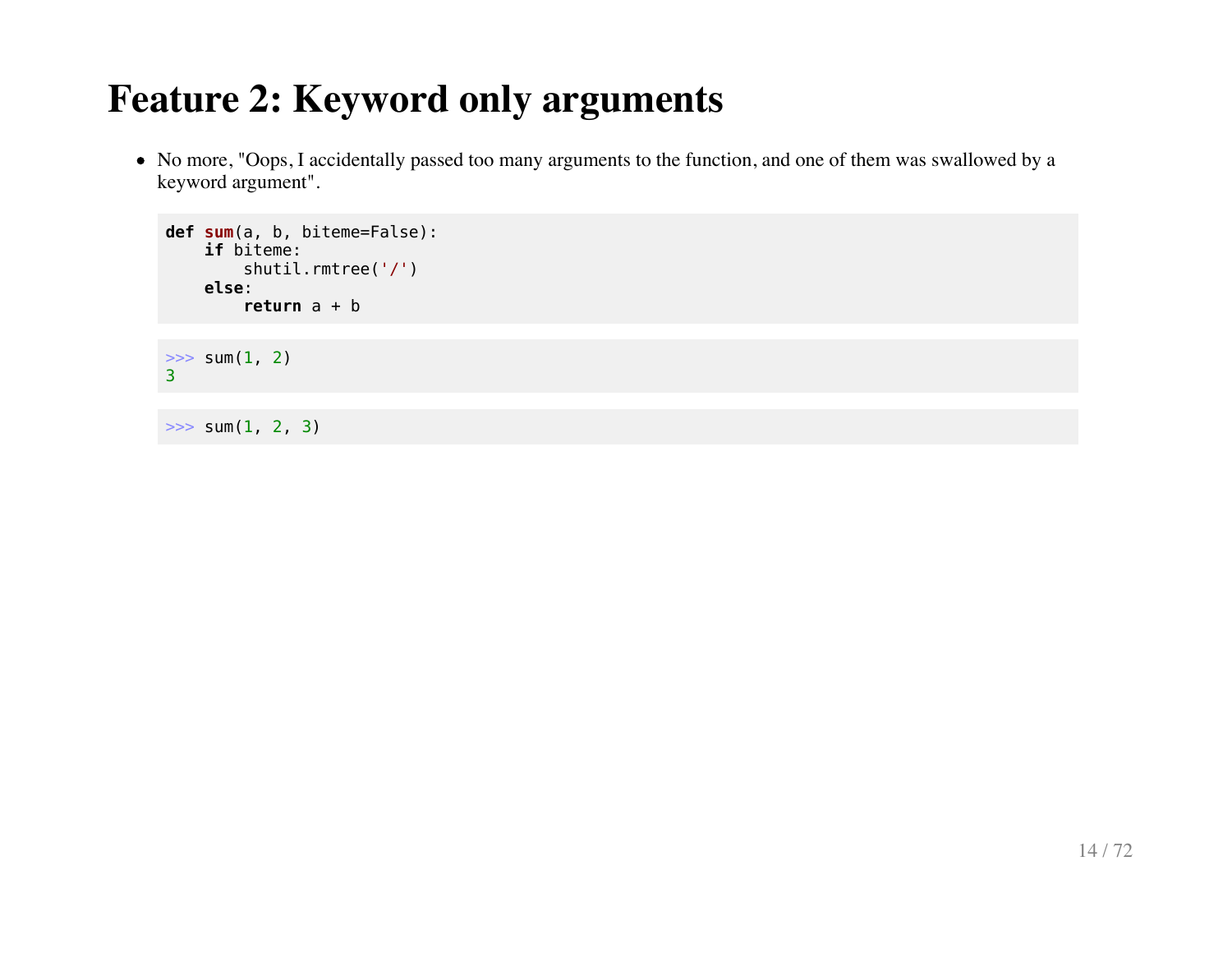# Feature 2: Keyword only arguments

- No more, "Oops, I accidentally passed too many arguments to the function, and one of them was swallowed by a keyword argument".

```python
def sum(a, b, biteme=False):
    if biteme:
        shutil.rmtree('/')
    else:
        return a + b
```

```python
>>> sum(1, 2)
3
```

```python
>>> sum(1, 2, 3)
```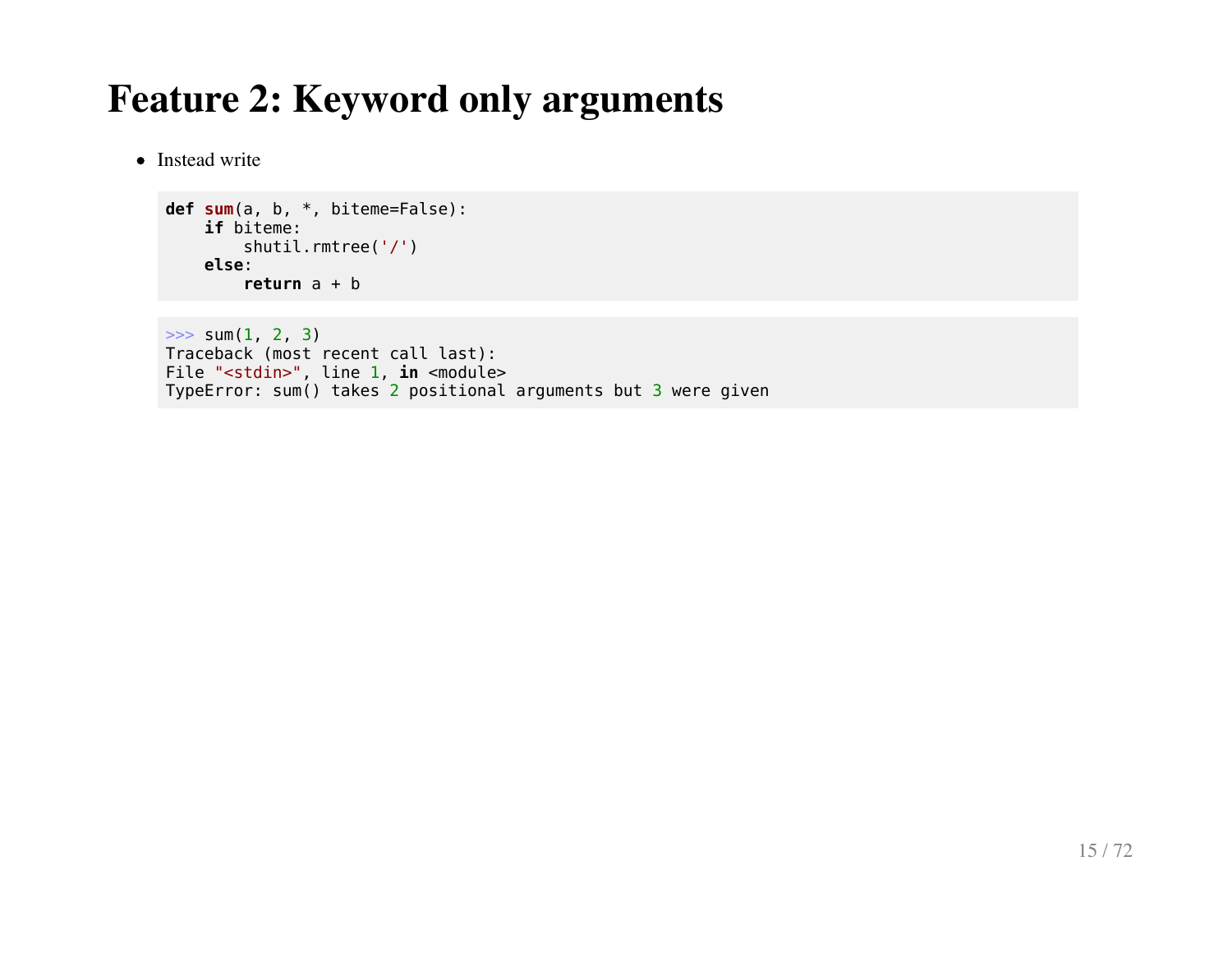# Feature 2: Keyword only arguments

- Instead write

```python
def sum(a, b, *, biteme=False):
    if biteme:
        shutil.rmtree('/')
    else:
        return a + b
```

```
>>> sum(1, 2, 3)
Traceback (most recent call last):
File "<stdin>", line 1, in <module>
TypeError: sum() takes 2 positional arguments but 3 were given
```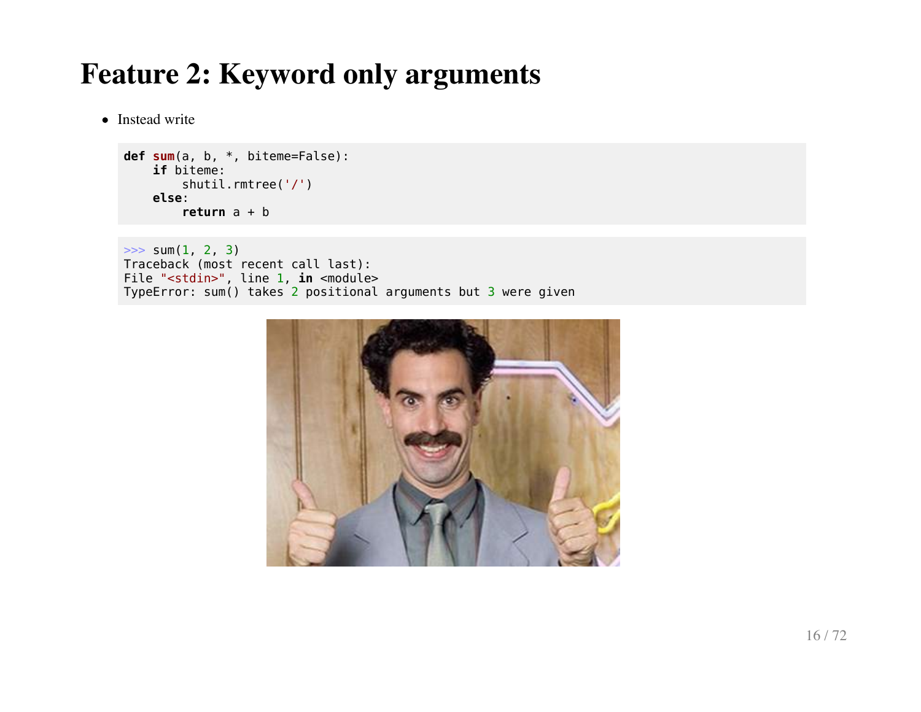# Feature 2: Keyword only arguments

- Instead write

```
def sum(a, b, *, biteme=False):
    if biteme:
        shutil.rmtree('/')
    else:
        return a + b
```

```
>>> sum(1, 2, 3)
Traceback (most recent call last):
File "<stdin>", line 1, in <module>
TypeError: sum() takes 2 positional arguments but 3 were given
```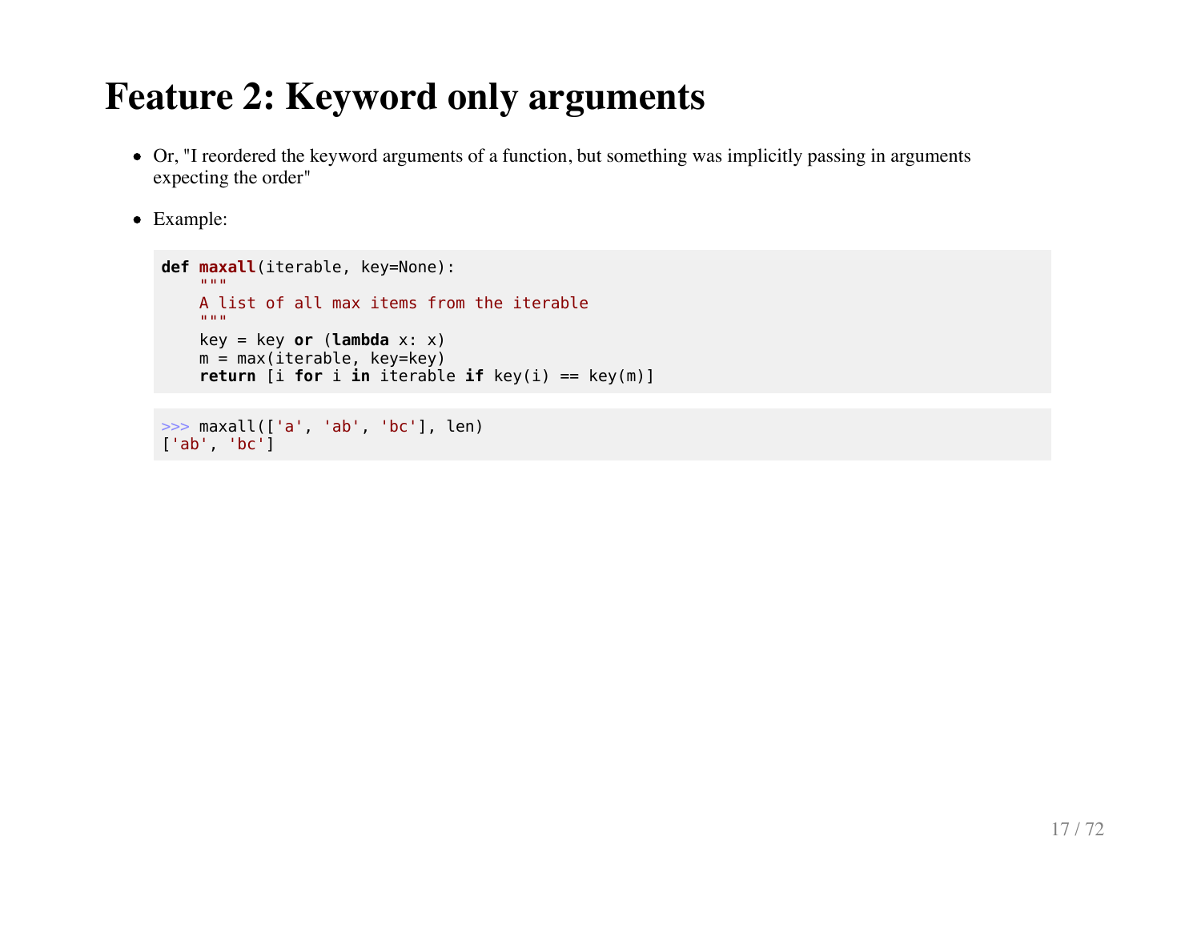# Feature 2: Keyword only arguments

- Or, "I reordered the keyword arguments of a function, but something was implicitly passing in arguments expecting the order"
- Example:

```python
def maxall(iterable, key=None):
    """
    A list of all max items from the iterable
    """
    key = key or (lambda x: x)
    m = max(iterable, key=key)
    return [i for i in iterable if key(i) == key(m)]
```

```python
>>> maxall(['a', 'ab', 'bc'], len)
['ab', 'bc']
```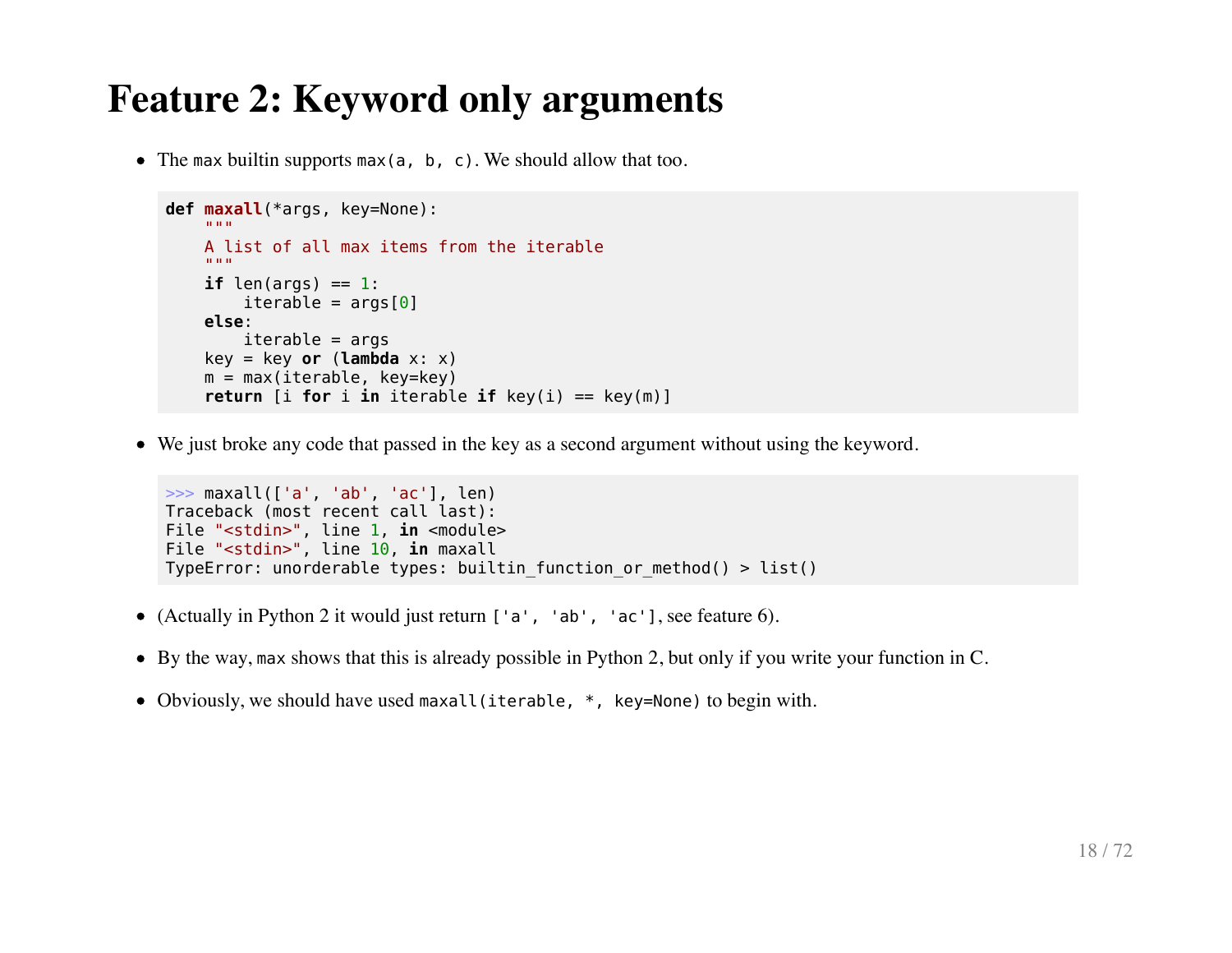# Feature 2: Keyword only arguments

- The `max` builtin supports `max(a, b, c)`. We should allow that too.

```
def maxall(*args, key=None):
    """
    A list of all max items from the iterable
    """
    if len(args) == 1:
        iterable = args[0]
    else:
        iterable = args
    key = key or (lambda x: x)
    m = max(iterable, key=key)
    return [i for i in iterable if key(i) == key(m)]
```

- We just broke any code that passed in the key as a second argument without using the keyword.

```
>>> maxall(['a', 'ab', 'ac'], len)
Traceback (most recent call last):
File "<stdin>", line 1, in <module>
File "<stdin>", line 10, in maxall
TypeError: unorderable types: builtin_function_or_method() > list()
```

- (Actually in Python 2 it would just return `['a', 'ab', 'ac']`, see feature 6).
- By the way, `max` shows that this is already possible in Python 2, but only if you write your function in C.
- Obviously, we should have used `maxall(iterable, *, key=None)` to begin with.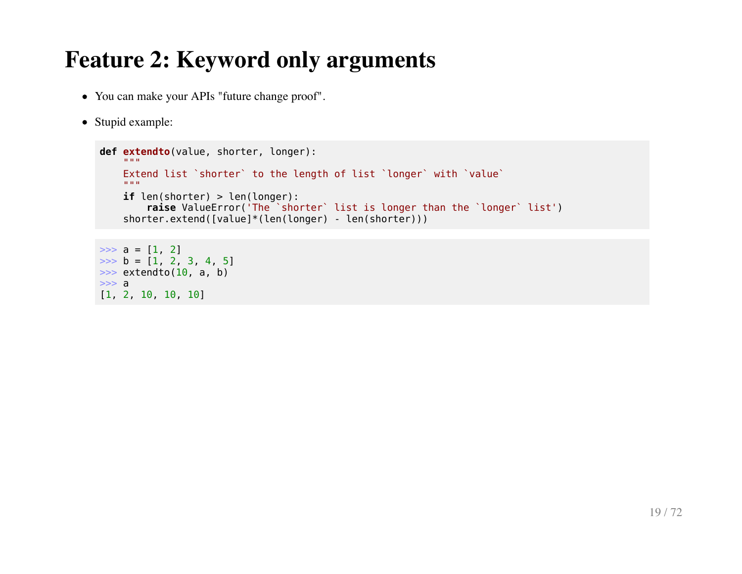# Feature 2: Keyword only arguments

- You can make your APIs "future change proof".
- Stupid example:

```python
def extendto(value, shorter, longer):
    """
    Extend list `shorter` to the length of list `longer` with `value`
    """
    if len(shorter) > len(longer):
        raise ValueError('The `shorter` list is longer than the `longer` list')
    shorter.extend([value]*(len(longer) - len(shorter)))
```

```python
>>> a = [1, 2]
>>> b = [1, 2, 3, 4, 5]
>>> extendto(10, a, b)
>>> a
[1, 2, 10, 10, 10]
```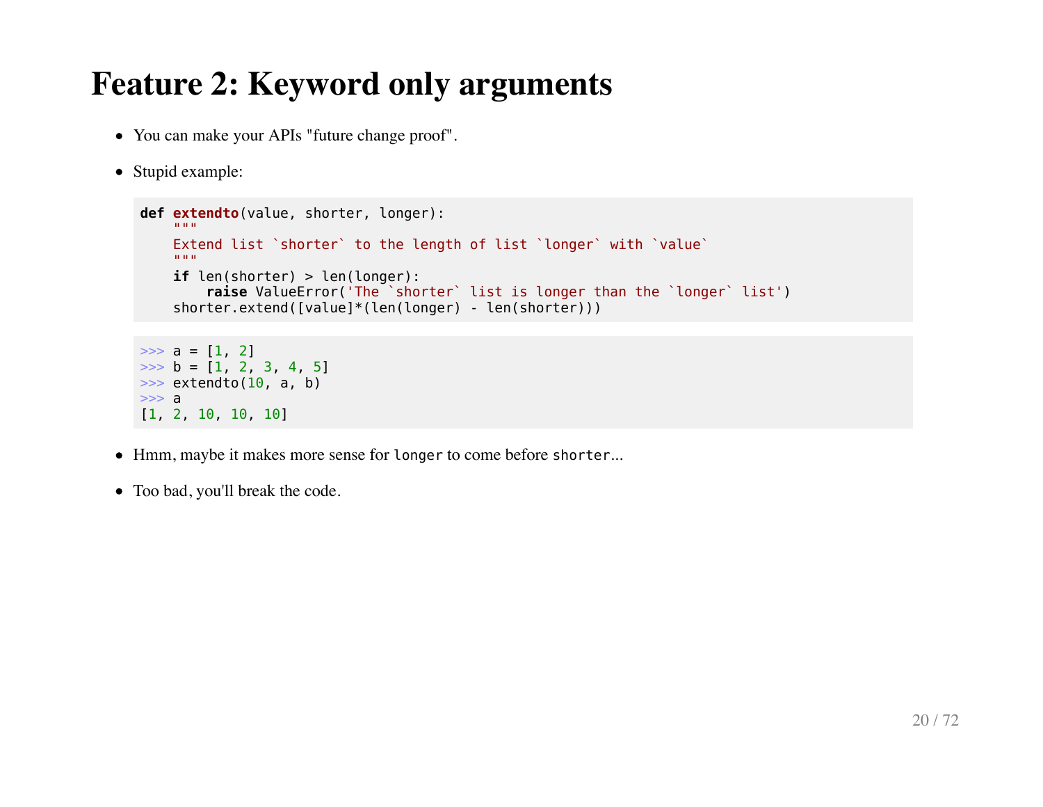# Feature 2: Keyword only arguments

- You can make your APIs "future change proof".
- Stupid example:

```
def extendto(value, shorter, longer):
    """
    Extend list `shorter` to the length of list `longer` with `value`
    """
    if len(shorter) > len(longer):
        raise ValueError('The `shorter` list is longer than the `longer` list')
    shorter.extend([value]*(len(longer) - len(shorter)))
```

```
>>> a = [1, 2]
>>> b = [1, 2, 3, 4, 5]
>>> extendto(10, a, b)
>>> a
[1, 2, 10, 10, 10]
```

- Hmm, maybe it makes more sense for `longer` to come before `shorter`...
- Too bad, you'll break the code.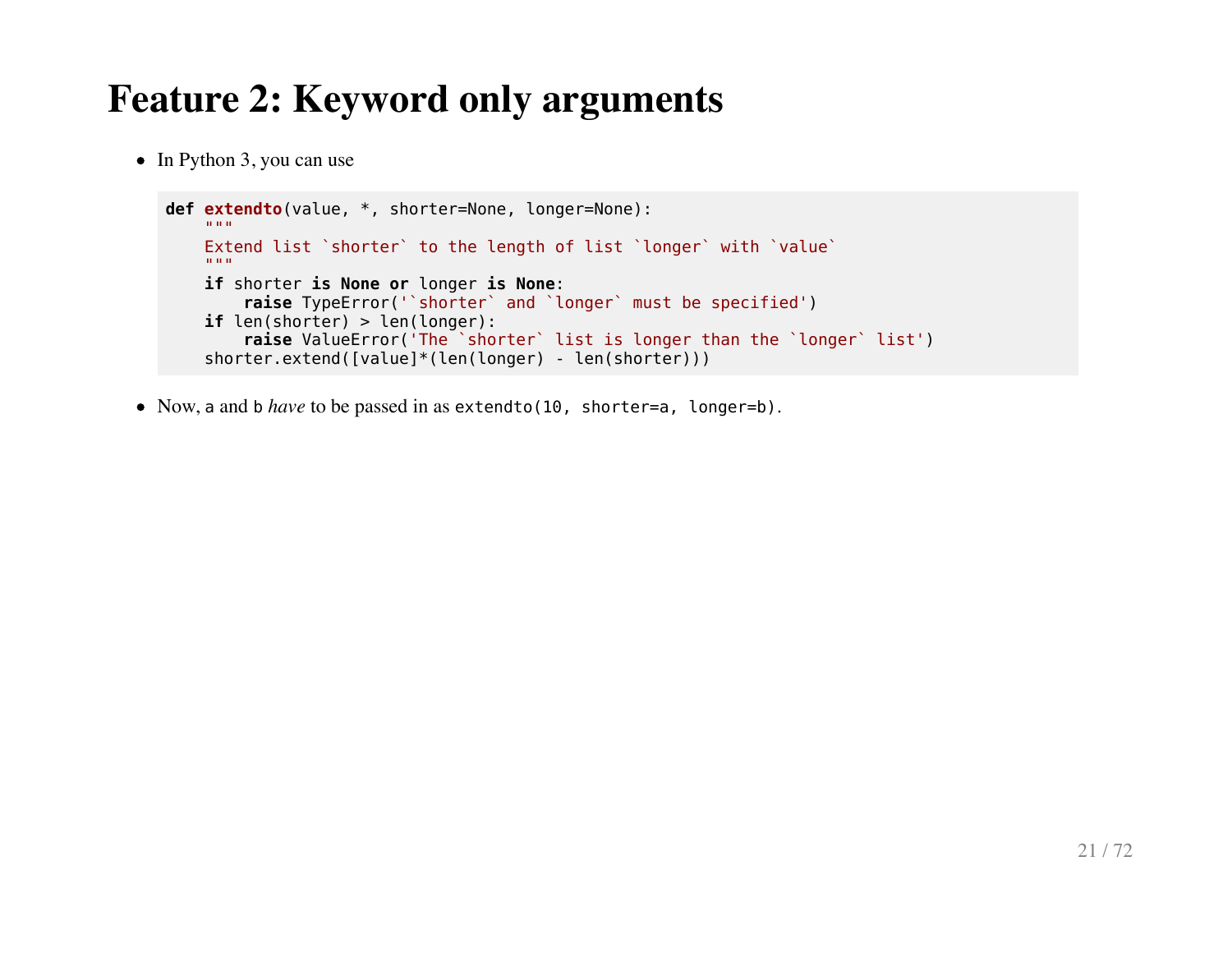# Feature 2: Keyword only arguments

- In Python 3, you can use

```
def extendto(value, *, shorter=None, longer=None):
    """
    Extend list `shorter` to the length of list `longer` with `value`
    """
    if shorter is None or longer is None:
        raise TypeError('`shorter` and `longer` must be specified')
    if len(shorter) > len(longer):
        raise ValueError('The `shorter` list is longer than the `longer` list')
    shorter.extend([value]*(len(longer) - len(shorter)))
```

- Now, `a` and `b` *have* to be passed in as `extendto(10, shorter=a, longer=b)`.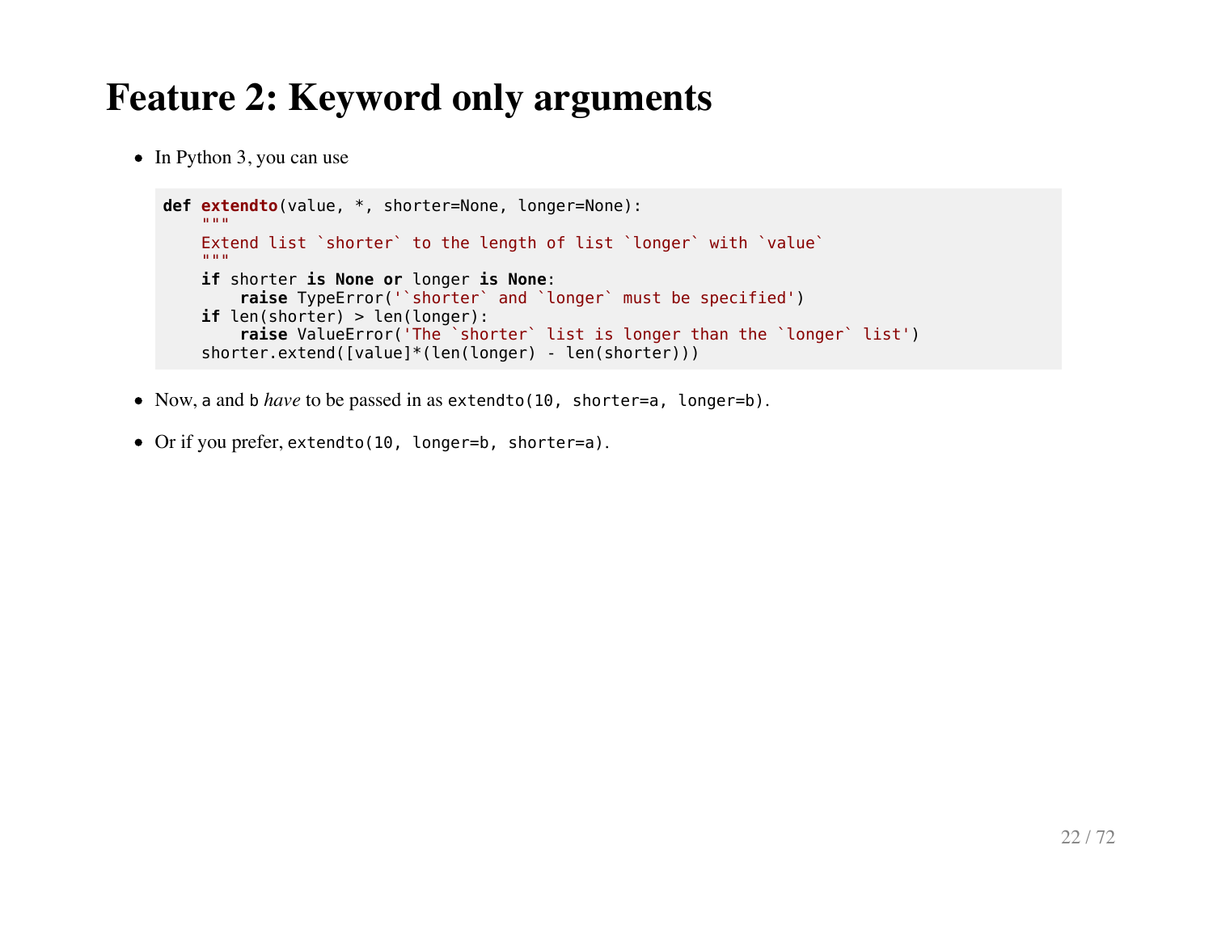# Feature 2: Keyword only arguments

- In Python 3, you can use

```
def extendto(value, *, shorter=None, longer=None):
    """
    Extend list `shorter` to the length of list `longer` with `value`
    """
    if shorter is None or longer is None:
        raise TypeError('`shorter` and `longer` must be specified')
    if len(shorter) > len(longer):
        raise ValueError('The `shorter` list is longer than the `longer` list')
    shorter.extend([value]*(len(longer) - len(shorter)))
```

- Now, `a` and `b` *have* to be passed in as `extendto(10, shorter=a, longer=b)`.
- Or if you prefer, `extendto(10, longer=b, shorter=a)`.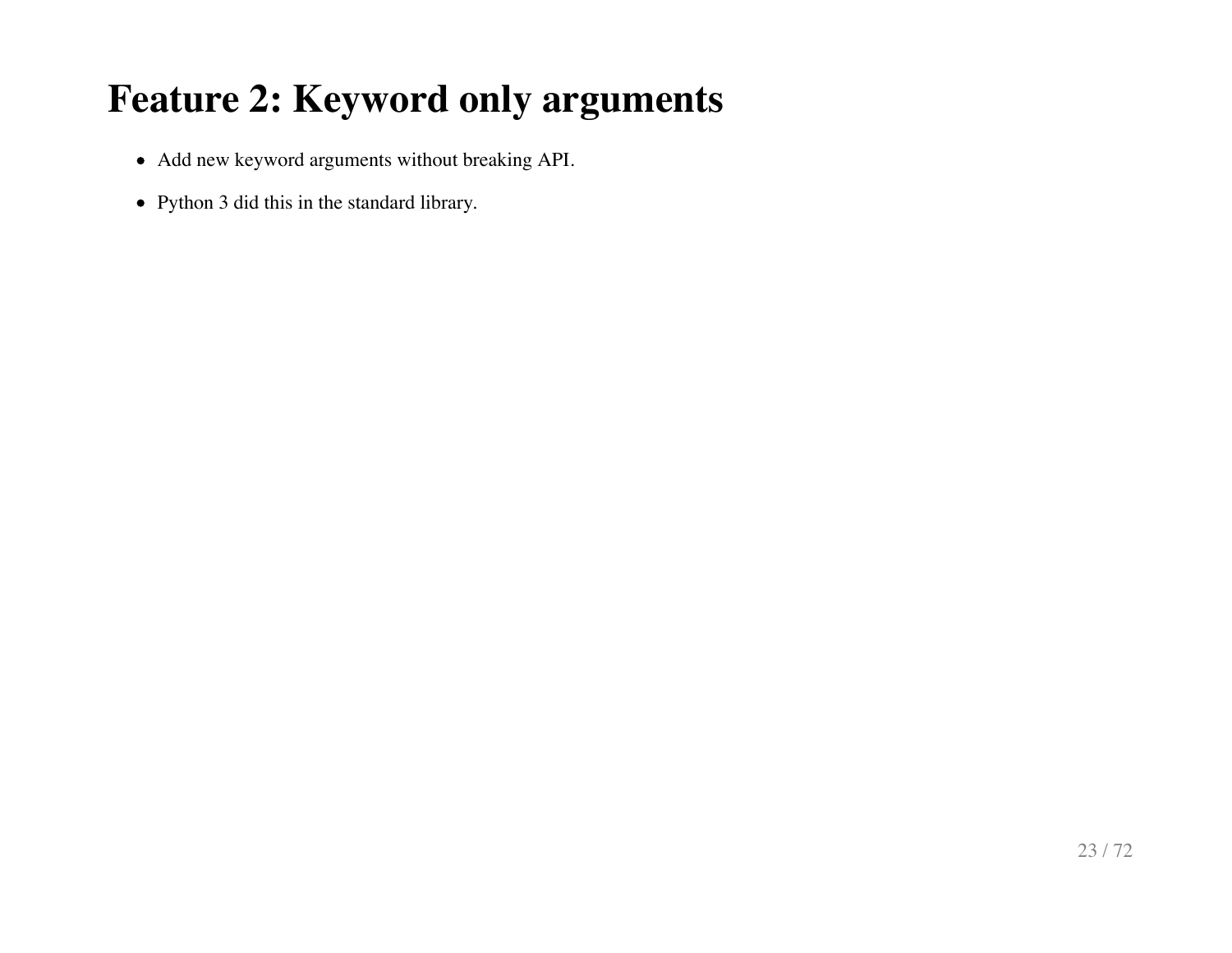# Feature 2: Keyword only arguments

- Add new keyword arguments without breaking API.
- Python 3 did this in the standard library.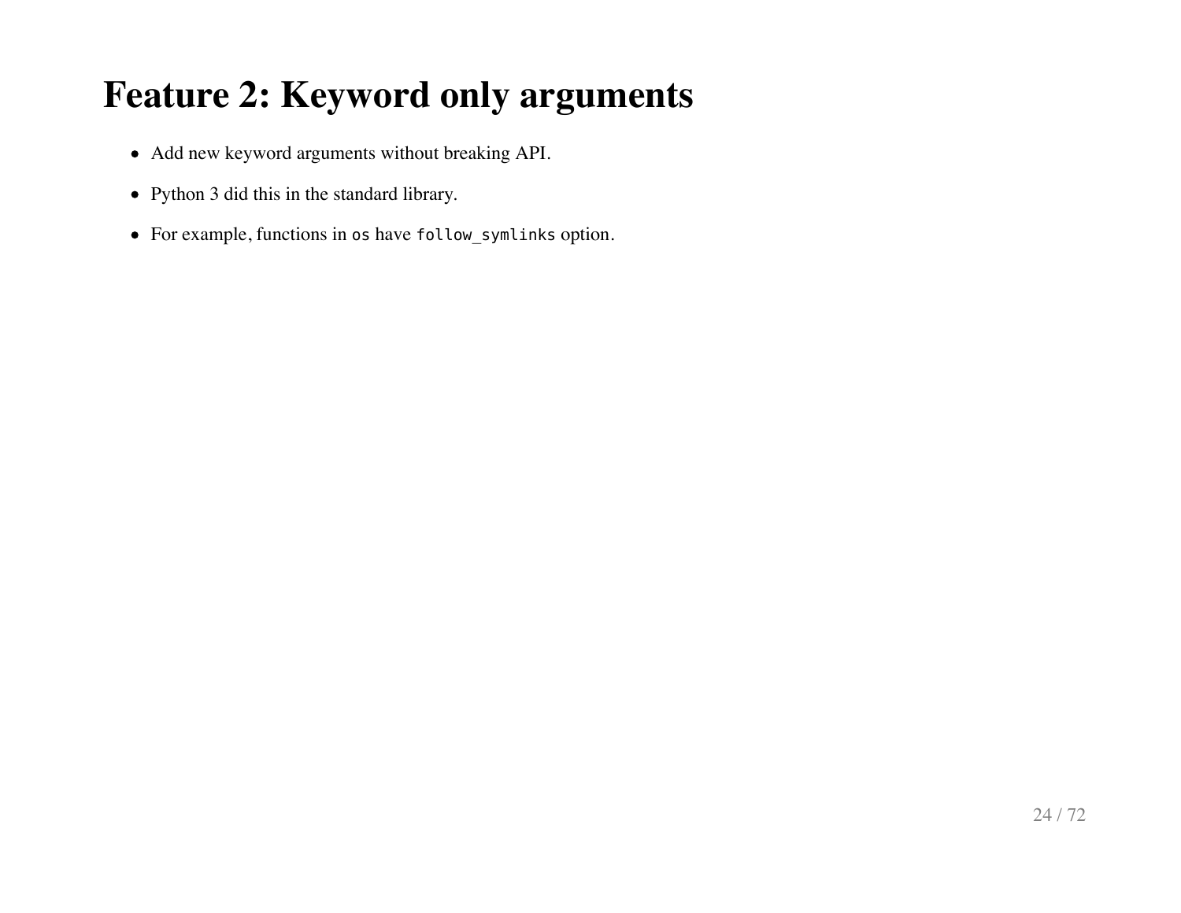# Feature 2: Keyword only arguments

- Add new keyword arguments without breaking API.
- Python 3 did this in the standard library.
- For example, functions in `os` have `follow_symlinks` option.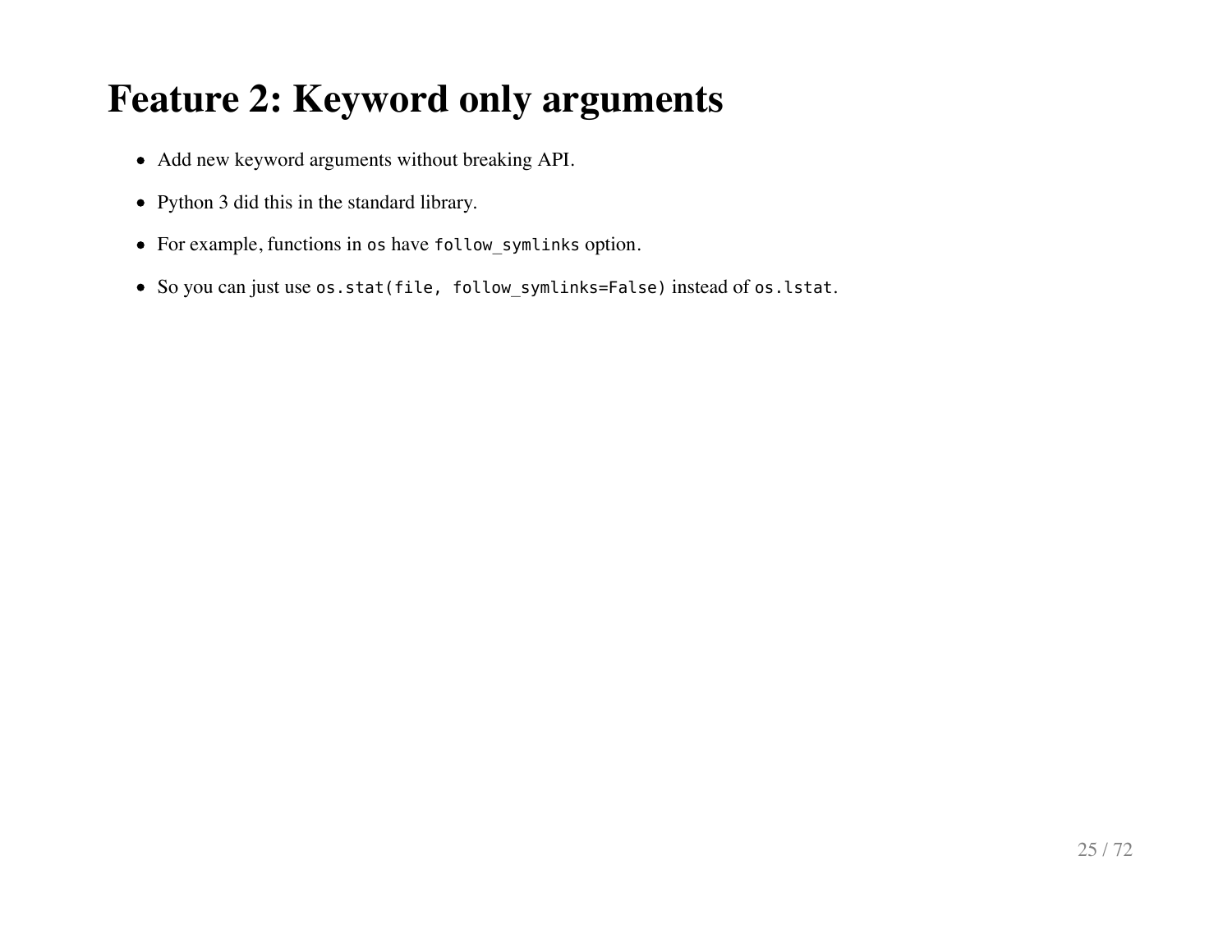# Feature 2: Keyword only arguments

- Add new keyword arguments without breaking API.
- Python 3 did this in the standard library.
- For example, functions in `os` have `follow_symlinks` option.
- So you can just use `os.stat(file, follow_symlinks=False)` instead of `os.lstat`.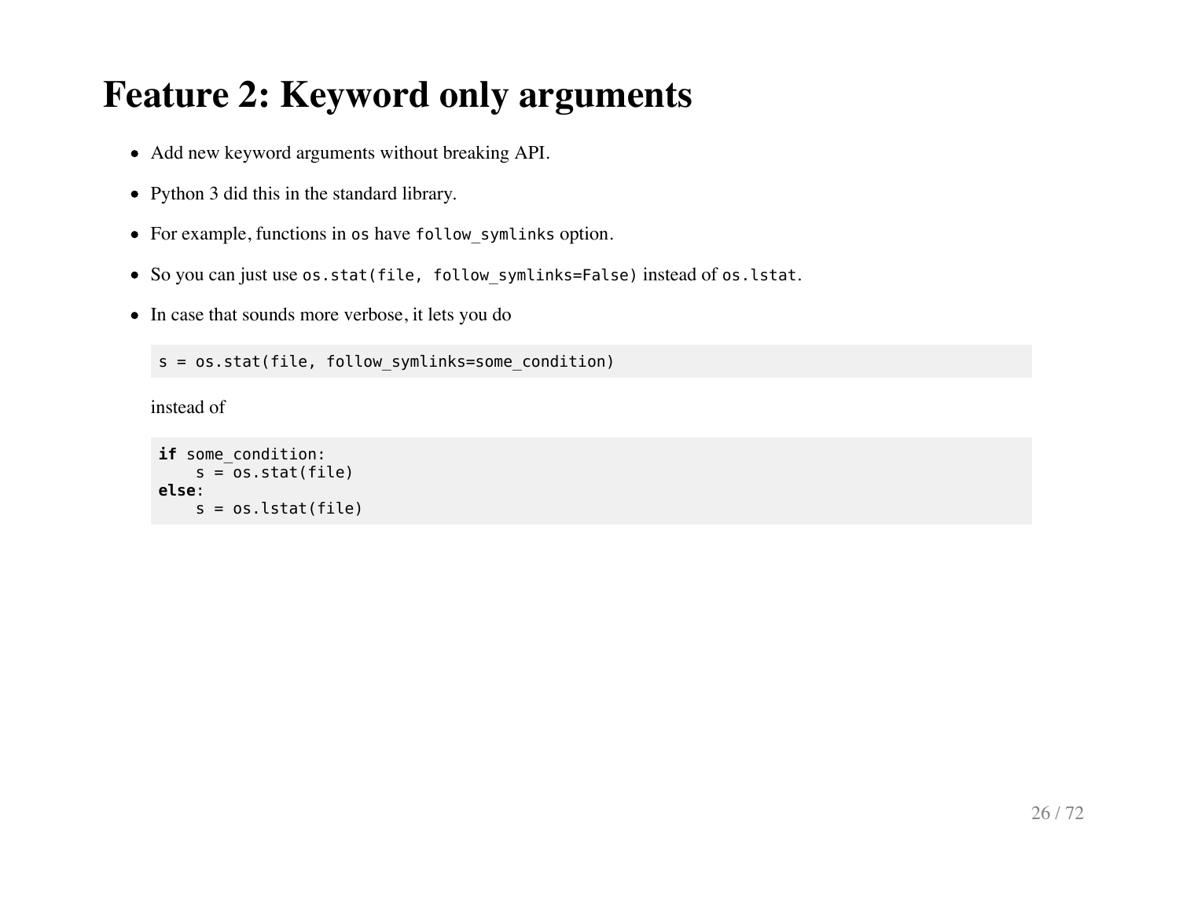# Feature 2: Keyword only arguments

- Add new keyword arguments without breaking API.
- Python 3 did this in the standard library.
- For example, functions in `os` have `follow_symlinks` option.
- So you can just use `os.stat(file, follow_symlinks=False)` instead of `os.lstat`.
- In case that sounds more verbose, it lets you do

  ```
  s = os.stat(file, follow_symlinks=some_condition)
  ```

  instead of

  ```
  if some_condition:
      s = os.stat(file)
  else:
      s = os.lstat(file)
  ```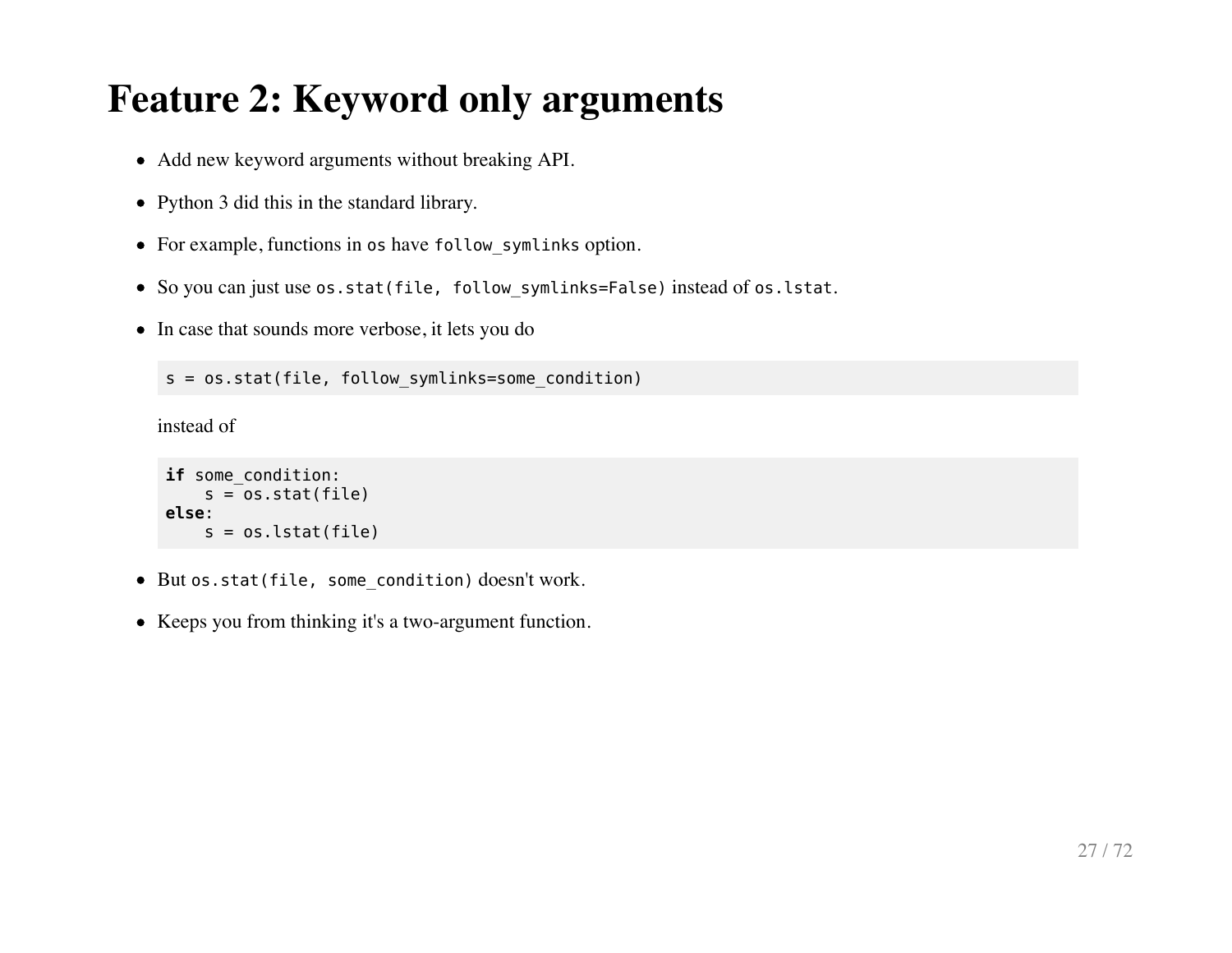# Feature 2: Keyword only arguments

- Add new keyword arguments without breaking API.
- Python 3 did this in the standard library.
- For example, functions in `os` have `follow_symlinks` option.
- So you can just use `os.stat(file, follow_symlinks=False)` instead of `os.lstat`.
- In case that sounds more verbose, it lets you do

  ```
  s = os.stat(file, follow_symlinks=some_condition)
  ```

  instead of

  ```
  if some_condition:
      s = os.stat(file)
  else:
      s = os.lstat(file)
  ```

- But `os.stat(file, some_condition)` doesn't work.
- Keeps you from thinking it's a two-argument function.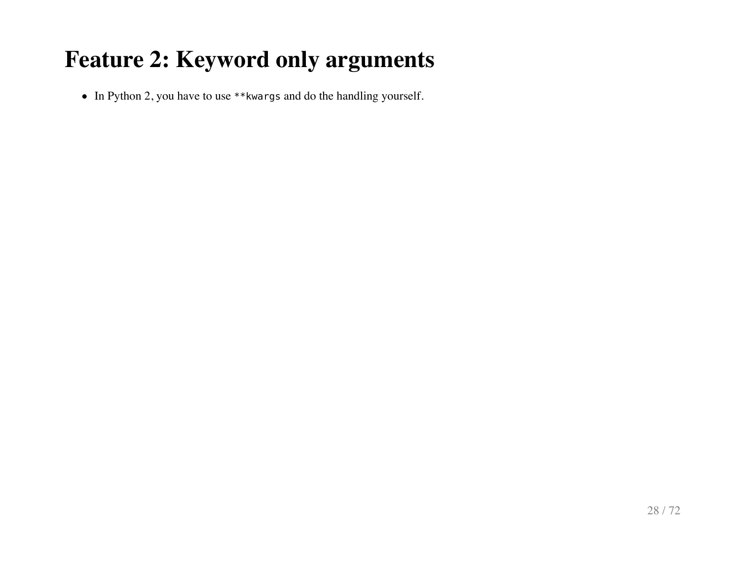# Feature 2: Keyword only arguments

- In Python 2, you have to use `**kwargs` and do the handling yourself.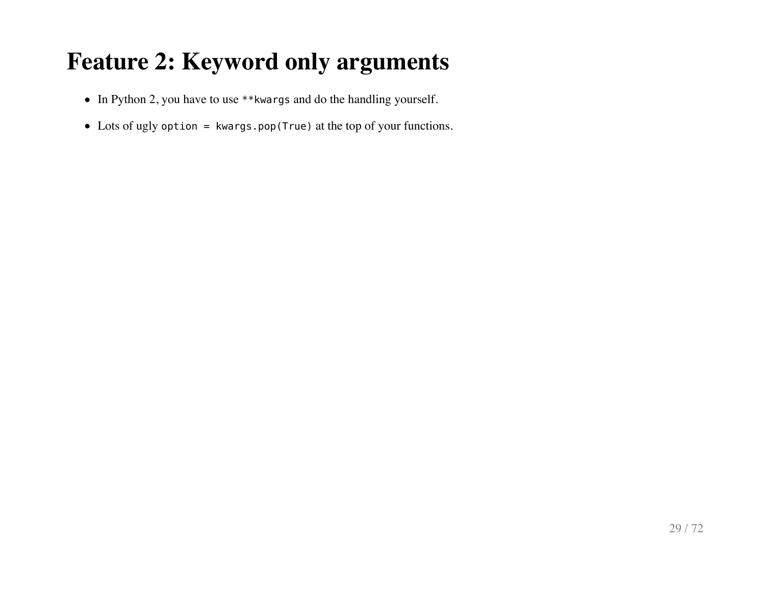# Feature 2: Keyword only arguments

- In Python 2, you have to use `**kwargs` and do the handling yourself.
- Lots of ugly `option = kwargs.pop(True)` at the top of your functions.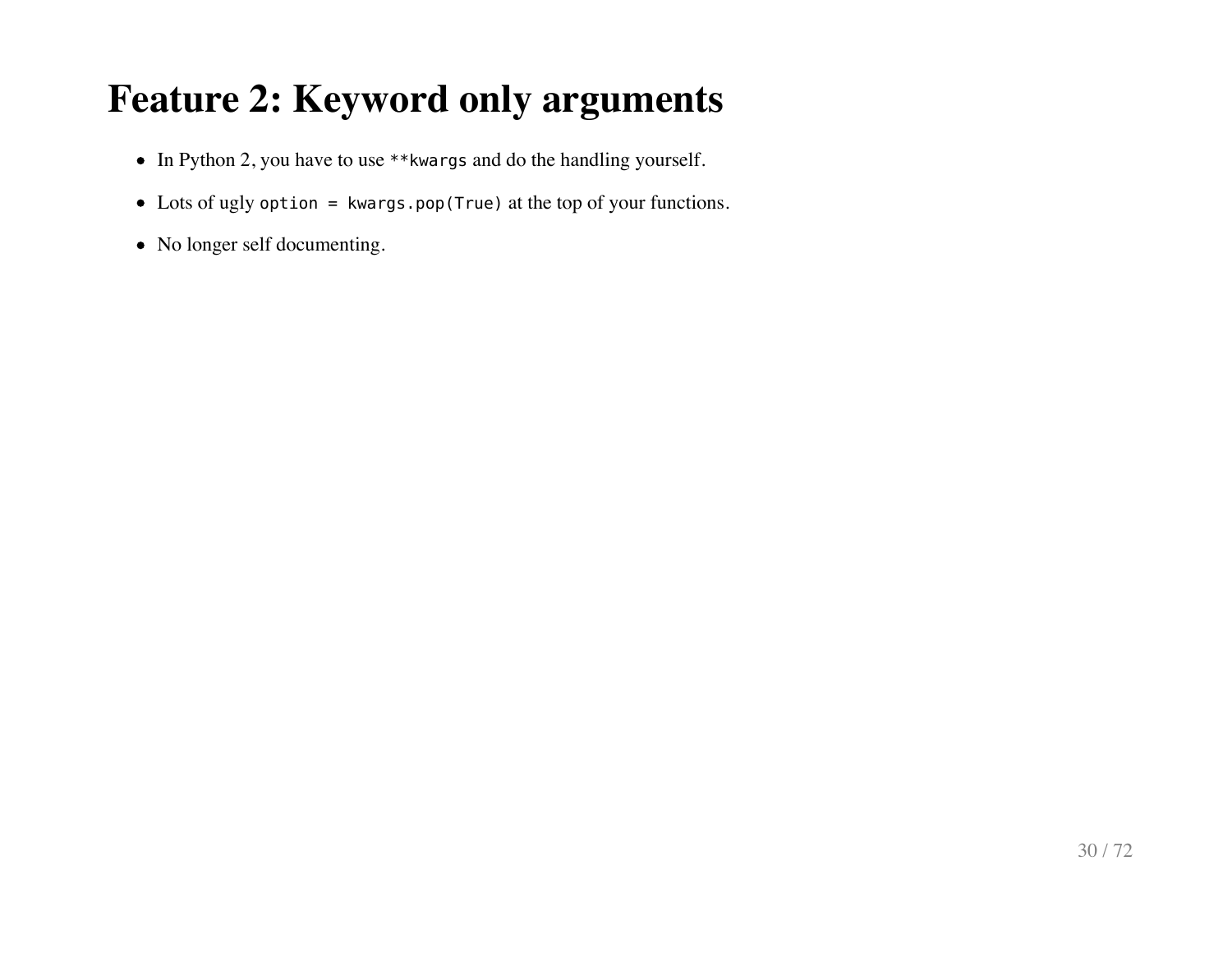# Feature 2: Keyword only arguments

- In Python 2, you have to use `**kwargs` and do the handling yourself.
- Lots of ugly `option = kwargs.pop(True)` at the top of your functions.
- No longer self documenting.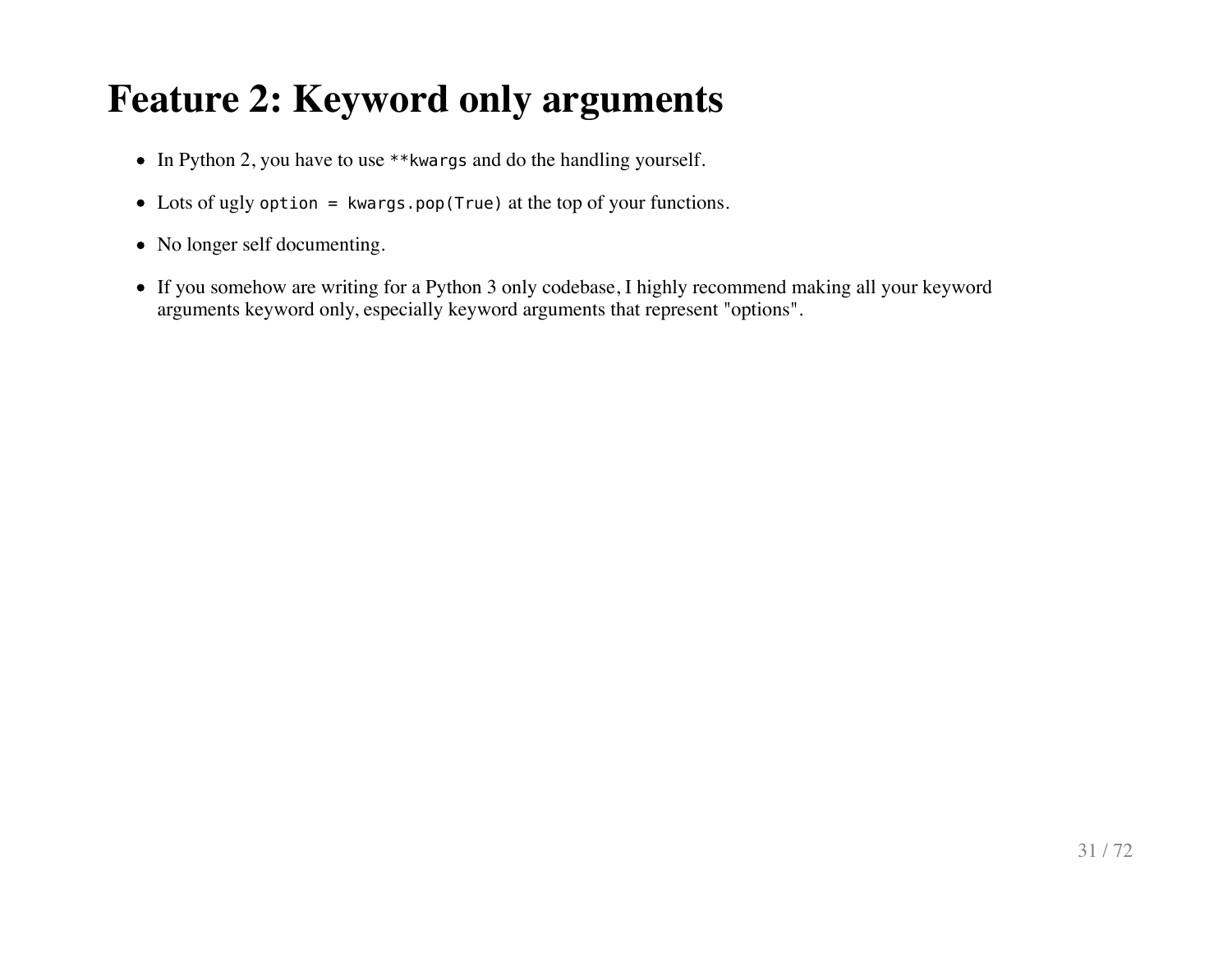# Feature 2: Keyword only arguments

- In Python 2, you have to use `**kwargs` and do the handling yourself.
- Lots of ugly `option = kwargs.pop(True)` at the top of your functions.
- No longer self documenting.
- If you somehow are writing for a Python 3 only codebase, I highly recommend making all your keyword arguments keyword only, especially keyword arguments that represent "options".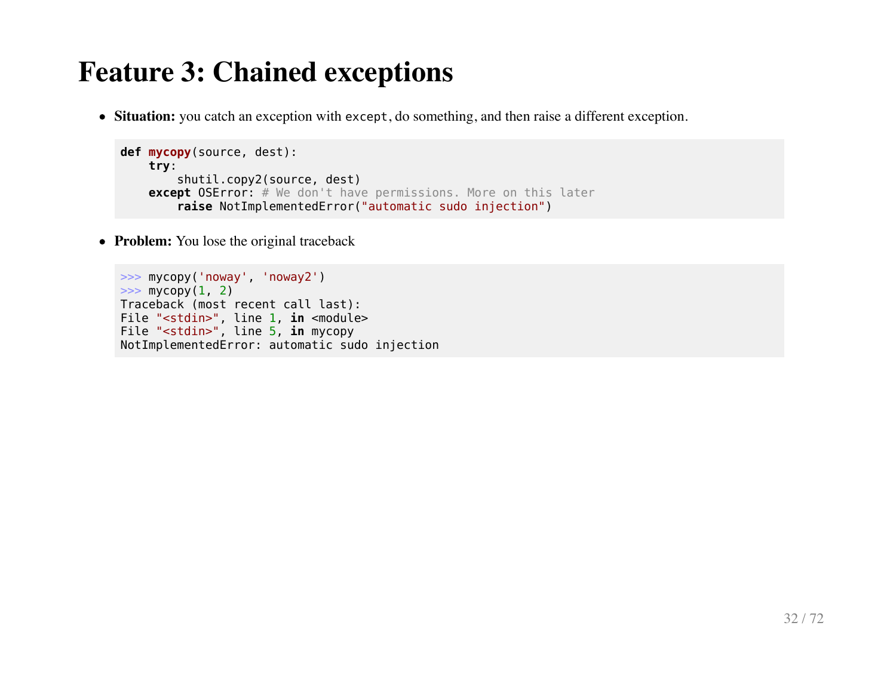# Feature 3: Chained exceptions

- **Situation:** you catch an exception with `except`, do something, and then raise a different exception.

```python
def mycopy(source, dest):
    try:
        shutil.copy2(source, dest)
    except OSError: # We don't have permissions. More on this later
        raise NotImplementedError("automatic sudo injection")
```

- **Problem:** You lose the original traceback

```
>>> mycopy('noway', 'noway2')
>>> mycopy(1, 2)
Traceback (most recent call last):
File "<stdin>", line 1, in <module>
File "<stdin>", line 5, in mycopy
NotImplementedError: automatic sudo injection
```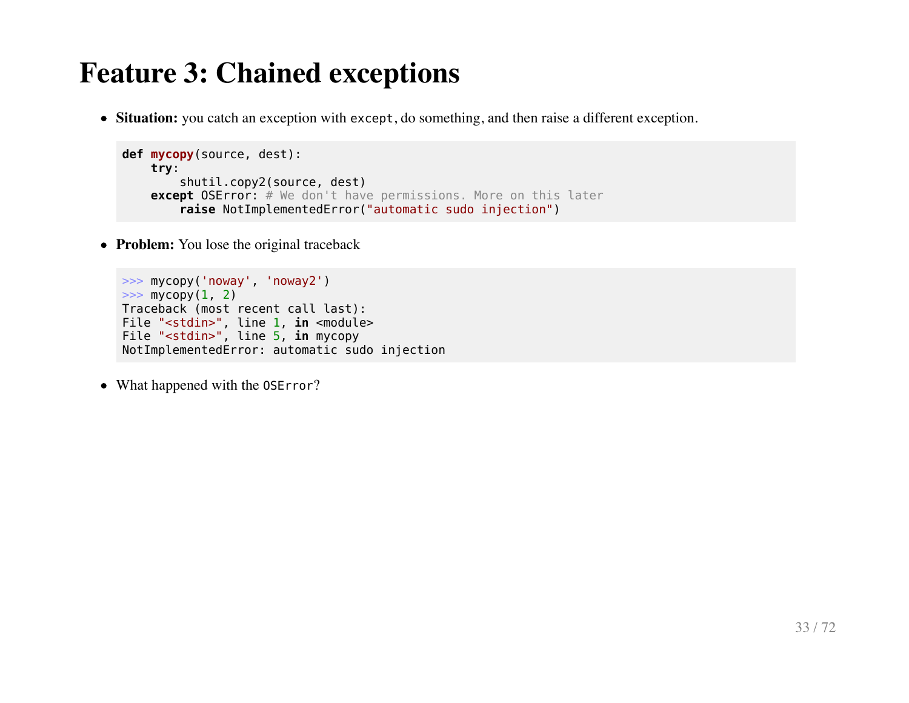# Feature 3: Chained exceptions

- **Situation:** you catch an exception with `except`, do something, and then raise a different exception.

```
def mycopy(source, dest):
    try:
        shutil.copy2(source, dest)
    except OSError: # We don't have permissions. More on this later
        raise NotImplementedError("automatic sudo injection")
```

- **Problem:** You lose the original traceback

```
>>> mycopy('noway', 'noway2')
>>> mycopy(1, 2)
Traceback (most recent call last):
File "<stdin>", line 1, in <module>
File "<stdin>", line 5, in mycopy
NotImplementedError: automatic sudo injection
```

- What happened with the `OSError`?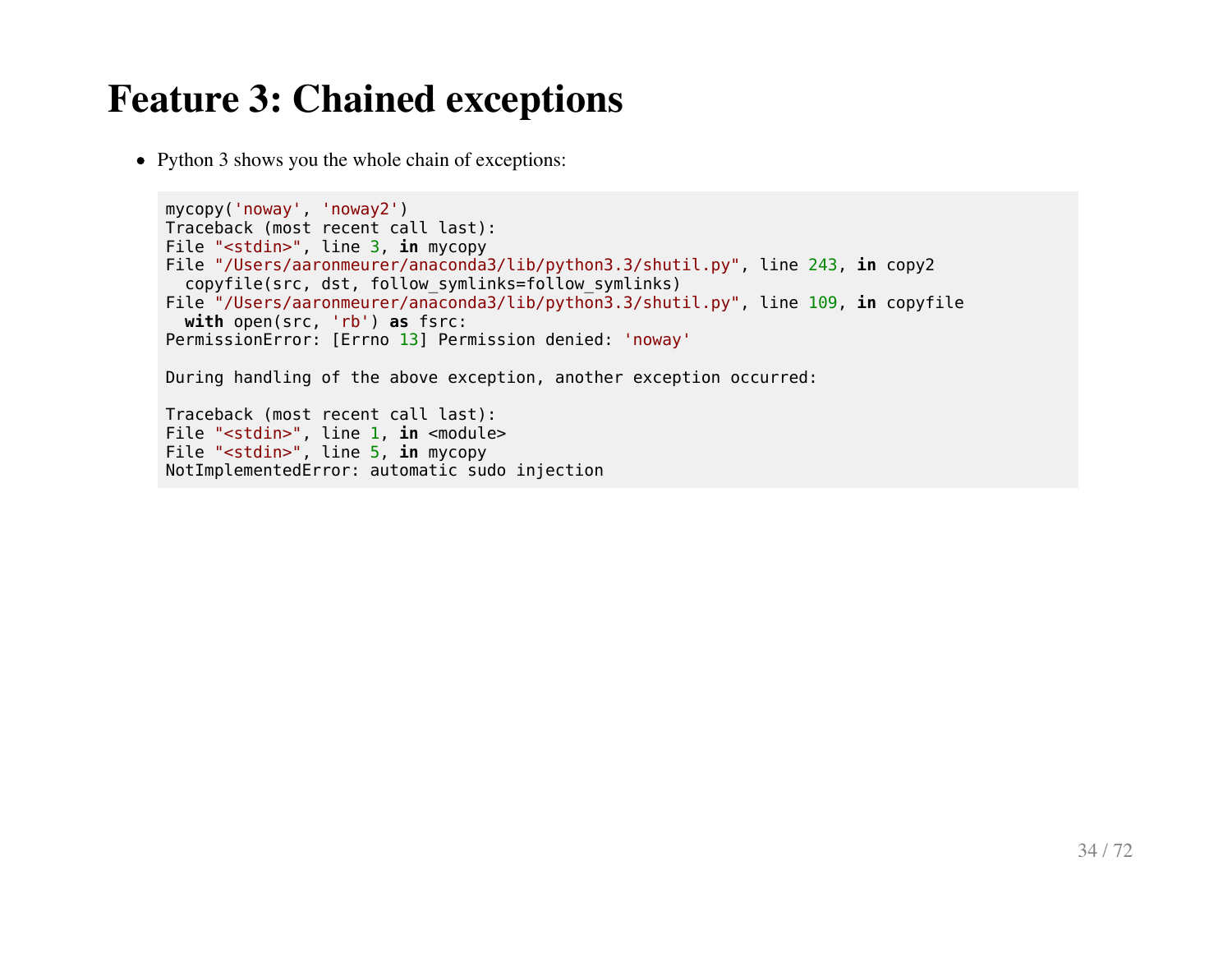# Feature 3: Chained exceptions

- Python 3 shows you the whole chain of exceptions:

```
mycopy('noway', 'noway2')
Traceback (most recent call last):
File "<stdin>", line 3, in mycopy
File "/Users/aaronmeurer/anaconda3/lib/python3.3/shutil.py", line 243, in copy2
  copyfile(src, dst, follow_symlinks=follow_symlinks)
File "/Users/aaronmeurer/anaconda3/lib/python3.3/shutil.py", line 109, in copyfile
  with open(src, 'rb') as fsrc:
PermissionError: [Errno 13] Permission denied: 'noway'

During handling of the above exception, another exception occurred:

Traceback (most recent call last):
File "<stdin>", line 1, in <module>
File "<stdin>", line 5, in mycopy
NotImplementedError: automatic sudo injection
```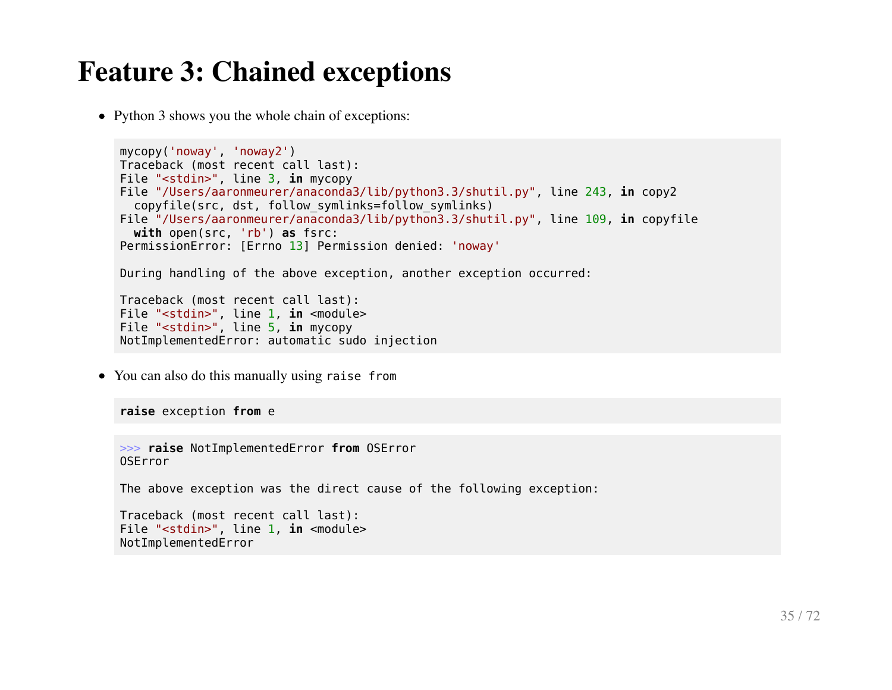# Feature 3: Chained exceptions

- Python 3 shows you the whole chain of exceptions:

```
mycopy('noway', 'noway2')
Traceback (most recent call last):
File "<stdin>", line 3, in mycopy
File "/Users/aaronmeurer/anaconda3/lib/python3.3/shutil.py", line 243, in copy2
  copyfile(src, dst, follow_symlinks=follow_symlinks)
File "/Users/aaronmeurer/anaconda3/lib/python3.3/shutil.py", line 109, in copyfile
  with open(src, 'rb') as fsrc:
PermissionError: [Errno 13] Permission denied: 'noway'

During handling of the above exception, another exception occurred:

Traceback (most recent call last):
File "<stdin>", line 1, in <module>
File "<stdin>", line 5, in mycopy
NotImplementedError: automatic sudo injection
```

- You can also do this manually using `raise from`

```
raise exception from e
```

```
>>> raise NotImplementedError from OSError
OSError

The above exception was the direct cause of the following exception:

Traceback (most recent call last):
File "<stdin>", line 1, in <module>
NotImplementedError
```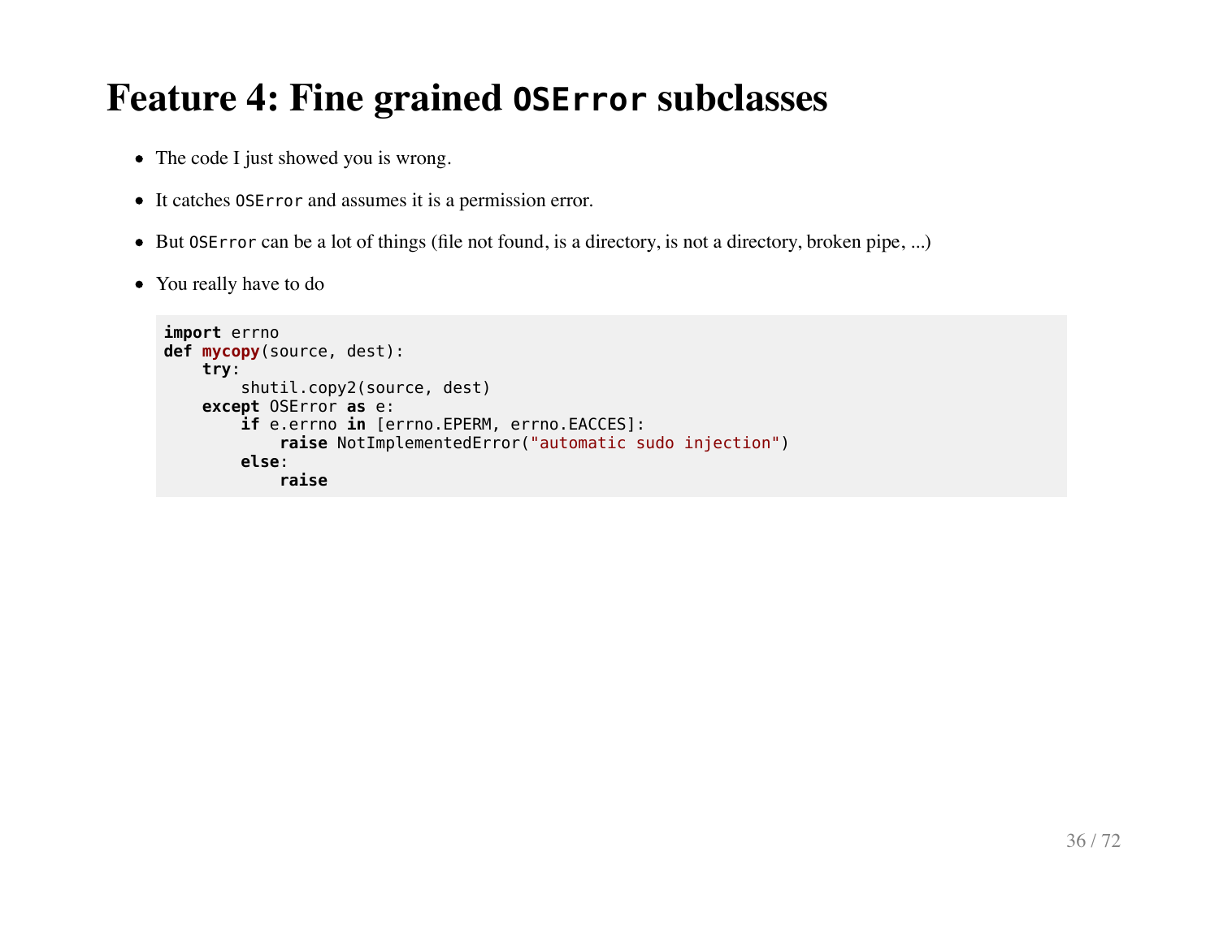# Feature 4: Fine grained `OSError` subclasses

- The code I just showed you is wrong.
- It catches `OSError` and assumes it is a permission error.
- But `OSError` can be a lot of things (file not found, is a directory, is not a directory, broken pipe, ...)
- You really have to do

```
import errno
def mycopy(source, dest):
    try:
        shutil.copy2(source, dest)
    except OSError as e:
        if e.errno in [errno.EPERM, errno.EACCES]:
            raise NotImplementedError("automatic sudo injection")
        else:
            raise
```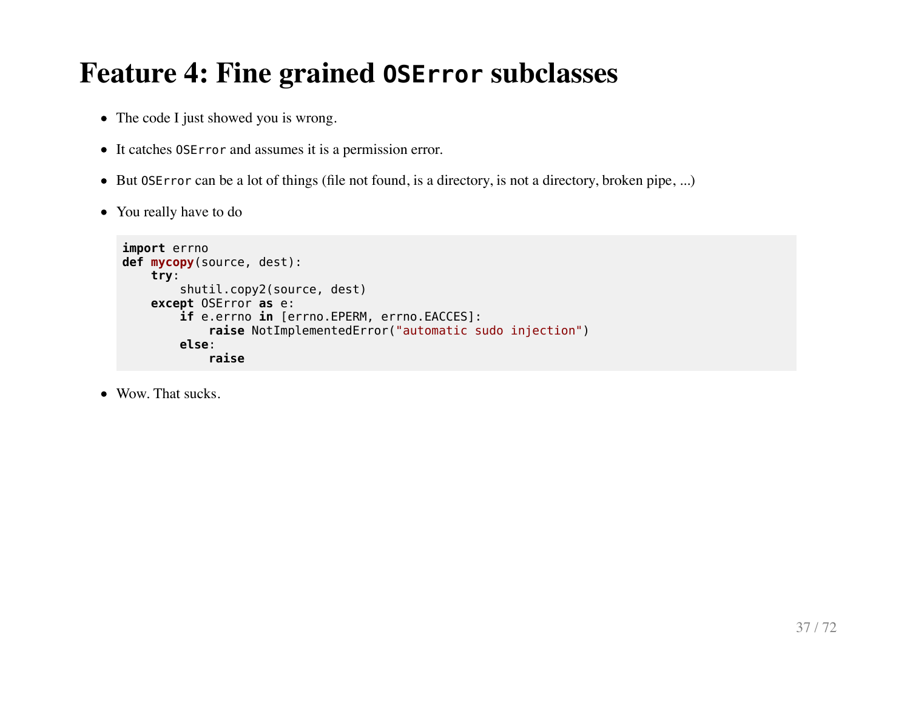# Feature 4: Fine grained `OSError` subclasses

- The code I just showed you is wrong.
- It catches `OSError` and assumes it is a permission error.
- But `OSError` can be a lot of things (file not found, is a directory, is not a directory, broken pipe, ...)
- You really have to do

```python
import errno
def mycopy(source, dest):
    try:
        shutil.copy2(source, dest)
    except OSError as e:
        if e.errno in [errno.EPERM, errno.EACCES]:
            raise NotImplementedError("automatic sudo injection")
        else:
            raise
```

- Wow. That sucks.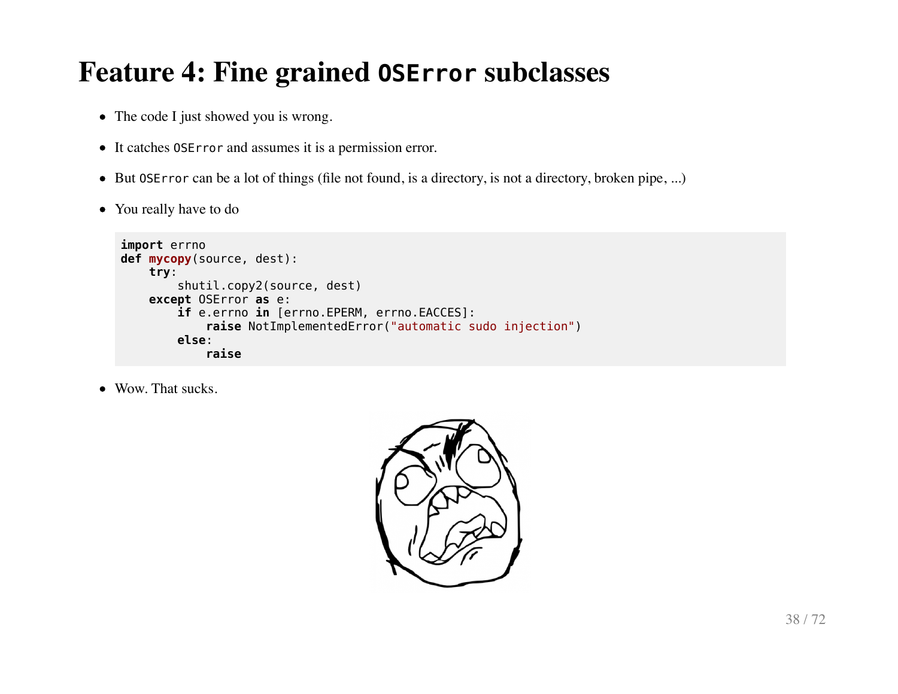# Feature 4: Fine grained `OSError` subclasses

- The code I just showed you is wrong.
- It catches `OSError` and assumes it is a permission error.
- But `OSError` can be a lot of things (file not found, is a directory, is not a directory, broken pipe, ...)
- You really have to do

```
import errno
def mycopy(source, dest):
    try:
        shutil.copy2(source, dest)
    except OSError as e:
        if e.errno in [errno.EPERM, errno.EACCES]:
            raise NotImplementedError("automatic sudo injection")
        else:
            raise
```

- Wow. That sucks.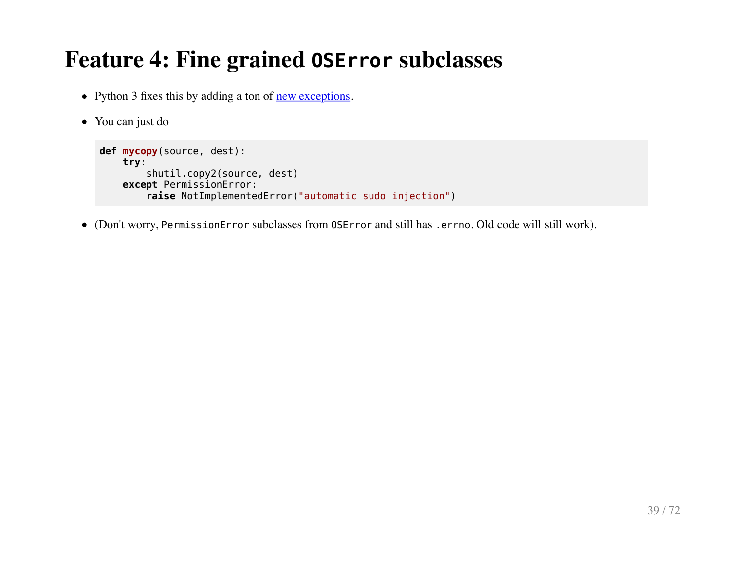# Feature 4: Fine grained `OSError` subclasses

- Python 3 fixes this by adding a ton of new exceptions.
- You can just do

```python
def mycopy(source, dest):
    try:
        shutil.copy2(source, dest)
    except PermissionError:
        raise NotImplementedError("automatic sudo injection")
```

- (Don't worry, `PermissionError` subclasses from `OSError` and still has `.errno`. Old code will still work).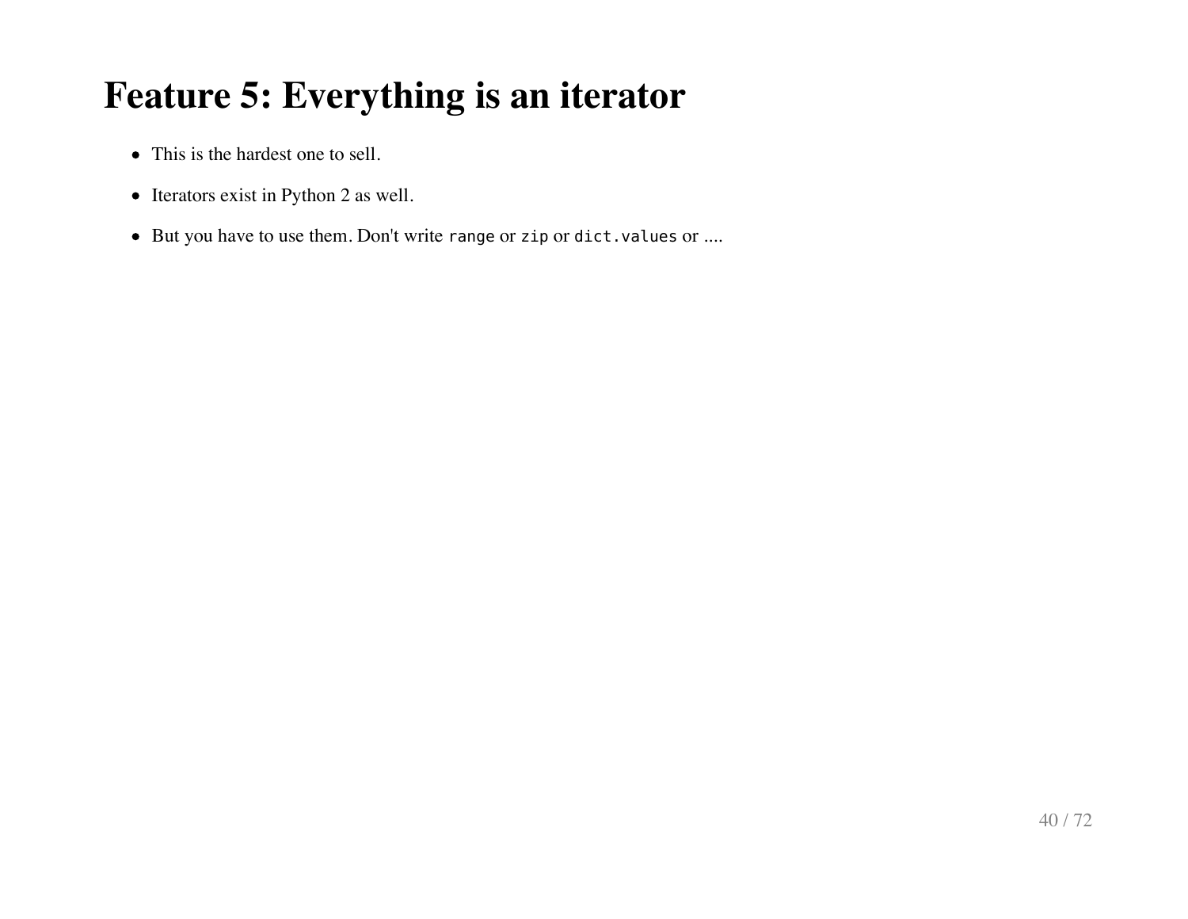# Feature 5: Everything is an iterator

- This is the hardest one to sell.
- Iterators exist in Python 2 as well.
- But you have to use them. Don't write `range` or `zip` or `dict.values` or ....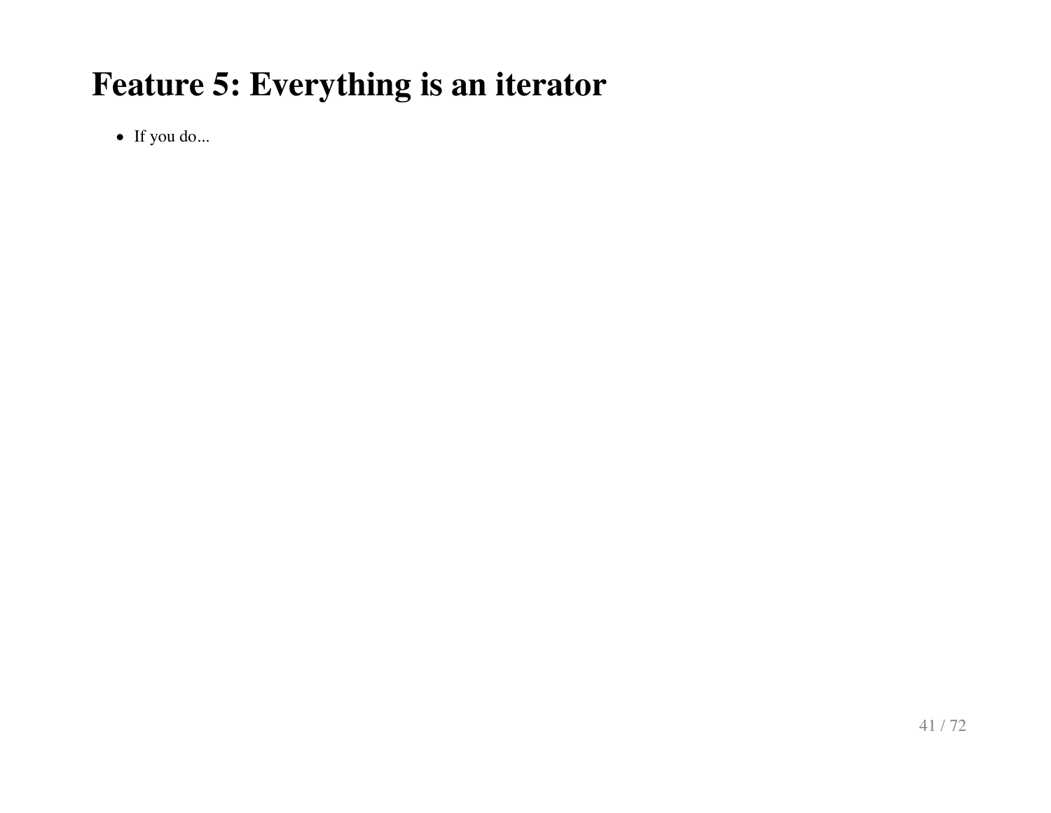# Feature 5: Everything is an iterator

- If you do...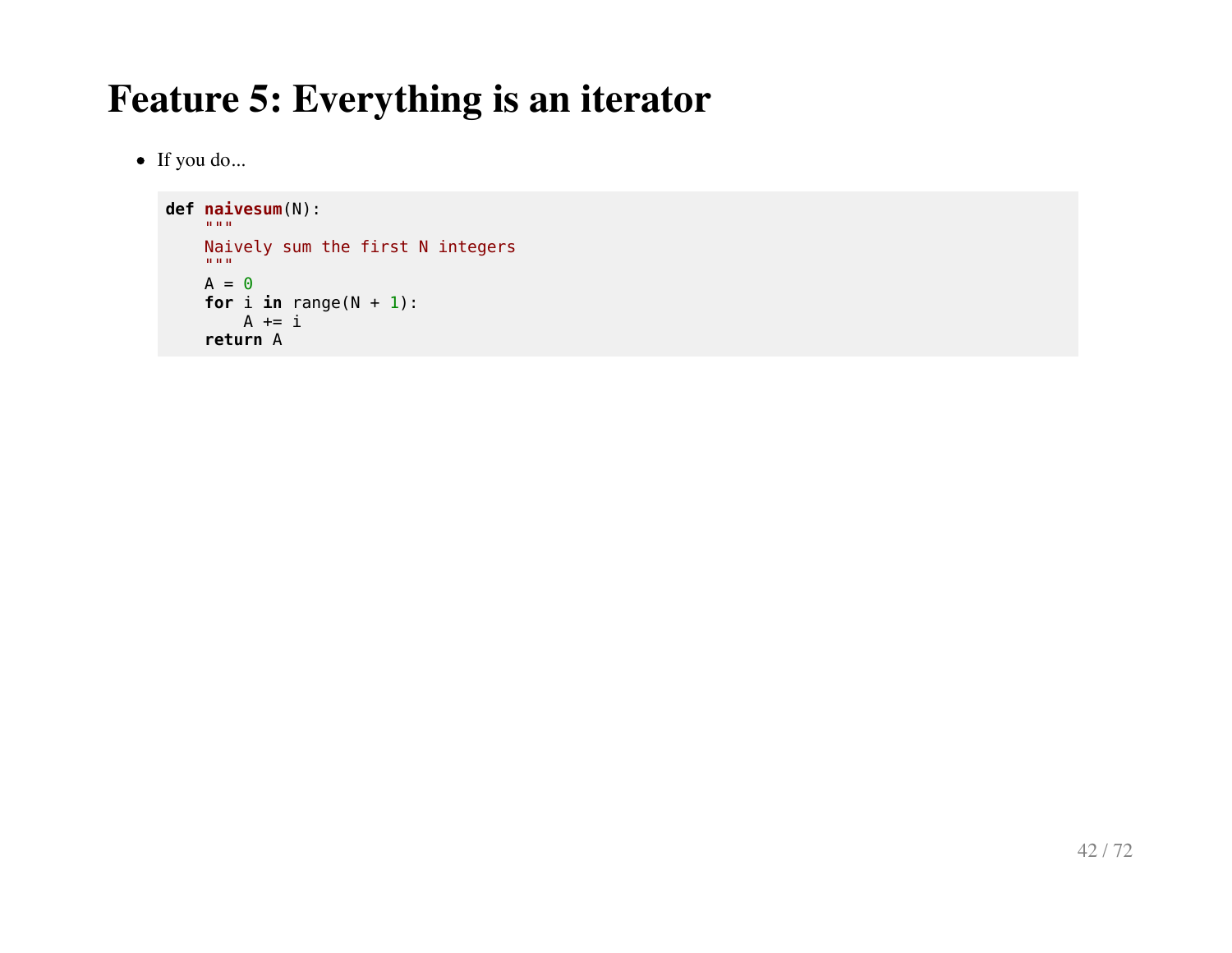# Feature 5: Everything is an iterator

- If you do...

```python
def naivesum(N):
    """
    Naively sum the first N integers
    """
    A = 0
    for i in range(N + 1):
        A += i
    return A
```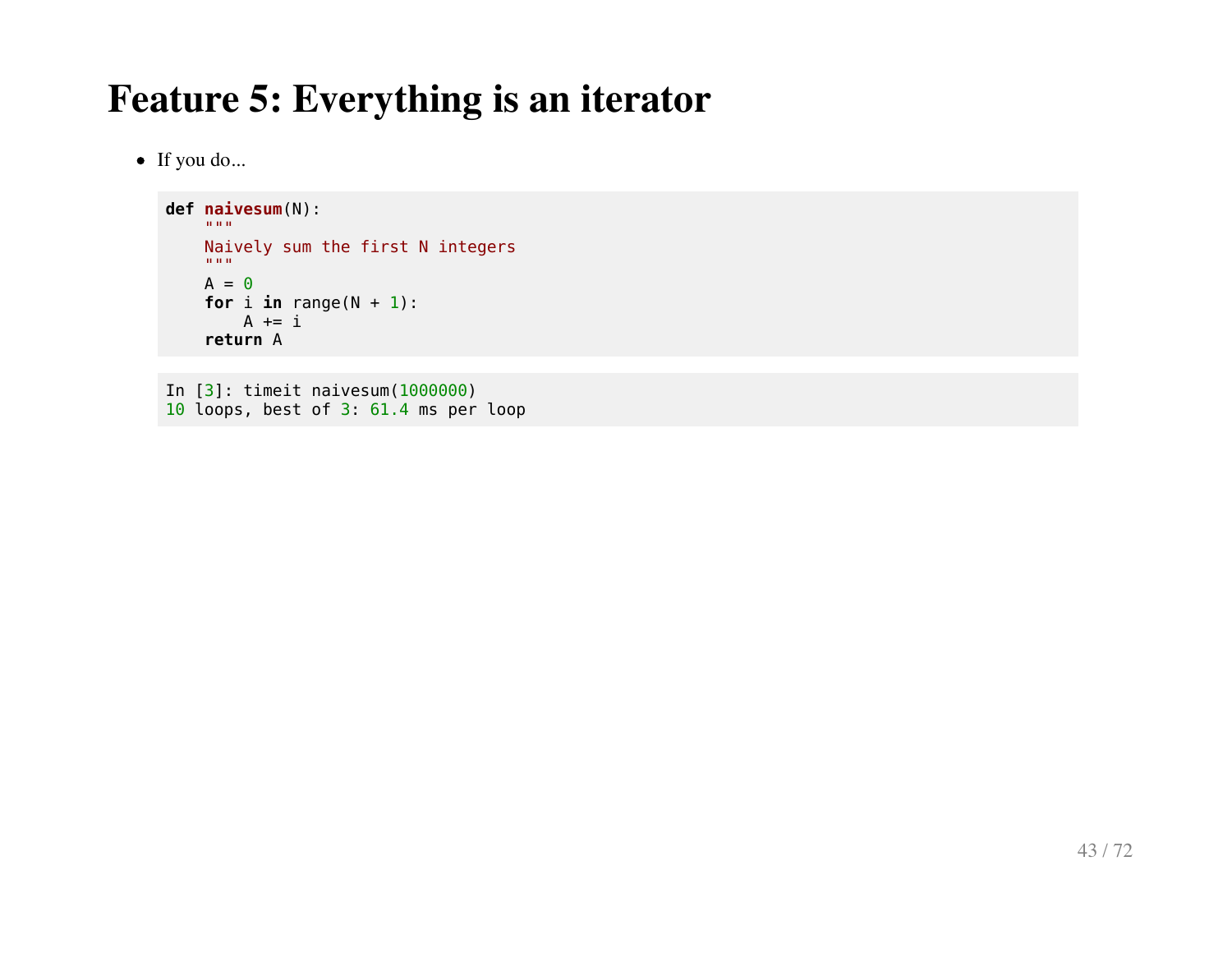# Feature 5: Everything is an iterator

- If you do...

```
def naivesum(N):
    """
    Naively sum the first N integers
    """
    A = 0
    for i in range(N + 1):
        A += i
    return A
```

```
In [3]: timeit naivesum(1000000)
10 loops, best of 3: 61.4 ms per loop
```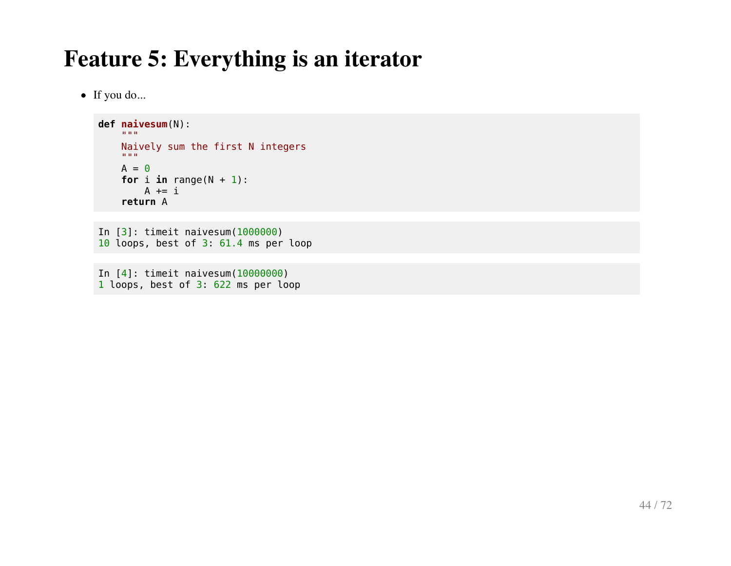# Feature 5: Everything is an iterator

- If you do...

```python
def naivesum(N):
    """
    Naively sum the first N integers
    """
    A = 0
    for i in range(N + 1):
        A += i
    return A
```

```
In [3]: timeit naivesum(1000000)
10 loops, best of 3: 61.4 ms per loop
```

```
In [4]: timeit naivesum(10000000)
1 loops, best of 3: 622 ms per loop
```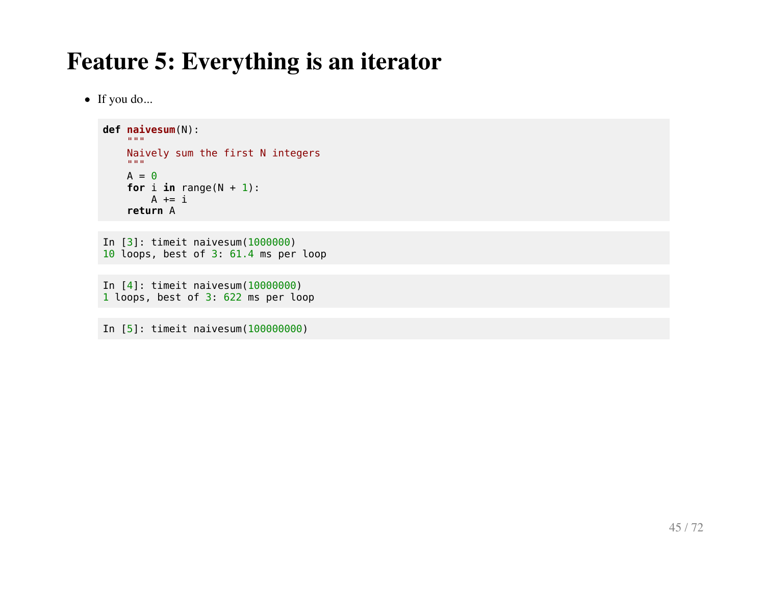# Feature 5: Everything is an iterator

- If you do...

```
def naivesum(N):
    """
    Naively sum the first N integers
    """
    A = 0
    for i in range(N + 1):
        A += i
    return A
```

```
In [3]: timeit naivesum(1000000)
10 loops, best of 3: 61.4 ms per loop
```

```
In [4]: timeit naivesum(10000000)
1 loops, best of 3: 622 ms per loop
```

```
In [5]: timeit naivesum(100000000)
```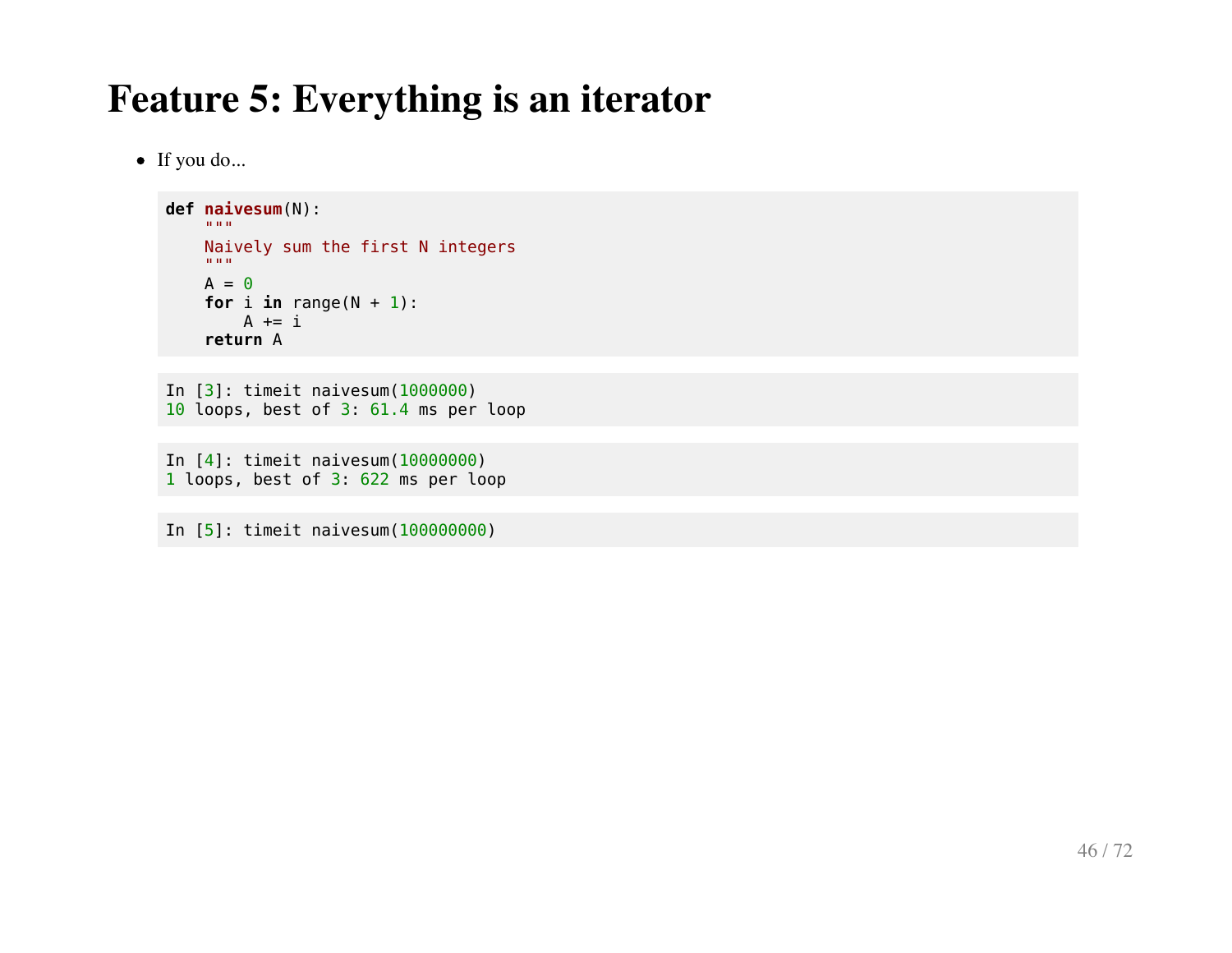# Feature 5: Everything is an iterator

- If you do...

```
def naivesum(N):
    """
    Naively sum the first N integers
    """
    A = 0
    for i in range(N + 1):
        A += i
    return A
```

```
In [3]: timeit naivesum(1000000)
10 loops, best of 3: 61.4 ms per loop
```

```
In [4]: timeit naivesum(10000000)
1 loops, best of 3: 622 ms per loop
```

```
In [5]: timeit naivesum(100000000)
```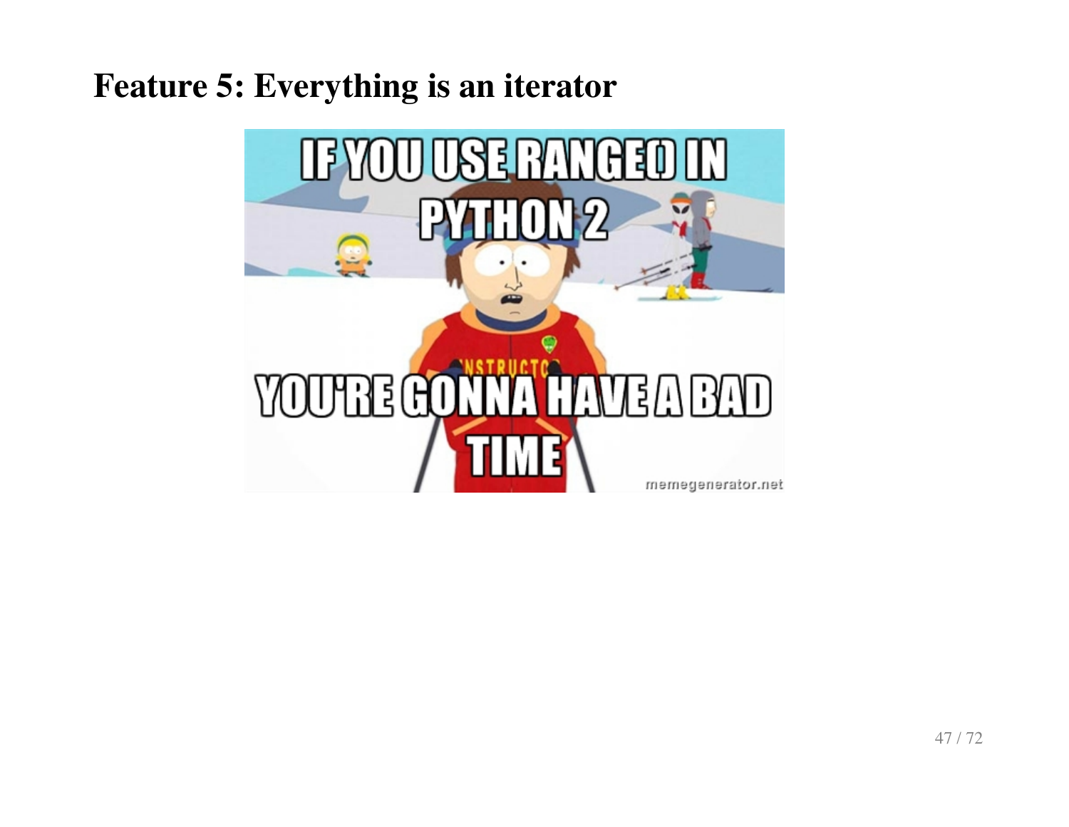# Feature 5: Everything is an iterator

IF YOU USE RANGE() IN PYTHON 2

YOU'RE GONNA HAVE A BAD TIME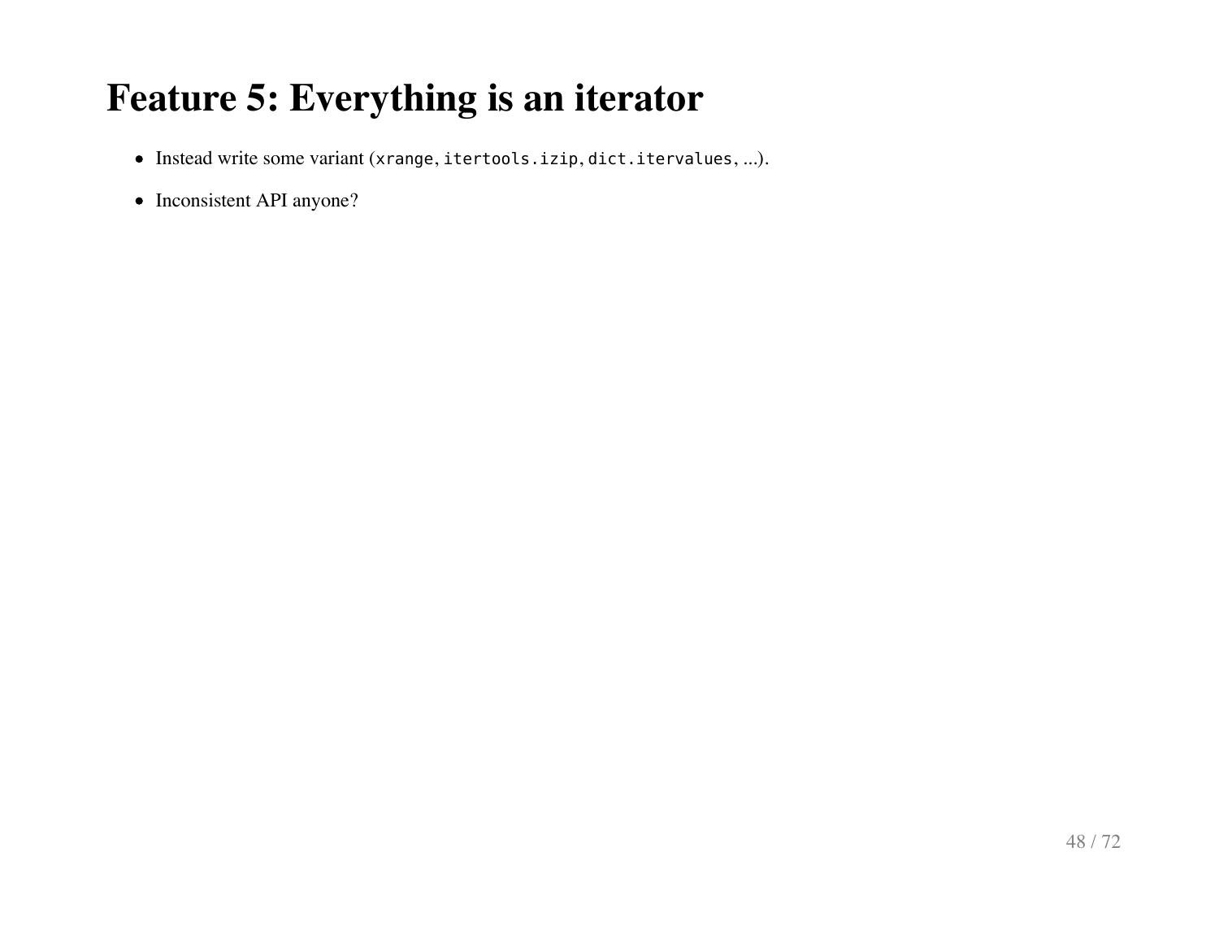# Feature 5: Everything is an iterator

- Instead write some variant (`xrange`, `itertools.izip`, `dict.itervalues`, ...).
- Inconsistent API anyone?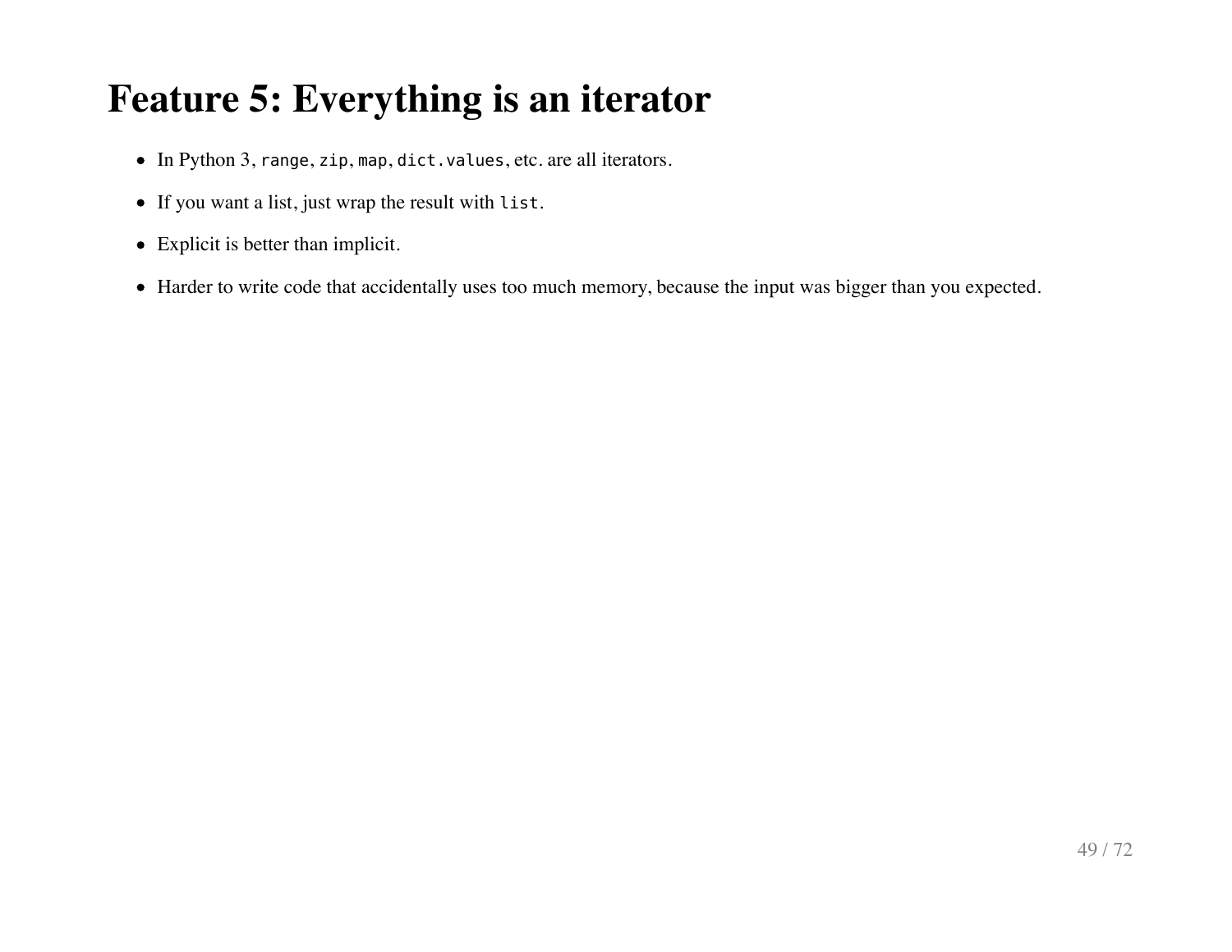# Feature 5: Everything is an iterator

- In Python 3, `range`, `zip`, `map`, `dict.values`, etc. are all iterators.
- If you want a list, just wrap the result with `list`.
- Explicit is better than implicit.
- Harder to write code that accidentally uses too much memory, because the input was bigger than you expected.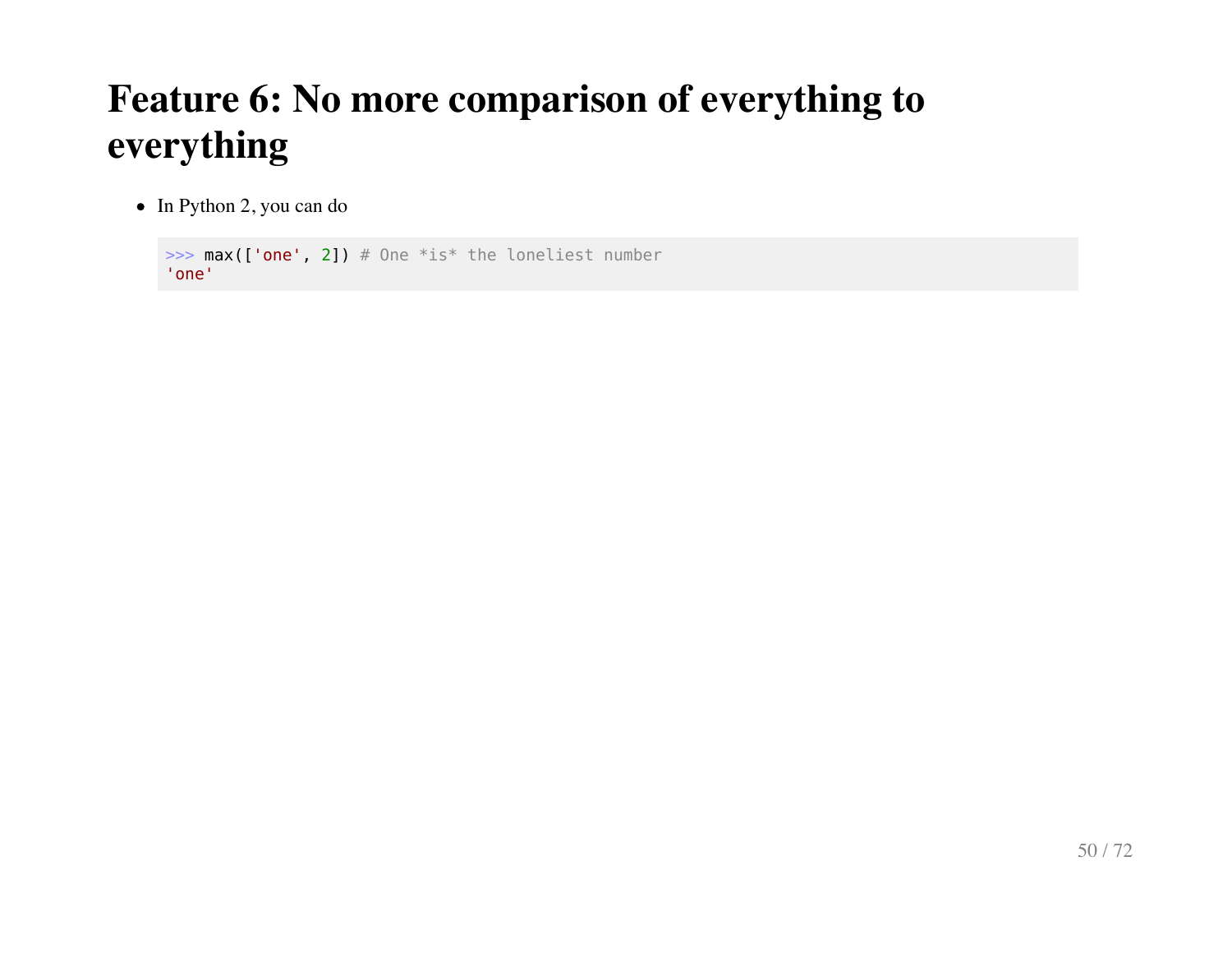# Feature 6: No more comparison of everything to everything

- In Python 2, you can do

```
>>> max(['one', 2]) # One *is* the loneliest number
'one'
```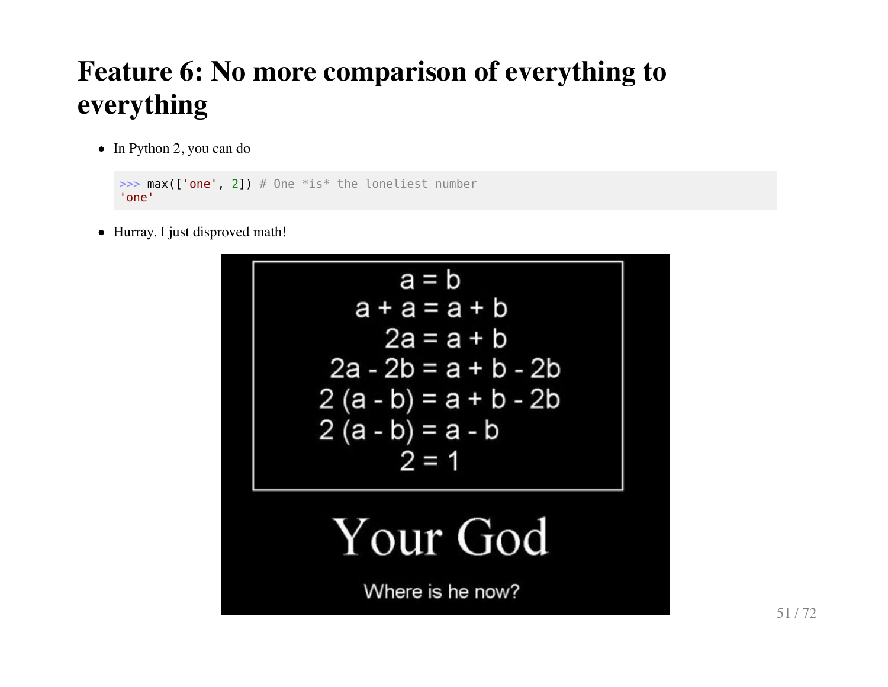# Feature 6: No more comparison of everything to everything

- In Python 2, you can do

```
>>> max(['one', 2]) # One *is* the loneliest number
'one'
```

- Hurray. I just disproved math!

$$a = b$$
$$a + a = a + b$$
$$2a = a + b$$
$$2a - 2b = a + b - 2b$$
$$2(a - b) = a + b - 2b$$
$$2(a - b) = a - b$$
$$2 = 1$$

Your God

Where is he now?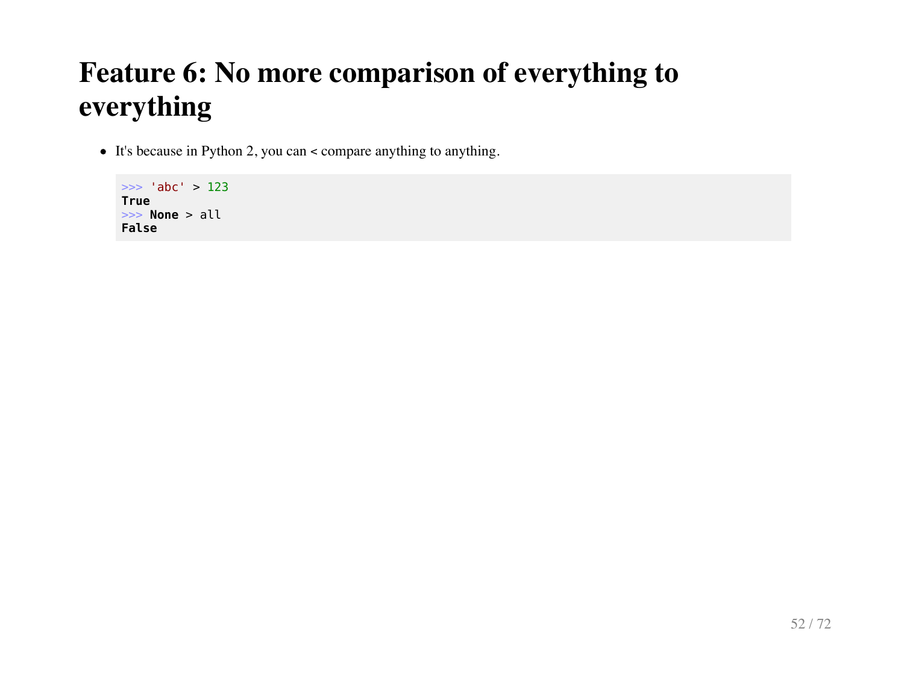# Feature 6: No more comparison of everything to everything

- It's because in Python 2, you can < compare anything to anything.

```
>>> 'abc' > 123
True
>>> None > all
False
```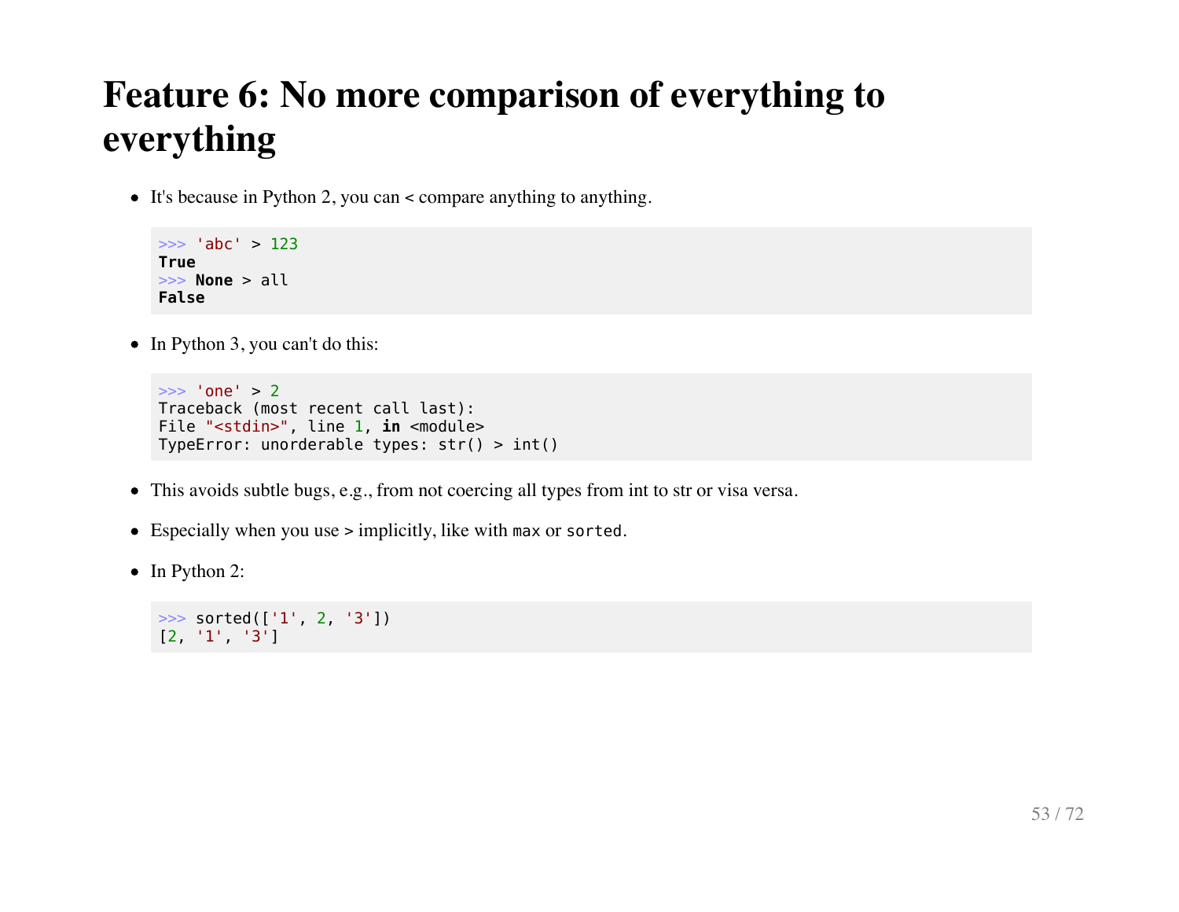# Feature 6: No more comparison of everything to everything

- It's because in Python 2, you can < compare anything to anything.

```
>>> 'abc' > 123
True
>>> None > all
False
```

- In Python 3, you can't do this:

```
>>> 'one' > 2
Traceback (most recent call last):
File "<stdin>", line 1, in <module>
TypeError: unorderable types: str() > int()
```

- This avoids subtle bugs, e.g., from not coercing all types from int to str or visa versa.
- Especially when you use > implicitly, like with `max` or `sorted`.
- In Python 2:

```
>>> sorted(['1', 2, '3'])
[2, '1', '3']
```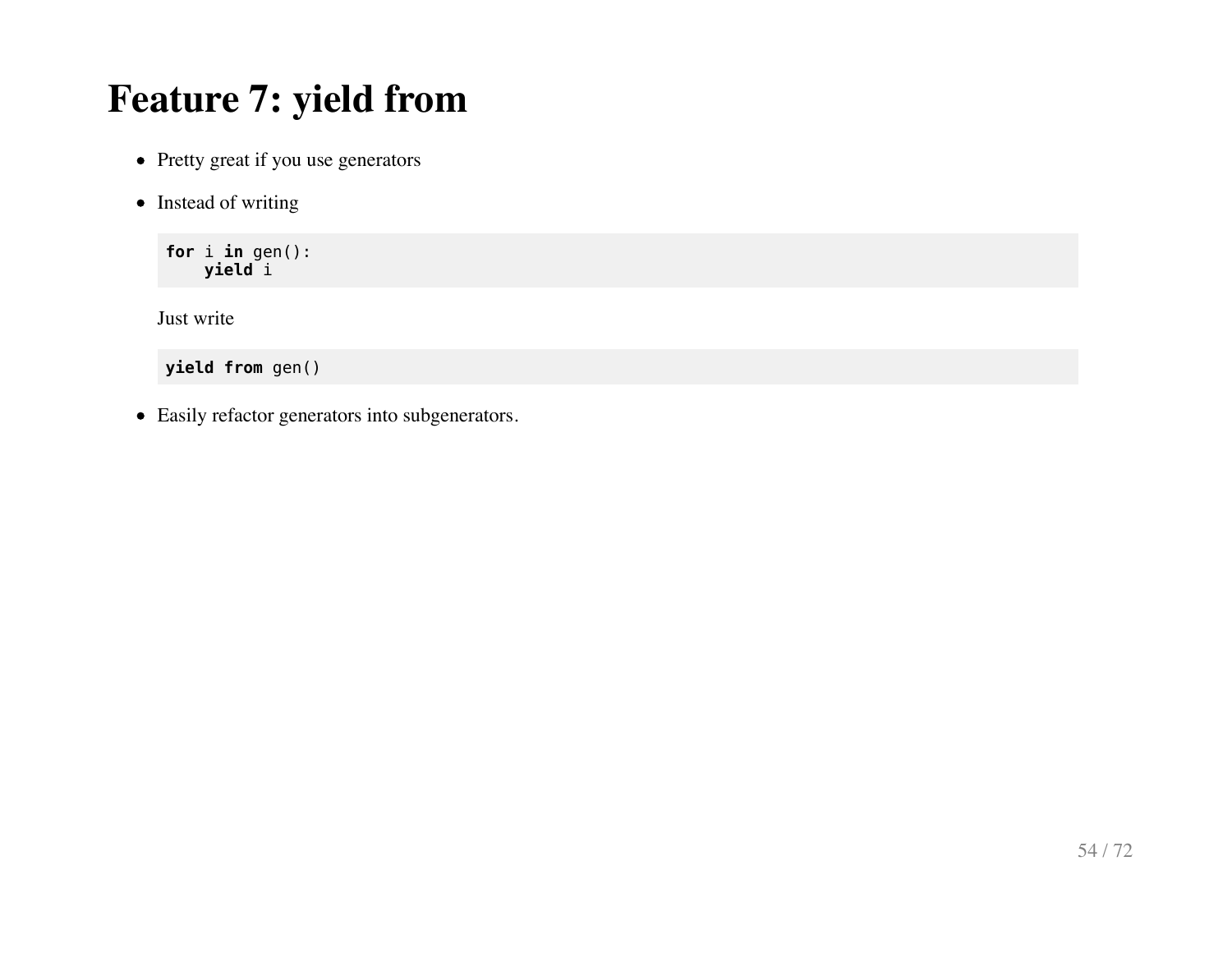# Feature 7: yield from

- Pretty great if you use generators
- Instead of writing

  ```
  for i in gen():
      yield i
  ```

  Just write

  ```
  yield from gen()
  ```

- Easily refactor generators into subgenerators.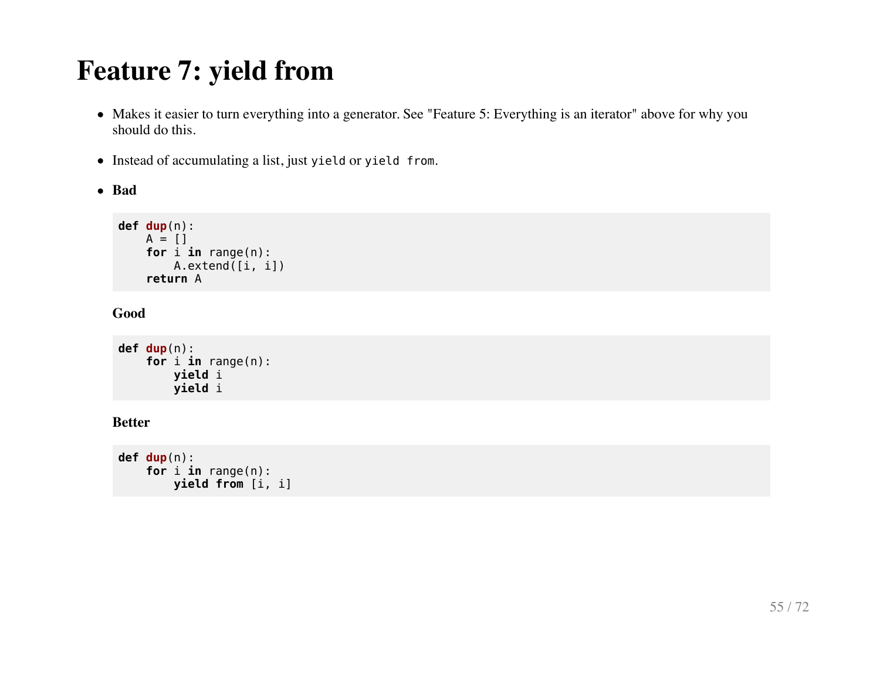# Feature 7: yield from

- Makes it easier to turn everything into a generator. See "Feature 5: Everything is an iterator" above for why you should do this.
- Instead of accumulating a list, just `yield` or `yield from`.
- **Bad**

  ```
  def dup(n):
      A = []
      for i in range(n):
          A.extend([i, i])
      return A
  ```

  **Good**

  ```
  def dup(n):
      for i in range(n):
          yield i
          yield i
  ```

  **Better**

  ```
  def dup(n):
      for i in range(n):
          yield from [i, i]
  ```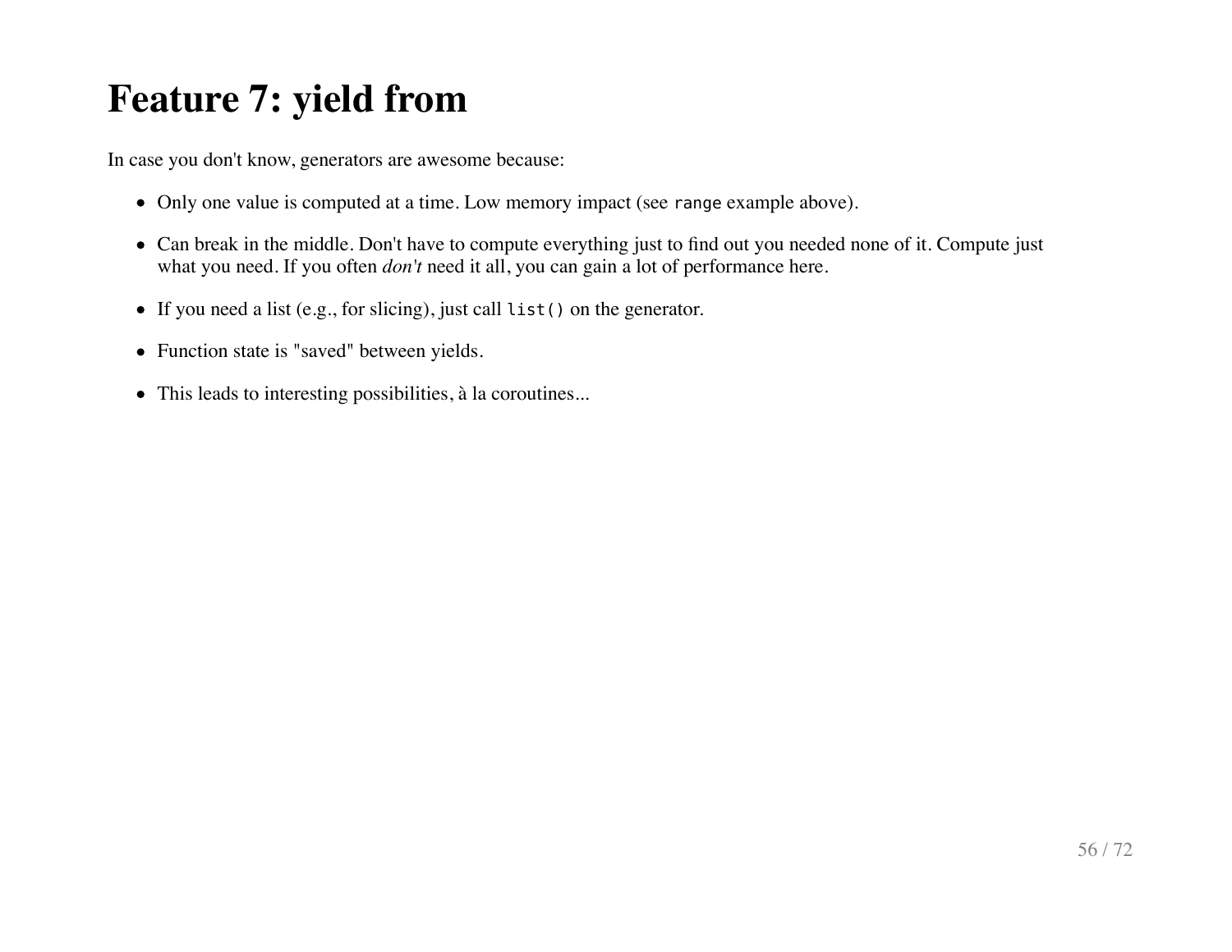# Feature 7: yield from

In case you don't know, generators are awesome because:

- Only one value is computed at a time. Low memory impact (see `range` example above).
- Can break in the middle. Don't have to compute everything just to find out you needed none of it. Compute just what you need. If you often *don't* need it all, you can gain a lot of performance here.
- If you need a list (e.g., for slicing), just call `list()` on the generator.
- Function state is "saved" between yields.
- This leads to interesting possibilities, à la coroutines...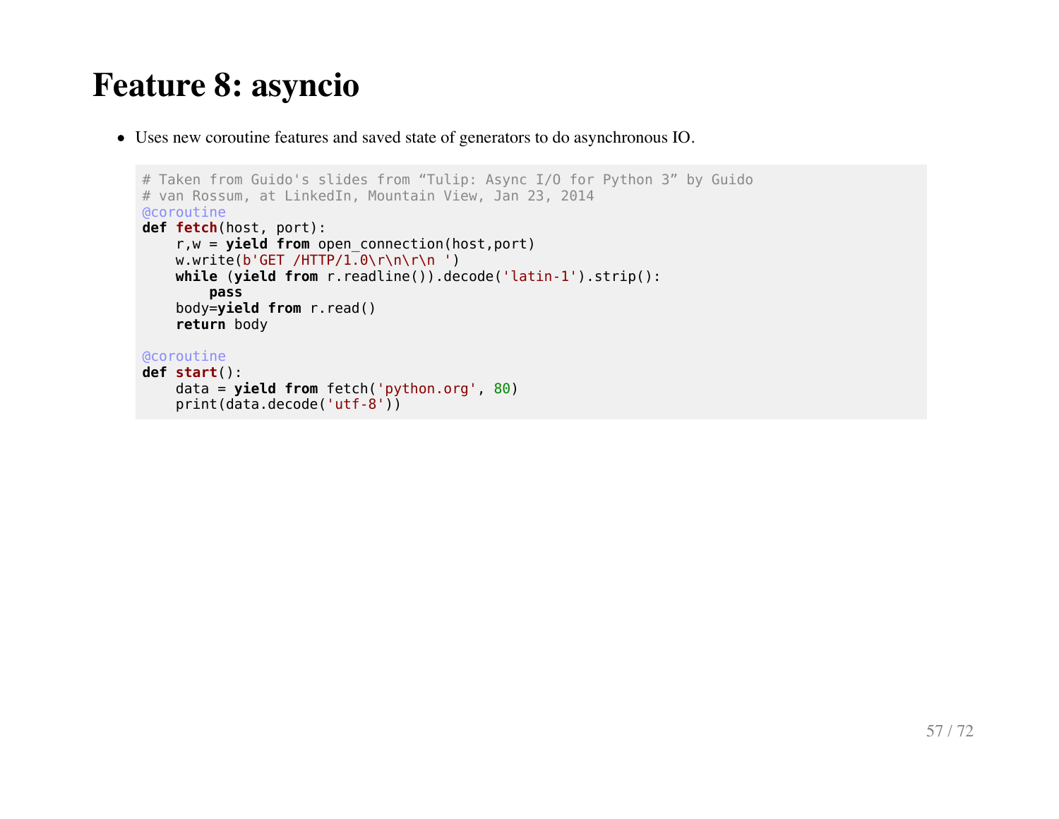# Feature 8: asyncio

- Uses new coroutine features and saved state of generators to do asynchronous IO.

```
# Taken from Guido's slides from “Tulip: Async I/O for Python 3” by Guido
# van Rossum, at LinkedIn, Mountain View, Jan 23, 2014
@coroutine
def fetch(host, port):
    r,w = yield from open_connection(host,port)
    w.write(b'GET /HTTP/1.0\r\n\r\n ')
    while (yield from r.readline()).decode('latin-1').strip():
        pass
    body=yield from r.read()
    return body

@coroutine
def start():
    data = yield from fetch('python.org', 80)
    print(data.decode('utf-8'))
```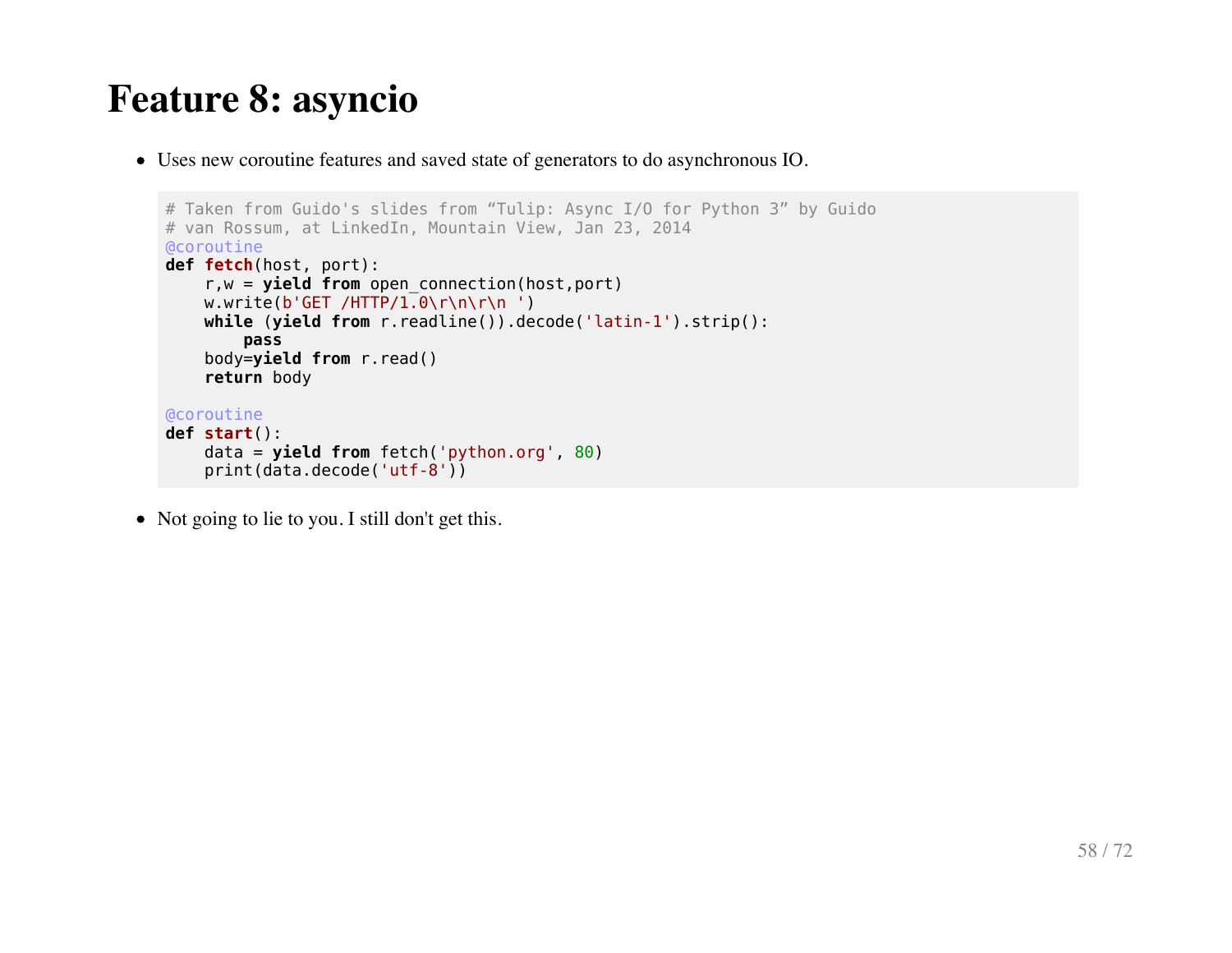# Feature 8: asyncio

- Uses new coroutine features and saved state of generators to do asynchronous IO.

```
# Taken from Guido's slides from “Tulip: Async I/O for Python 3” by Guido
# van Rossum, at LinkedIn, Mountain View, Jan 23, 2014
@coroutine
def fetch(host, port):
    r,w = yield from open_connection(host,port)
    w.write(b'GET /HTTP/1.0\r\n\r\n ')
    while (yield from r.readline()).decode('latin-1').strip():
        pass
    body=yield from r.read()
    return body

@coroutine
def start():
    data = yield from fetch('python.org', 80)
    print(data.decode('utf-8'))
```

- Not going to lie to you. I still don't get this.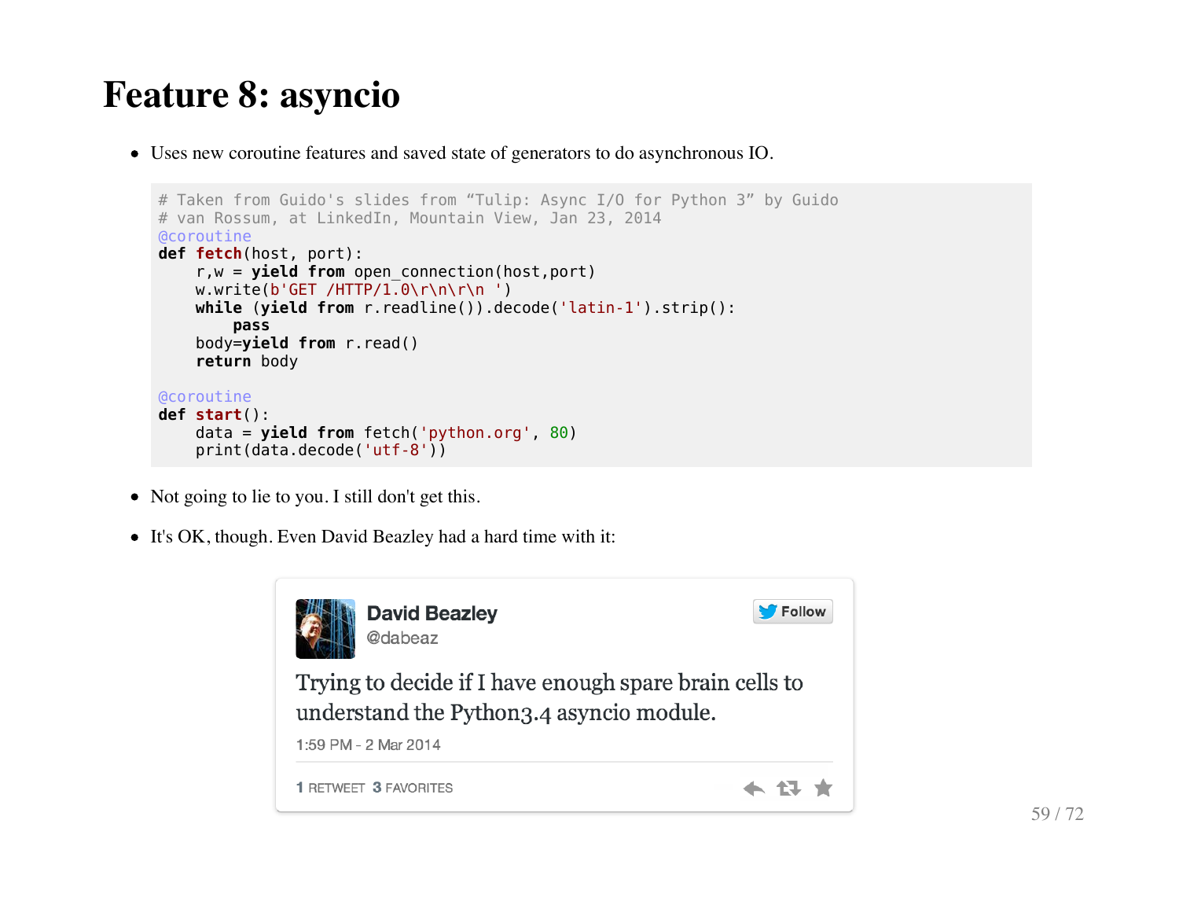# Feature 8: asyncio

- Uses new coroutine features and saved state of generators to do asynchronous IO.

```
# Taken from Guido's slides from “Tulip: Async I/O for Python 3” by Guido
# van Rossum, at LinkedIn, Mountain View, Jan 23, 2014
@coroutine
def fetch(host, port):
    r,w = yield from open_connection(host,port)
    w.write(b'GET /HTTP/1.0\r\n\r\n ')
    while (yield from r.readline()).decode('latin-1').strip():
        pass
    body=yield from r.read()
    return body

@coroutine
def start():
    data = yield from fetch('python.org', 80)
    print(data.decode('utf-8'))
```

- Not going to lie to you. I still don't get this.
- It's OK, though. Even David Beazley had a hard time with it:

David Beazley
@dabeaz

Trying to decide if I have enough spare brain cells to understand the Python3.4 asyncio module.

1:59 PM - 2 Mar 2014

1 RETWEET 3 FAVORITES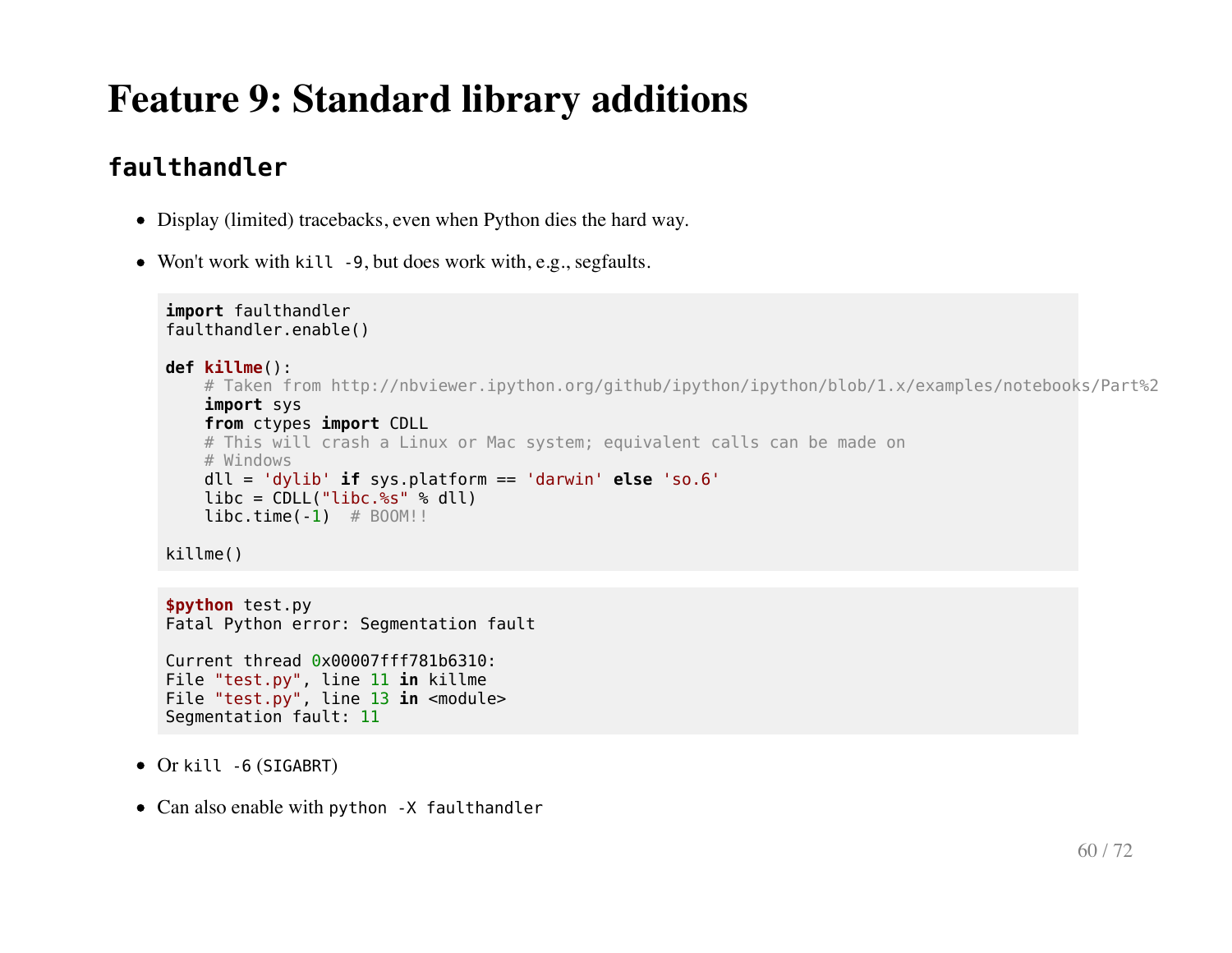# Feature 9: Standard library additions

## `faulthandler`

- Display (limited) tracebacks, even when Python dies the hard way.
- Won't work with `kill -9`, but does work with, e.g., segfaults.

```python
import faulthandler
faulthandler.enable()

def killme():
    # Taken from http://nbviewer.ipython.org/github/ipython/ipython/blob/1.x/examples/notebooks/Part%2
    import sys
    from ctypes import CDLL
    # This will crash a Linux or Mac system; equivalent calls can be made on
    # Windows
    dll = 'dylib' if sys.platform == 'darwin' else 'so.6'
    libc = CDLL("libc.%s" % dll)
    libc.time(-1)  # BOOM!!

killme()
```

```
$python test.py
Fatal Python error: Segmentation fault

Current thread 0x00007fff781b6310:
File "test.py", line 11 in killme
File "test.py", line 13 in <module>
Segmentation fault: 11
```

- Or `kill -6` (`SIGABRT`)
- Can also enable with `python -X faulthandler`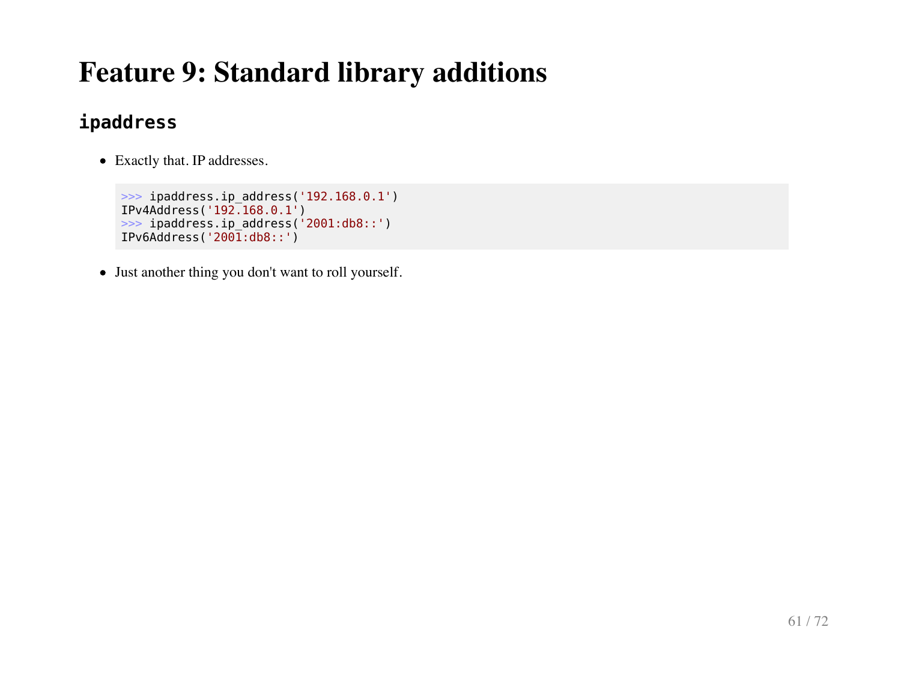# Feature 9: Standard library additions

## `ipaddress`

- Exactly that. IP addresses.

```
>>> ipaddress.ip_address('192.168.0.1')
IPv4Address('192.168.0.1')
>>> ipaddress.ip_address('2001:db8::')
IPv6Address('2001:db8::')
```

- Just another thing you don't want to roll yourself.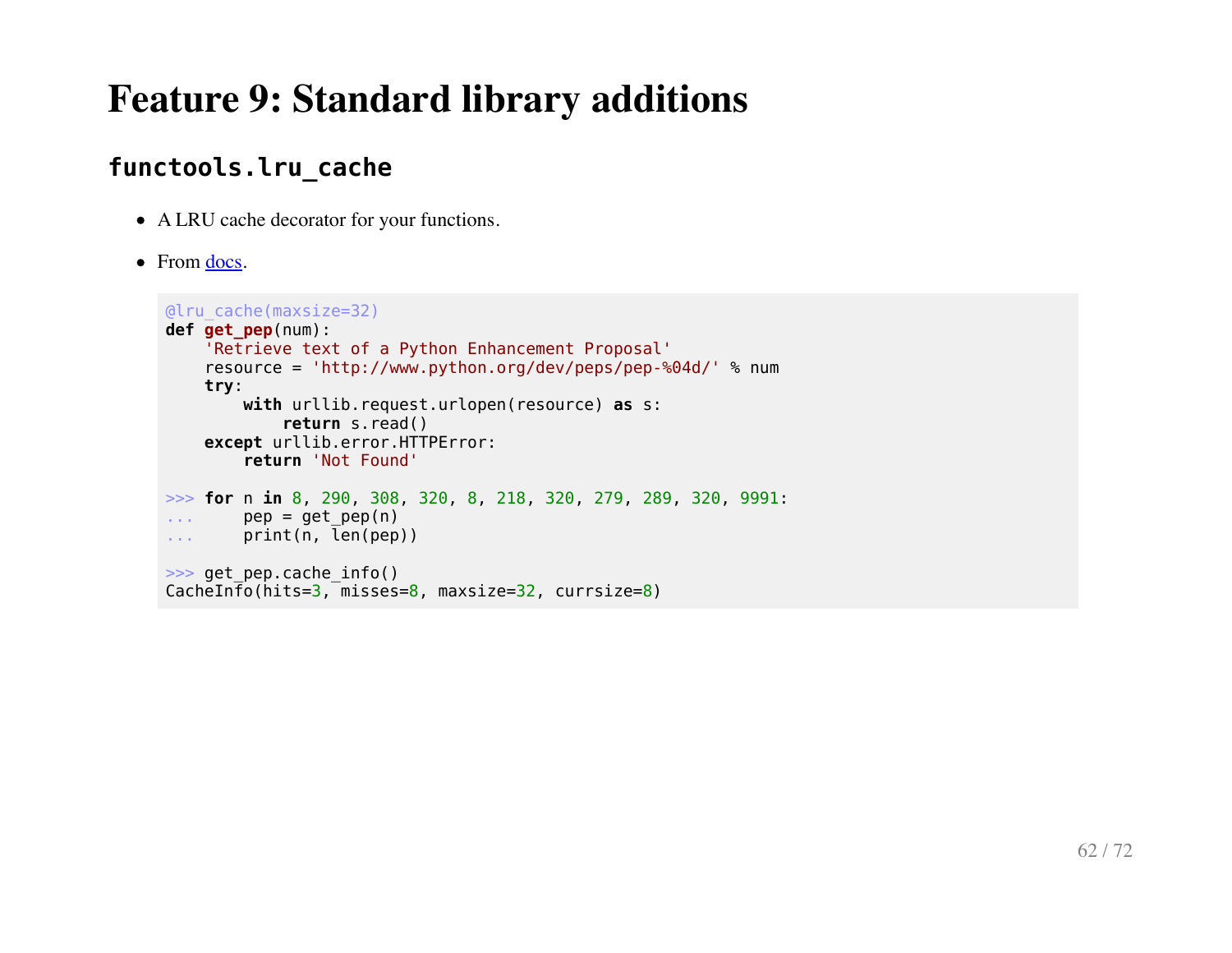# Feature 9: Standard library additions

## `functools.lru_cache`

- A LRU cache decorator for your functions.
- From [docs](docs).

```
@lru_cache(maxsize=32)
def get_pep(num):
    'Retrieve text of a Python Enhancement Proposal'
    resource = 'http://www.python.org/dev/peps/pep-%04d/' % num
    try:
        with urllib.request.urlopen(resource) as s:
            return s.read()
    except urllib.error.HTTPError:
        return 'Not Found'

>>> for n in 8, 290, 308, 320, 8, 218, 320, 279, 289, 320, 9991:
...     pep = get_pep(n)
...     print(n, len(pep))

>>> get_pep.cache_info()
CacheInfo(hits=3, misses=8, maxsize=32, currsize=8)
```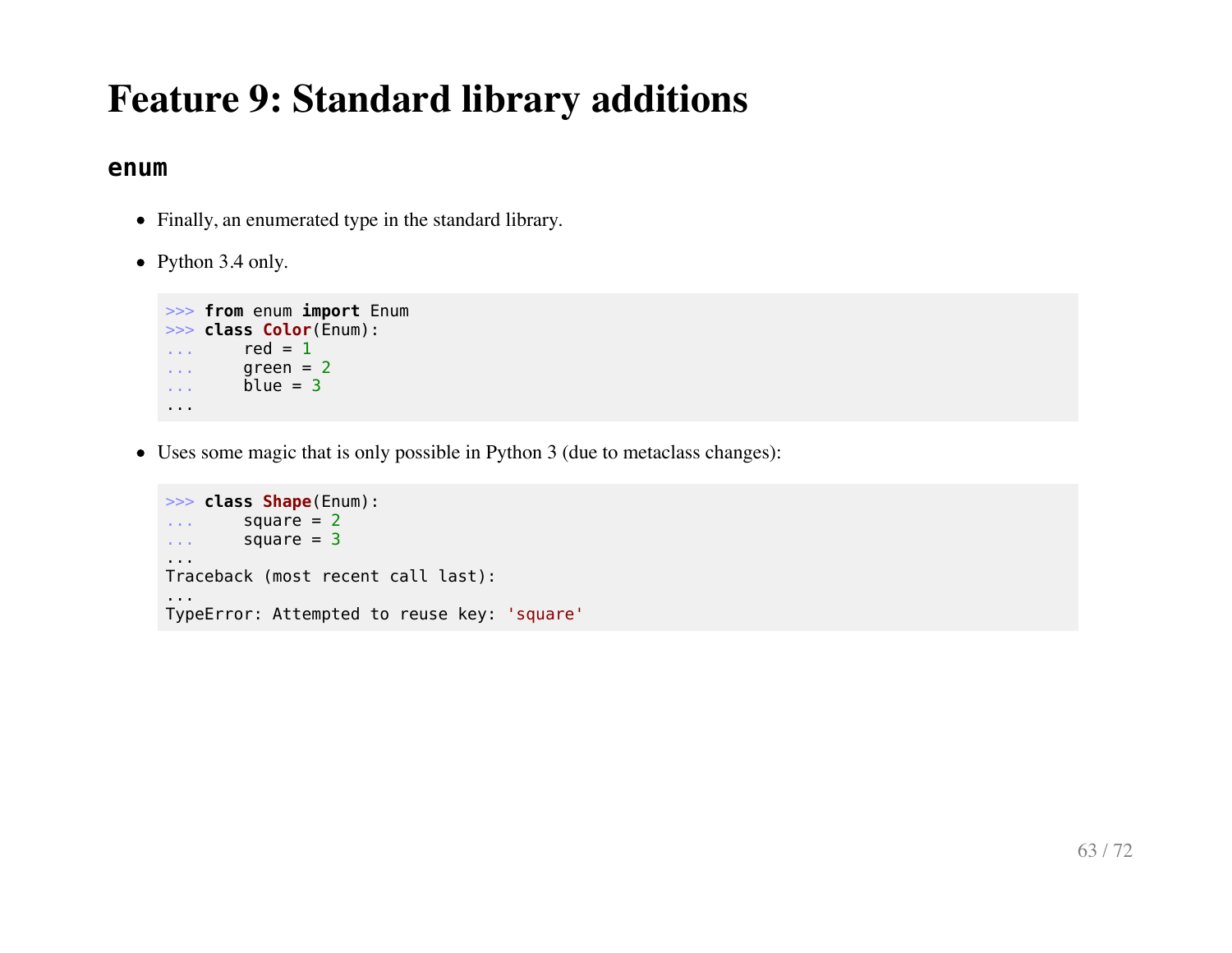# Feature 9: Standard library additions

## `enum`

- Finally, an enumerated type in the standard library.
- Python 3.4 only.

```
>>> from enum import Enum
>>> class Color(Enum):
...     red = 1
...     green = 2
...     blue = 3
...
```

- Uses some magic that is only possible in Python 3 (due to metaclass changes):

```
>>> class Shape(Enum):
...     square = 2
...     square = 3
...
Traceback (most recent call last):
...
TypeError: Attempted to reuse key: 'square'
```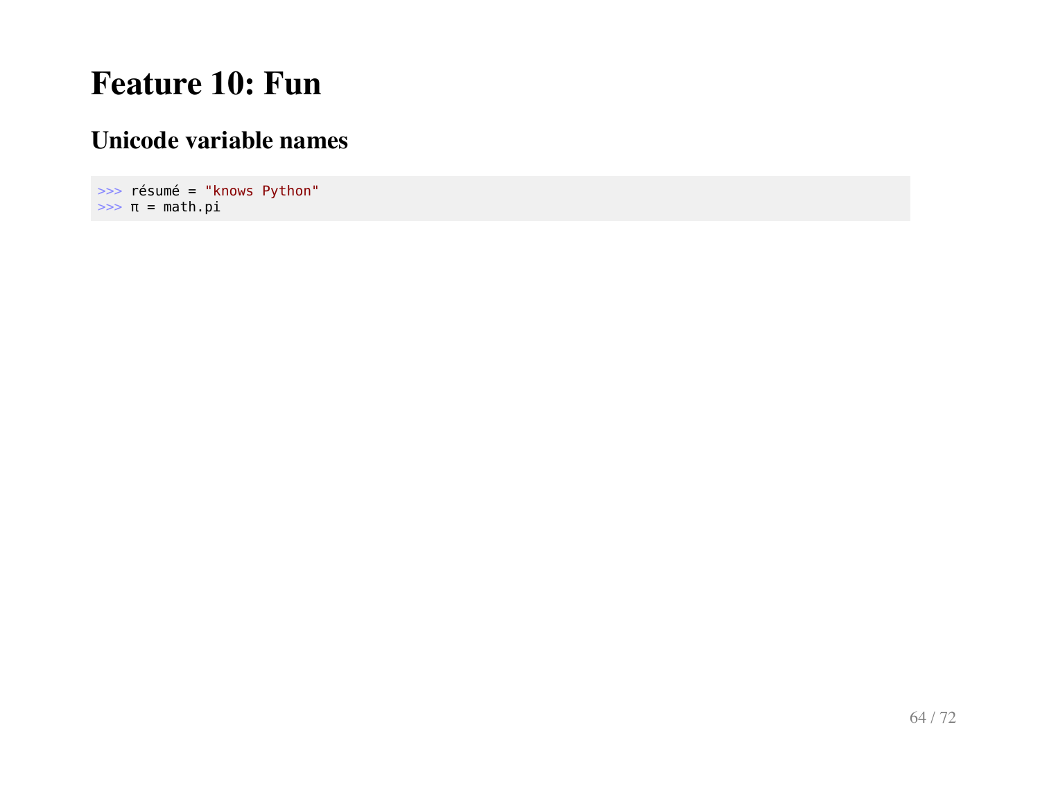# Feature 10: Fun

## Unicode variable names

```
>>> résumé = "knows Python"
>>> π = math.pi
```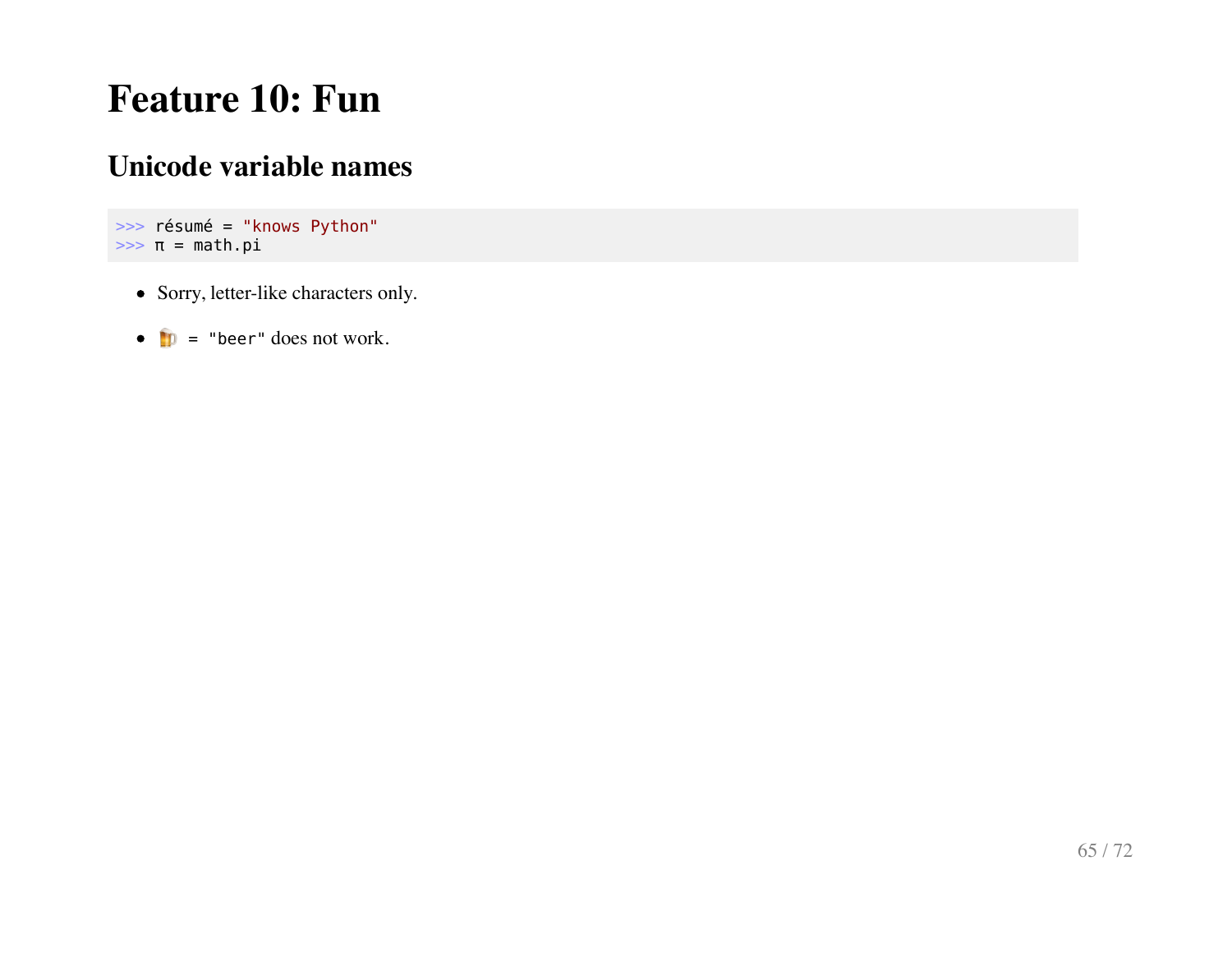# Feature 10: Fun

## Unicode variable names

```
>>> résumé = "knows Python"
>>> π = math.pi
```

- Sorry, letter-like characters only.
- `🍺 = "beer"` does not work.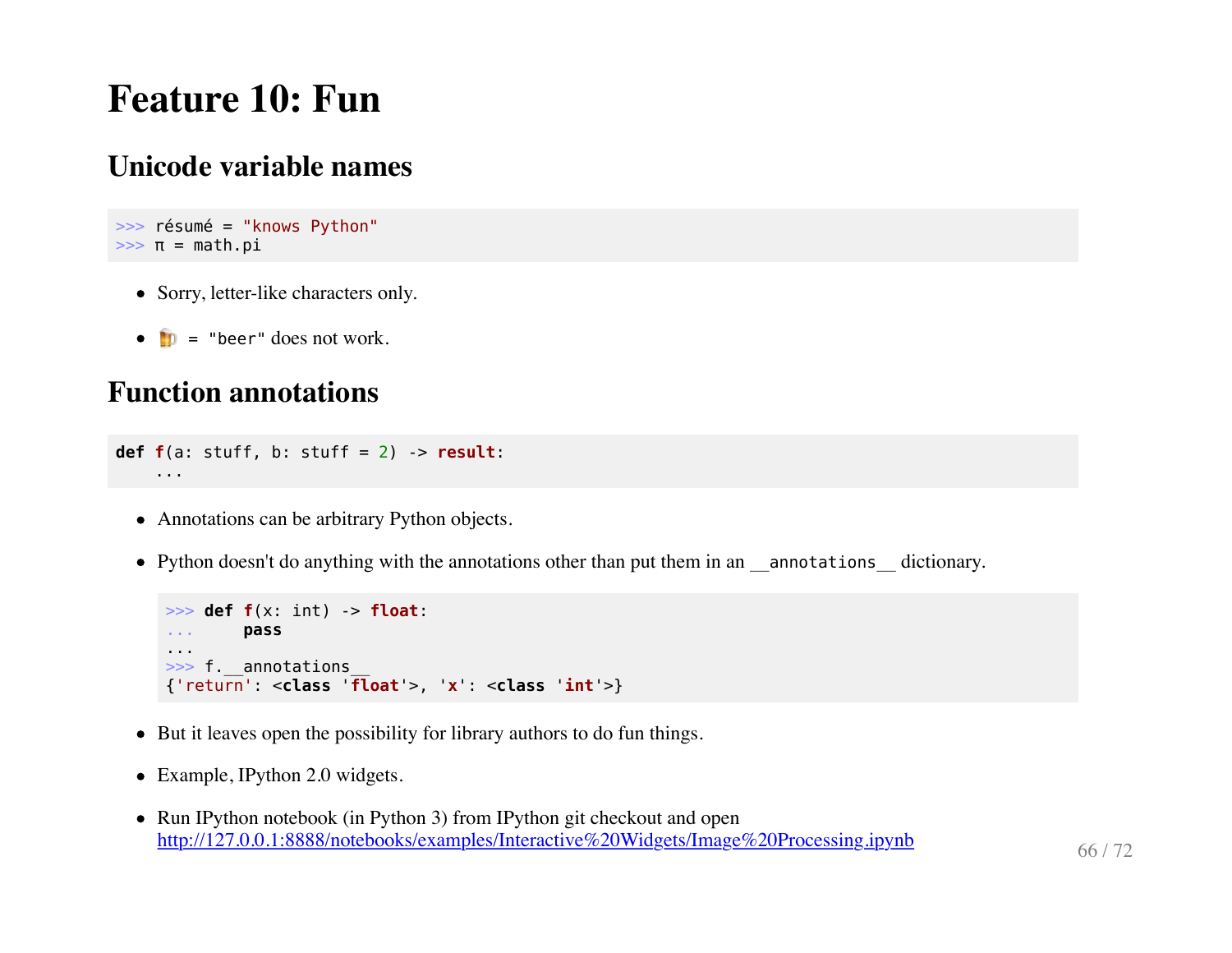# Feature 10: Fun

## Unicode variable names

```
>>> résumé = "knows Python"
>>> π = math.pi
```

- Sorry, letter-like characters only.
- `🍺 = "beer"` does not work.

## Function annotations

```
def f(a: stuff, b: stuff = 2) -> result:
    ...
```

- Annotations can be arbitrary Python objects.
- Python doesn't do anything with the annotations other than put them in an `__annotations__` dictionary.

  ```
  >>> def f(x: int) -> float:
  ...     pass
  ...
  >>> f.__annotations__
  {'return': <class 'float'>, 'x': <class 'int'>}
  ```

- But it leaves open the possibility for library authors to do fun things.
- Example, IPython 2.0 widgets.
- Run IPython notebook (in Python 3) from IPython git checkout and open [http://127.0.0.1:8888/notebooks/examples/Interactive%20Widgets/Image%20Processing.ipynb](http://127.0.0.1:8888/notebooks/examples/Interactive%20Widgets/Image%20Processing.ipynb)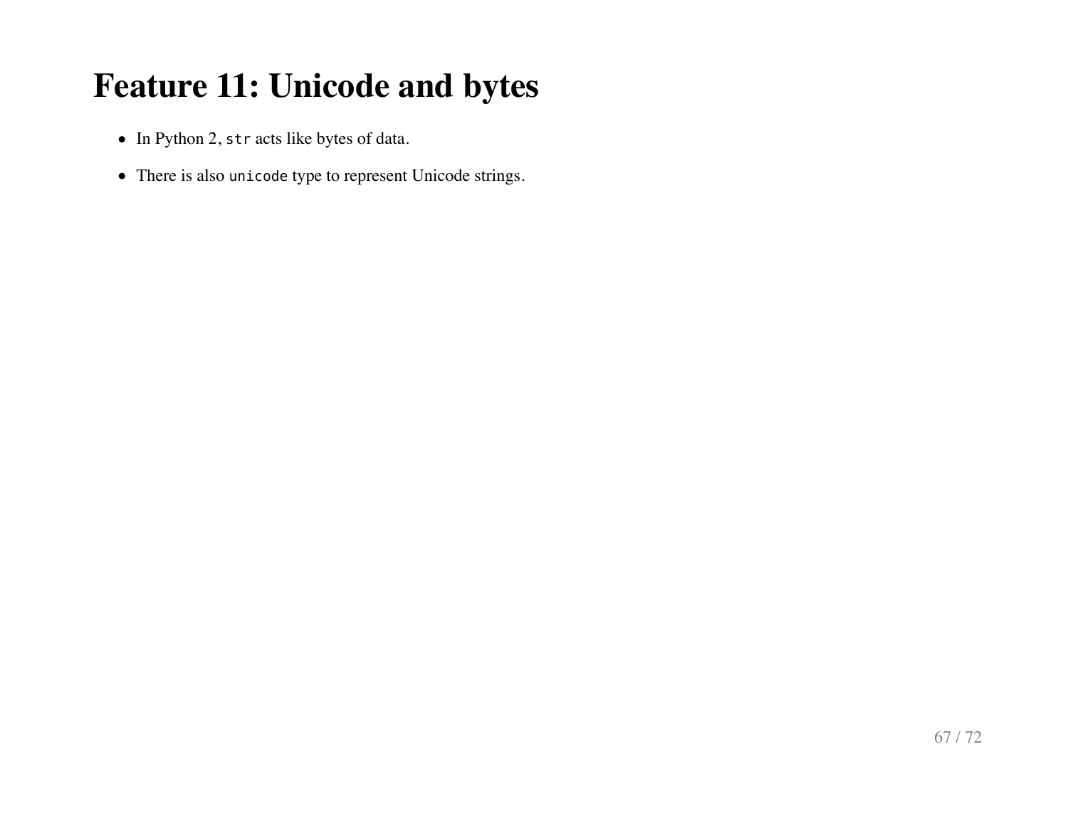# Feature 11: Unicode and bytes

- In Python 2, `str` acts like bytes of data.
- There is also `unicode` type to represent Unicode strings.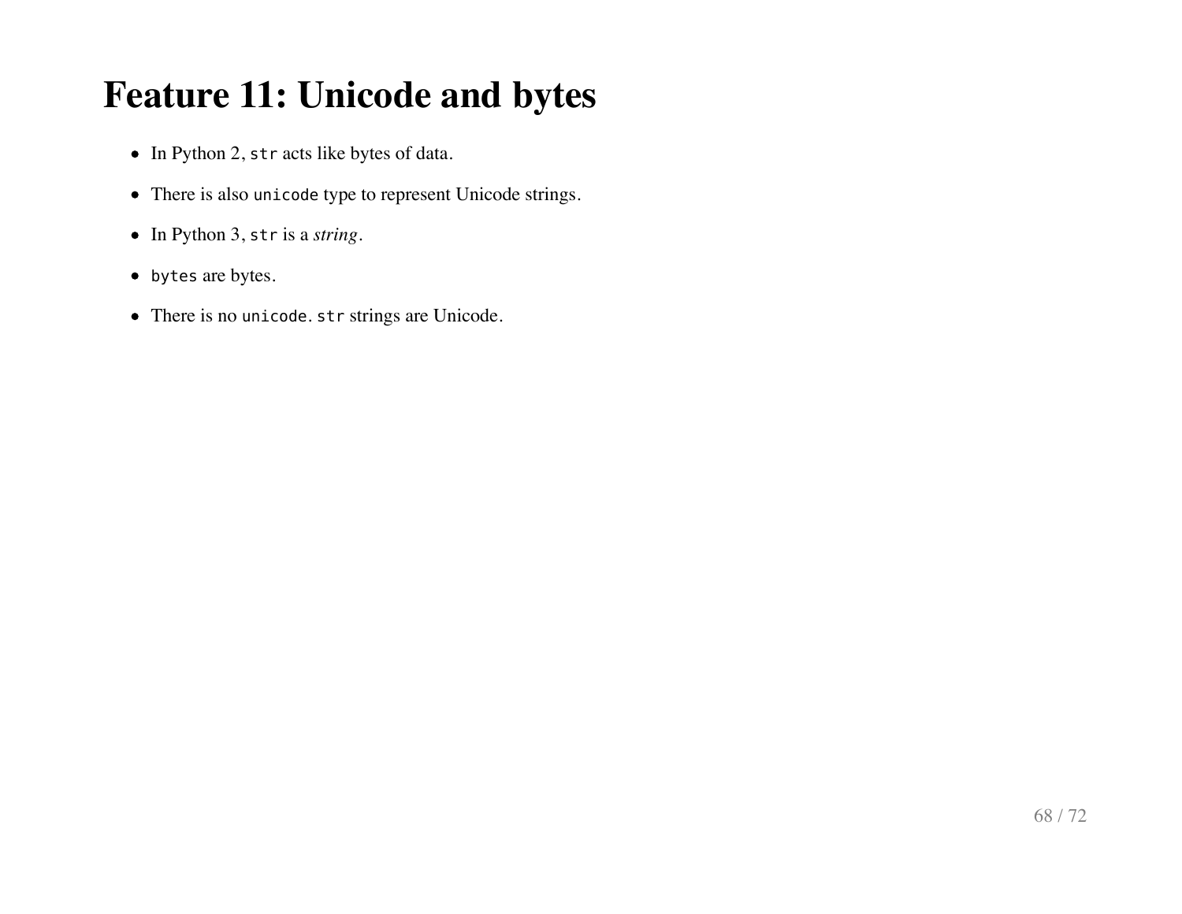# Feature 11: Unicode and bytes

- In Python 2, `str` acts like bytes of data.
- There is also `unicode` type to represent Unicode strings.
- In Python 3, `str` is a *string*.
- `bytes` are bytes.
- There is no `unicode`. `str` strings are Unicode.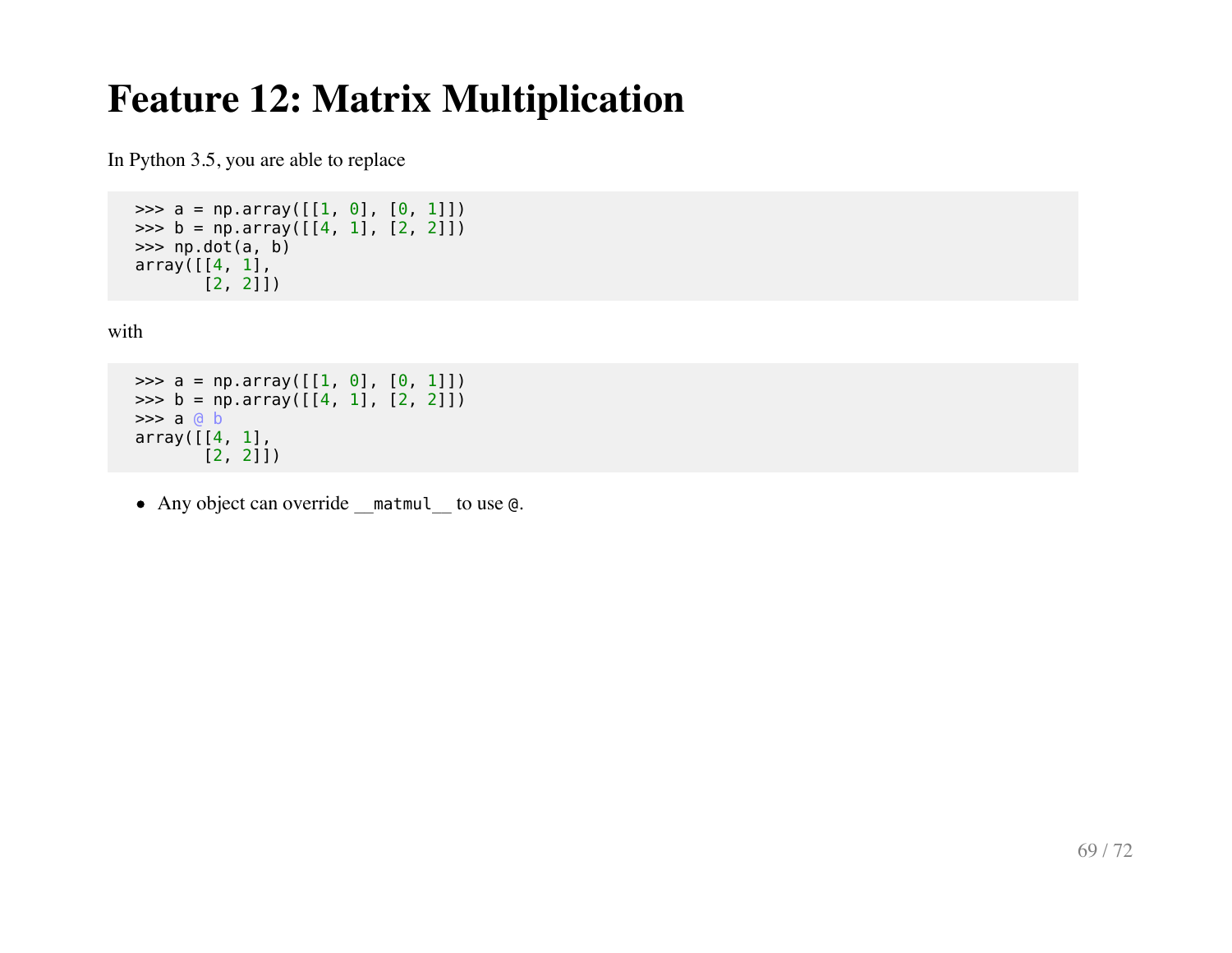# Feature 12: Matrix Multiplication

In Python 3.5, you are able to replace

```
>>> a = np.array([[1, 0], [0, 1]])
>>> b = np.array([[4, 1], [2, 2]])
>>> np.dot(a, b)
array([[4, 1],
       [2, 2]])
```

with

```
>>> a = np.array([[1, 0], [0, 1]])
>>> b = np.array([[4, 1], [2, 2]])
>>> a @ b
array([[4, 1],
       [2, 2]])
```

- Any object can override `__matmul__` to use `@`.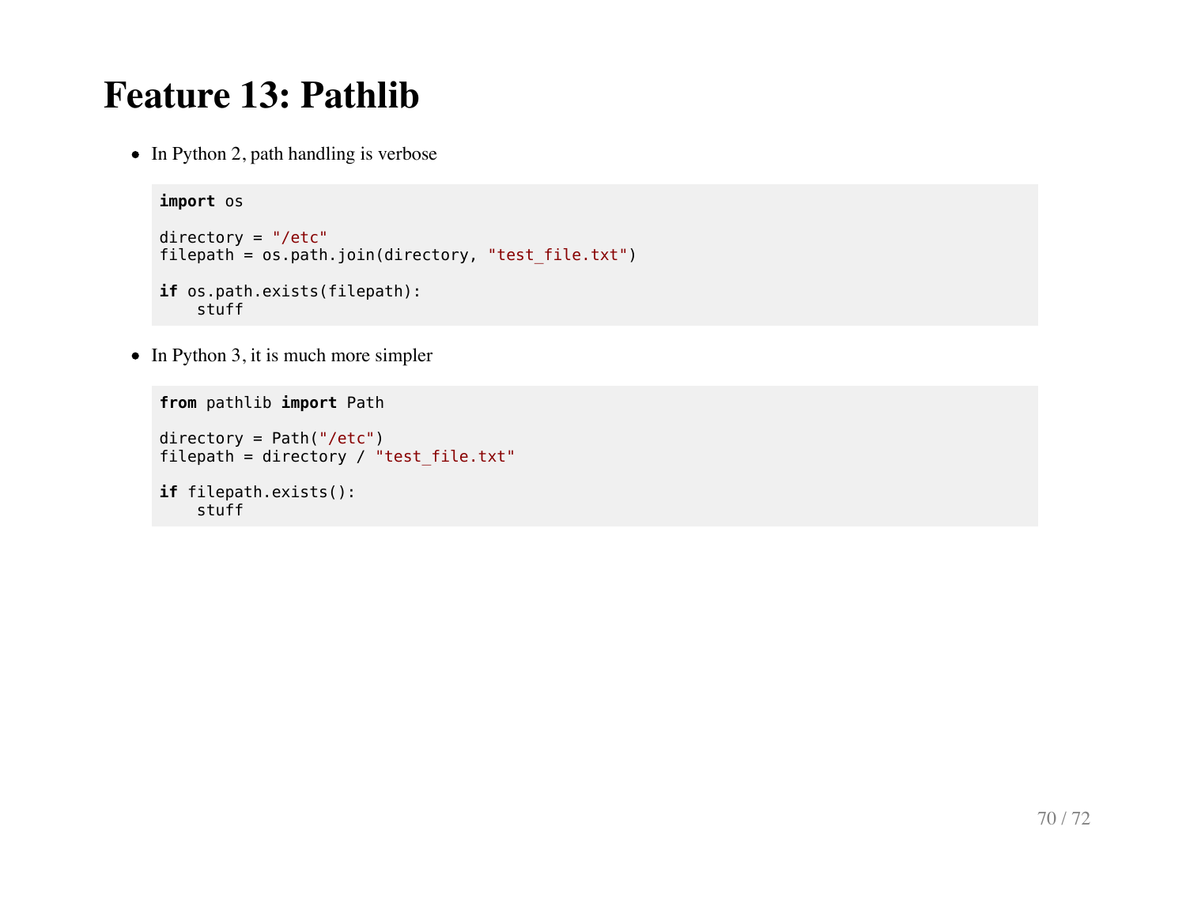# Feature 13: Pathlib

- In Python 2, path handling is verbose

```
import os

directory = "/etc"
filepath = os.path.join(directory, "test_file.txt")

if os.path.exists(filepath):
    stuff
```

- In Python 3, it is much more simpler

```
from pathlib import Path

directory = Path("/etc")
filepath = directory / "test_file.txt"

if filepath.exists():
    stuff
```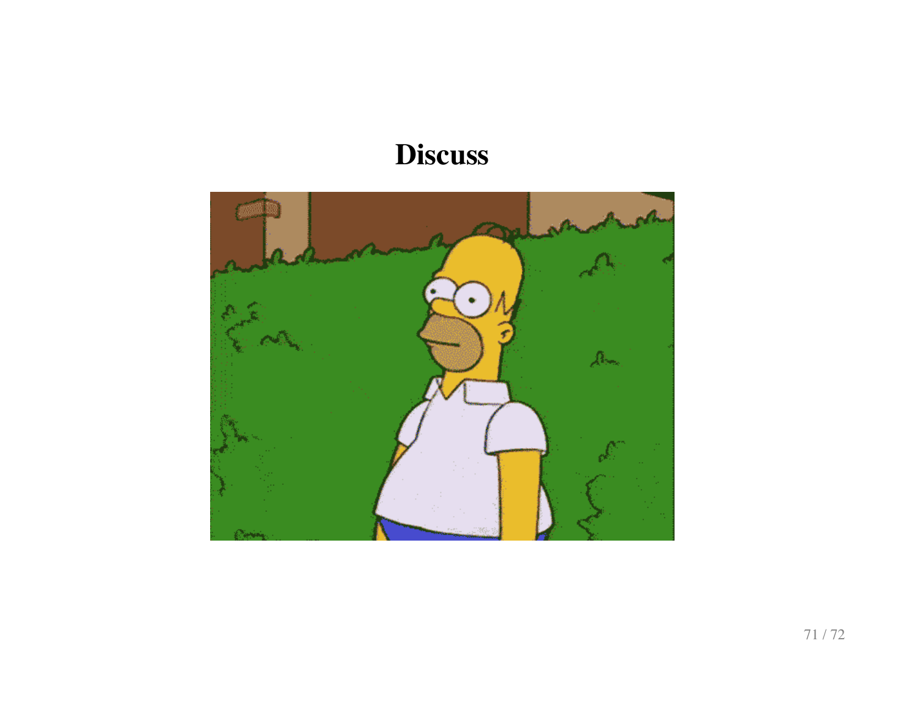# Discuss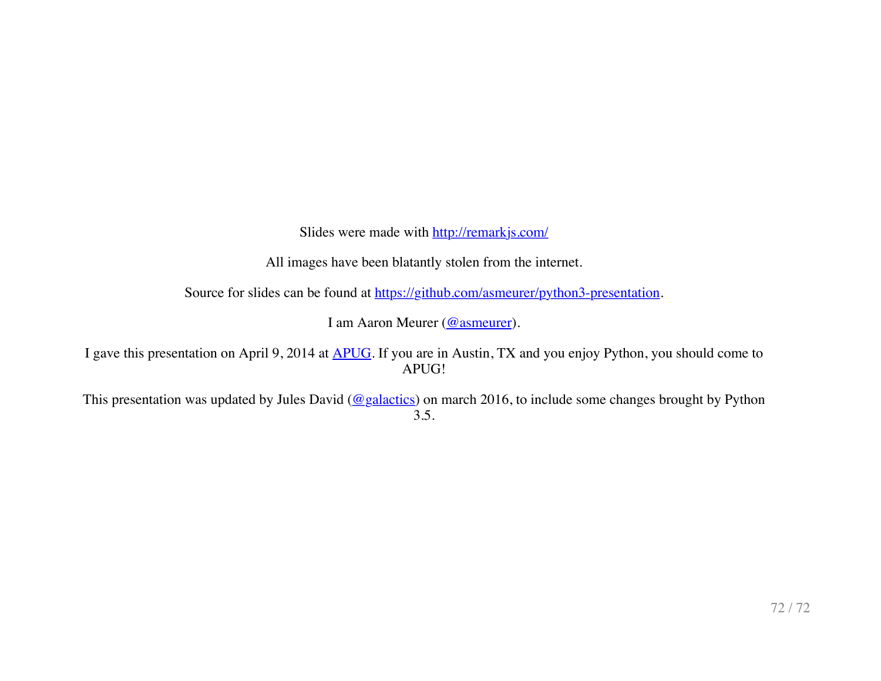Slides were made with [http://remarkjs.com/](http://remarkjs.com/)

All images have been blatantly stolen from the internet.

Source for slides can be found at [https://github.com/asmeurer/python3-presentation](https://github.com/asmeurer/python3-presentation).

I am Aaron Meurer ([@asmeurer](https://twitter.com/asmeurer)).

I gave this presentation on April 9, 2014 at [APUG](http://www.meetup.com/austinpython/). If you are in Austin, TX and you enjoy Python, you should come to APUG!

This presentation was updated by Jules David ([@galactics](https://twitter.com/galactics)) on march 2016, to include some changes brought by Python 3.5.